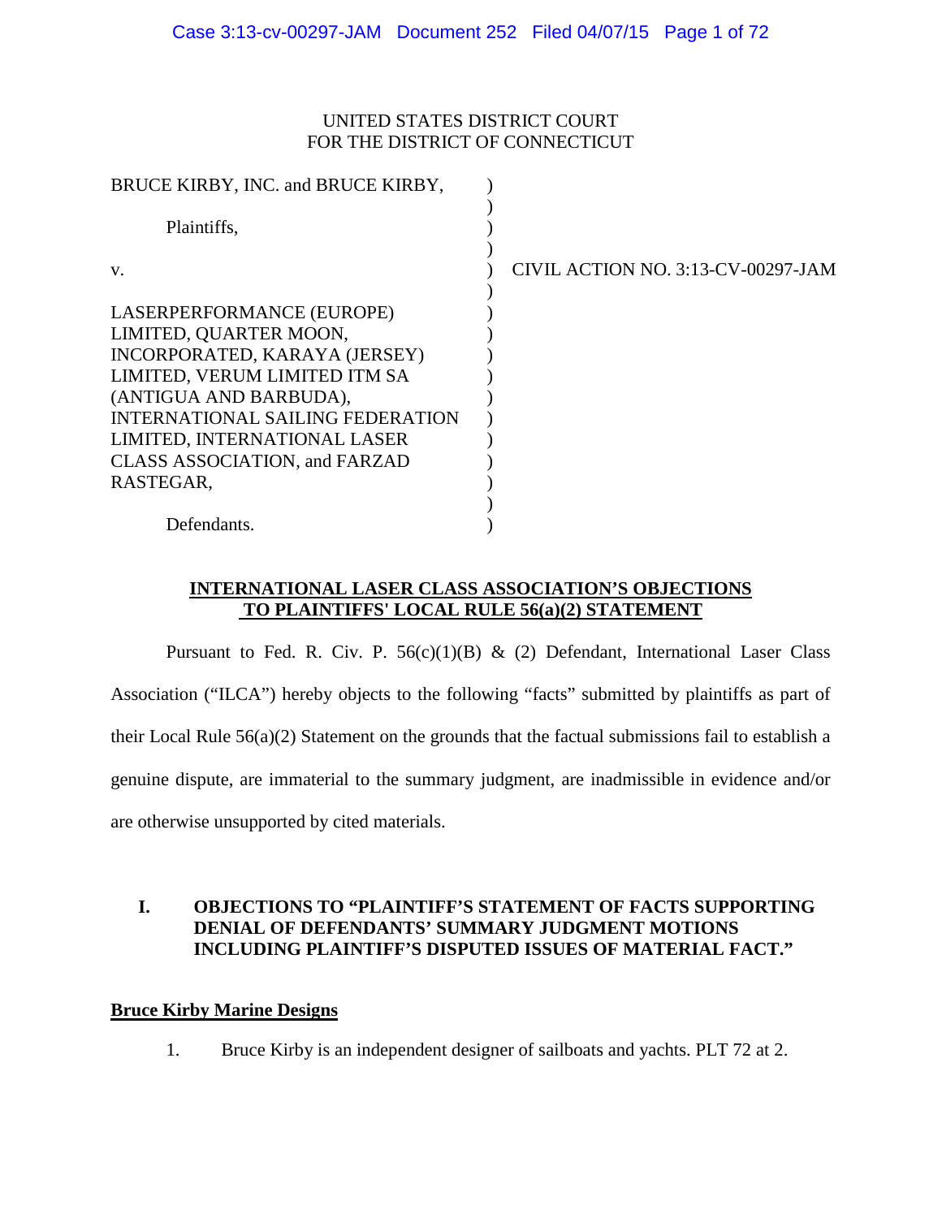UNITED STATES DISTRICT COURT
FOR THE DISTRICT OF CONNECTICUT

BRUCE KIRBY, INC. and BRUCE KIRBY,

Plaintiffs,

v.

LASERPERFORMANCE (EUROPE) LIMITED, QUARTER MOON, INCORPORATED, KARAYA (JERSEY) LIMITED, VERUM LIMITED ITM SA (ANTIGUA AND BARBUDA), INTERNATIONAL SAILING FEDERATION LIMITED, INTERNATIONAL LASER CLASS ASSOCIATION, and FARZAD RASTEGAR,

Defendants.

CIVIL ACTION NO. 3:13-CV-00297-JAM

**INTERNATIONAL LASER CLASS ASSOCIATION'S OBJECTIONS TO PLAINTIFFS' LOCAL RULE 56(a)(2) STATEMENT**

Pursuant to Fed. R. Civ. P. 56(c)(1)(B) & (2) Defendant, International Laser Class Association ("ILCA") hereby objects to the following "facts" submitted by plaintiffs as part of their Local Rule 56(a)(2) Statement on the grounds that the factual submissions fail to establish a genuine dispute, are immaterial to the summary judgment, are inadmissible in evidence and/or are otherwise unsupported by cited materials.

## I. OBJECTIONS TO "PLAINTIFF'S STATEMENT OF FACTS SUPPORTING DENIAL OF DEFENDANTS' SUMMARY JUDGMENT MOTIONS INCLUDING PLAINTIFF'S DISPUTED ISSUES OF MATERIAL FACT."

**Bruce Kirby Marine Designs**

1. Bruce Kirby is an independent designer of sailboats and yachts. PLT 72 at 2.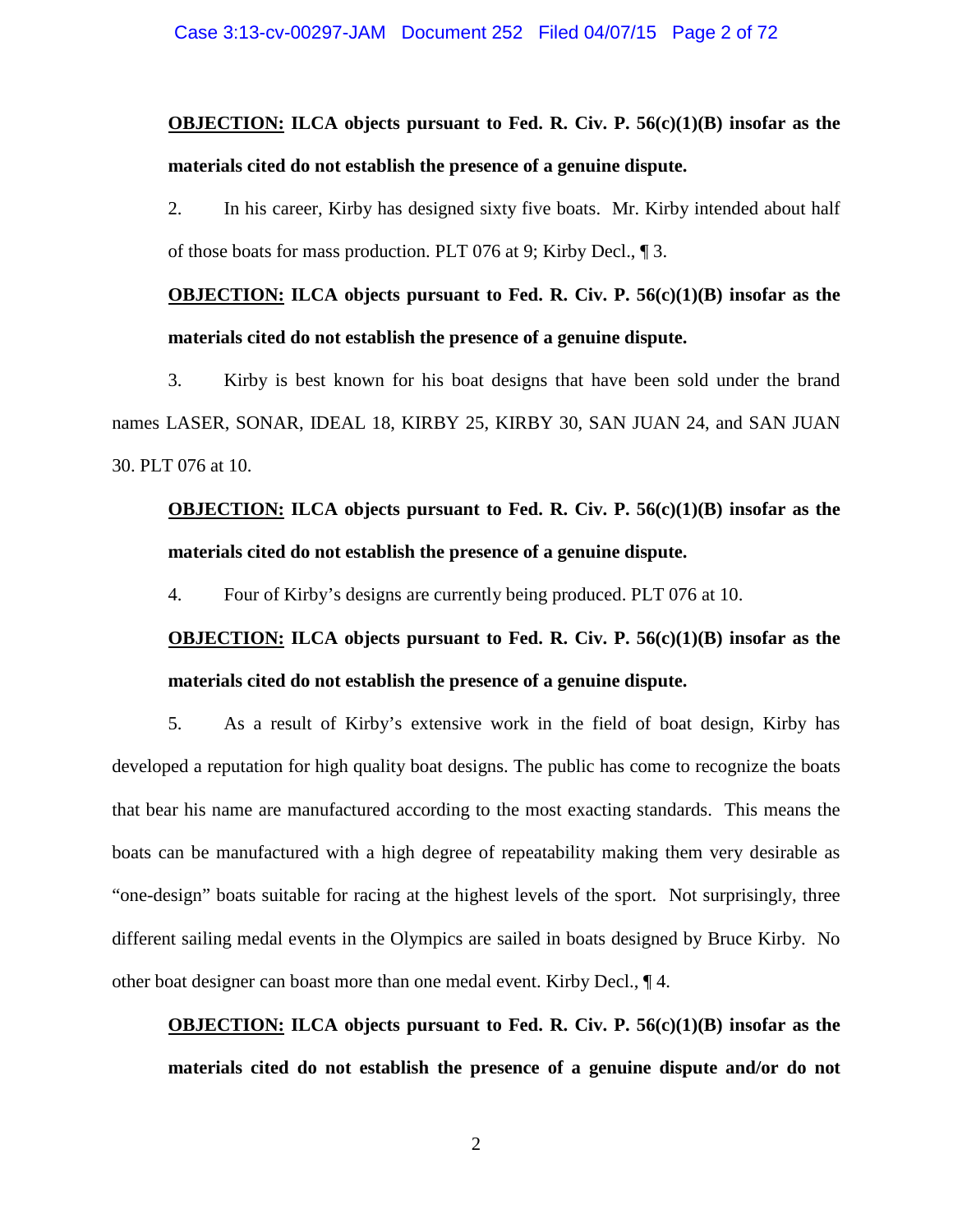**<u>OBJECTION:</u> ILCA objects pursuant to Fed. R. Civ. P. 56(c)(1)(B) insofar as the materials cited do not establish the presence of a genuine dispute.**

2. In his career, Kirby has designed sixty five boats. Mr. Kirby intended about half of those boats for mass production. PLT 076 at 9; Kirby Decl., ¶ 3.

**<u>OBJECTION:</u> ILCA objects pursuant to Fed. R. Civ. P. 56(c)(1)(B) insofar as the materials cited do not establish the presence of a genuine dispute.**

3. Kirby is best known for his boat designs that have been sold under the brand names LASER, SONAR, IDEAL 18, KIRBY 25, KIRBY 30, SAN JUAN 24, and SAN JUAN 30. PLT 076 at 10.

**<u>OBJECTION:</u> ILCA objects pursuant to Fed. R. Civ. P. 56(c)(1)(B) insofar as the materials cited do not establish the presence of a genuine dispute.**

4. Four of Kirby's designs are currently being produced. PLT 076 at 10.

**<u>OBJECTION:</u> ILCA objects pursuant to Fed. R. Civ. P. 56(c)(1)(B) insofar as the materials cited do not establish the presence of a genuine dispute.**

5. As a result of Kirby's extensive work in the field of boat design, Kirby has developed a reputation for high quality boat designs. The public has come to recognize the boats that bear his name are manufactured according to the most exacting standards. This means the boats can be manufactured with a high degree of repeatability making them very desirable as "one-design" boats suitable for racing at the highest levels of the sport. Not surprisingly, three different sailing medal events in the Olympics are sailed in boats designed by Bruce Kirby. No other boat designer can boast more than one medal event. Kirby Decl., ¶ 4.

**<u>OBJECTION:</u> ILCA objects pursuant to Fed. R. Civ. P. 56(c)(1)(B) insofar as the materials cited do not establish the presence of a genuine dispute and/or do not**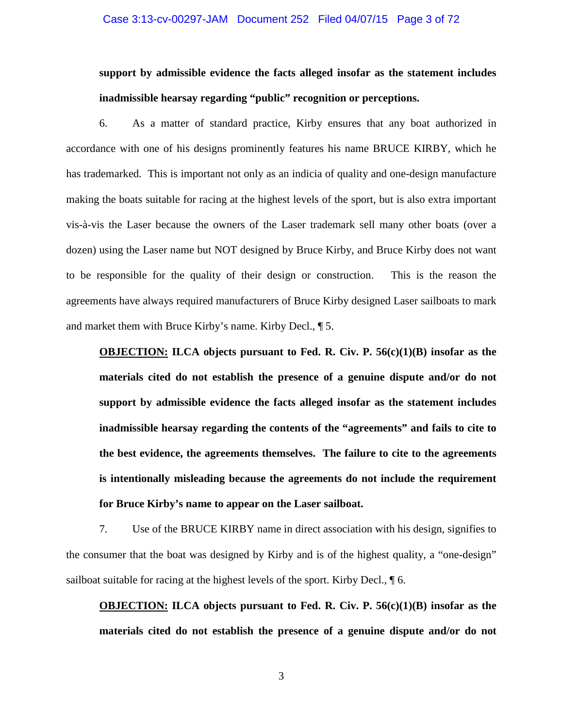**support by admissible evidence the facts alleged insofar as the statement includes inadmissible hearsay regarding "public" recognition or perceptions.**

6. As a matter of standard practice, Kirby ensures that any boat authorized in accordance with one of his designs prominently features his name BRUCE KIRBY, which he has trademarked. This is important not only as an indicia of quality and one-design manufacture making the boats suitable for racing at the highest levels of the sport, but is also extra important vis-à-vis the Laser because the owners of the Laser trademark sell many other boats (over a dozen) using the Laser name but NOT designed by Bruce Kirby, and Bruce Kirby does not want to be responsible for the quality of their design or construction. This is the reason the agreements have always required manufacturers of Bruce Kirby designed Laser sailboats to mark and market them with Bruce Kirby's name. Kirby Decl., ¶ 5.

**<u>OBJECTION:</u> ILCA objects pursuant to Fed. R. Civ. P. 56(c)(1)(B) insofar as the materials cited do not establish the presence of a genuine dispute and/or do not support by admissible evidence the facts alleged insofar as the statement includes inadmissible hearsay regarding the contents of the "agreements" and fails to cite to the best evidence, the agreements themselves. The failure to cite to the agreements is intentionally misleading because the agreements do not include the requirement for Bruce Kirby's name to appear on the Laser sailboat.**

7. Use of the BRUCE KIRBY name in direct association with his design, signifies to the consumer that the boat was designed by Kirby and is of the highest quality, a "one-design" sailboat suitable for racing at the highest levels of the sport. Kirby Decl., ¶ 6.

**<u>OBJECTION:</u> ILCA objects pursuant to Fed. R. Civ. P. 56(c)(1)(B) insofar as the materials cited do not establish the presence of a genuine dispute and/or do not**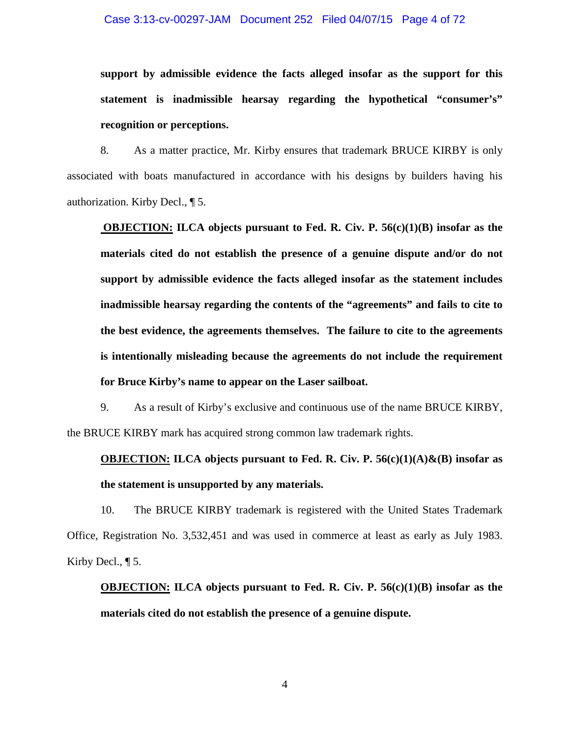**support by admissible evidence the facts alleged insofar as the support for this statement is inadmissible hearsay regarding the hypothetical "consumer's" recognition or perceptions.**

8. As a matter practice, Mr. Kirby ensures that trademark BRUCE KIRBY is only associated with boats manufactured in accordance with his designs by builders having his authorization. Kirby Decl., ¶ 5.

> **<u>OBJECTION:</u> ILCA objects pursuant to Fed. R. Civ. P. 56(c)(1)(B) insofar as the materials cited do not establish the presence of a genuine dispute and/or do not support by admissible evidence the facts alleged insofar as the statement includes inadmissible hearsay regarding the contents of the "agreements" and fails to cite to the best evidence, the agreements themselves. The failure to cite to the agreements is intentionally misleading because the agreements do not include the requirement for Bruce Kirby's name to appear on the Laser sailboat.**

9. As a result of Kirby's exclusive and continuous use of the name BRUCE KIRBY, the BRUCE KIRBY mark has acquired strong common law trademark rights.

> **<u>OBJECTION:</u> ILCA objects pursuant to Fed. R. Civ. P. 56(c)(1)(A)&(B) insofar as the statement is unsupported by any materials.**

10. The BRUCE KIRBY trademark is registered with the United States Trademark Office, Registration No. 3,532,451 and was used in commerce at least as early as July 1983. Kirby Decl., ¶ 5.

> **<u>OBJECTION:</u> ILCA objects pursuant to Fed. R. Civ. P. 56(c)(1)(B) insofar as the materials cited do not establish the presence of a genuine dispute.**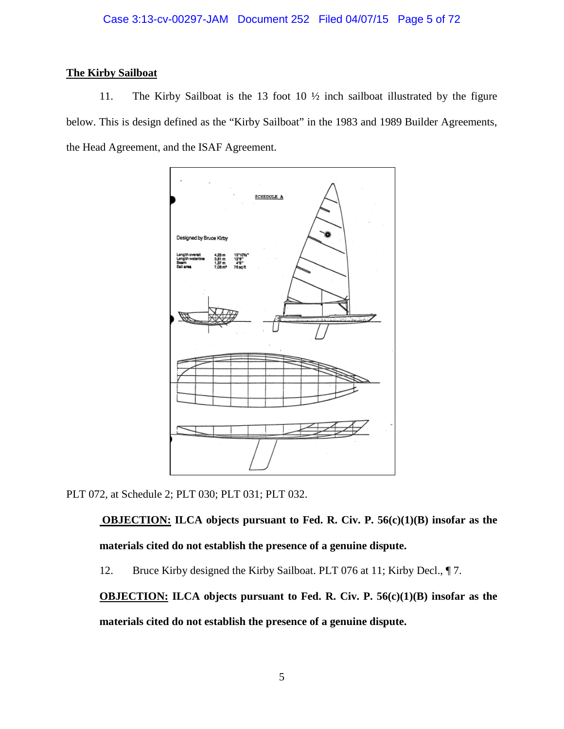**The Kirby Sailboat**

11. The Kirby Sailboat is the 13 foot 10 ½ inch sailboat illustrated by the figure below. This is design defined as the "Kirby Sailboat" in the 1983 and 1989 Builder Agreements, the Head Agreement, and the ISAF Agreement.

PLT 072, at Schedule 2; PLT 030; PLT 031; PLT 032.

**OBJECTION: ILCA objects pursuant to Fed. R. Civ. P. 56(c)(1)(B) insofar as the materials cited do not establish the presence of a genuine dispute.**

12. Bruce Kirby designed the Kirby Sailboat. PLT 076 at 11; Kirby Decl., ¶ 7.

**OBJECTION: ILCA objects pursuant to Fed. R. Civ. P. 56(c)(1)(B) insofar as the materials cited do not establish the presence of a genuine dispute.**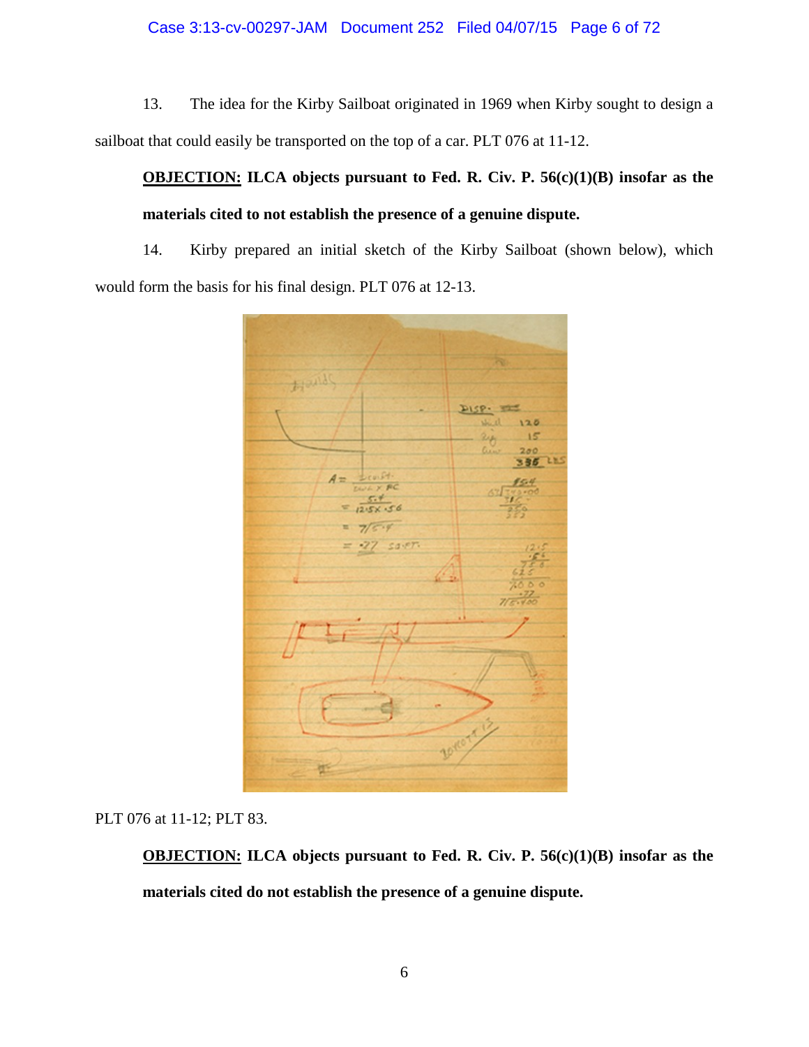13. The idea for the Kirby Sailboat originated in 1969 when Kirby sought to design a sailboat that could easily be transported on the top of a car. PLT 076 at 11-12.

> **OBJECTION: ILCA objects pursuant to Fed. R. Civ. P. 56(c)(1)(B) insofar as the materials cited to not establish the presence of a genuine dispute.**

14. Kirby prepared an initial sketch of the Kirby Sailboat (shown below), which would form the basis for his final design. PLT 076 at 12-13.

PLT 076 at 11-12; PLT 83.

> **OBJECTION: ILCA objects pursuant to Fed. R. Civ. P. 56(c)(1)(B) insofar as the materials cited do not establish the presence of a genuine dispute.**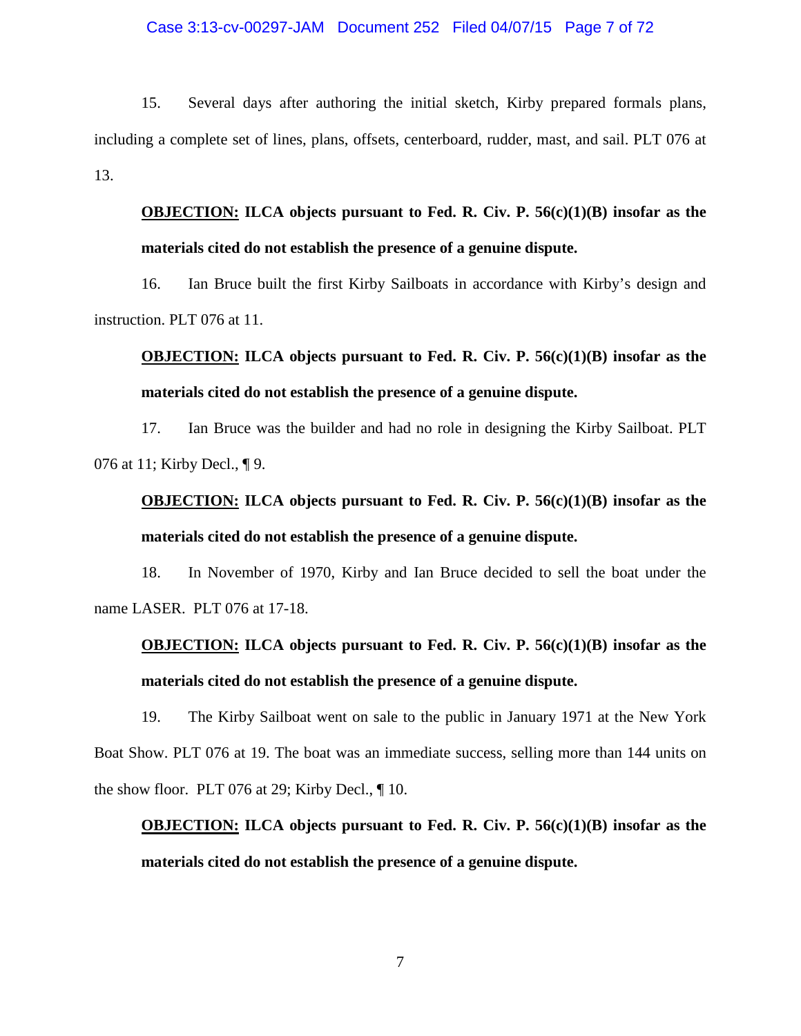15. Several days after authoring the initial sketch, Kirby prepared formals plans, including a complete set of lines, plans, offsets, centerboard, rudder, mast, and sail. PLT 076 at 13.

> **<u>OBJECTION:</u> ILCA objects pursuant to Fed. R. Civ. P. 56(c)(1)(B) insofar as the materials cited do not establish the presence of a genuine dispute.**

16. Ian Bruce built the first Kirby Sailboats in accordance with Kirby's design and instruction. PLT 076 at 11.

> **<u>OBJECTION:</u> ILCA objects pursuant to Fed. R. Civ. P. 56(c)(1)(B) insofar as the materials cited do not establish the presence of a genuine dispute.**

17. Ian Bruce was the builder and had no role in designing the Kirby Sailboat. PLT 076 at 11; Kirby Decl., ¶ 9.

> **<u>OBJECTION:</u> ILCA objects pursuant to Fed. R. Civ. P. 56(c)(1)(B) insofar as the materials cited do not establish the presence of a genuine dispute.**

18. In November of 1970, Kirby and Ian Bruce decided to sell the boat under the name LASER. PLT 076 at 17-18.

> **<u>OBJECTION:</u> ILCA objects pursuant to Fed. R. Civ. P. 56(c)(1)(B) insofar as the materials cited do not establish the presence of a genuine dispute.**

19. The Kirby Sailboat went on sale to the public in January 1971 at the New York Boat Show. PLT 076 at 19. The boat was an immediate success, selling more than 144 units on the show floor. PLT 076 at 29; Kirby Decl., ¶ 10.

> **<u>OBJECTION:</u> ILCA objects pursuant to Fed. R. Civ. P. 56(c)(1)(B) insofar as the materials cited do not establish the presence of a genuine dispute.**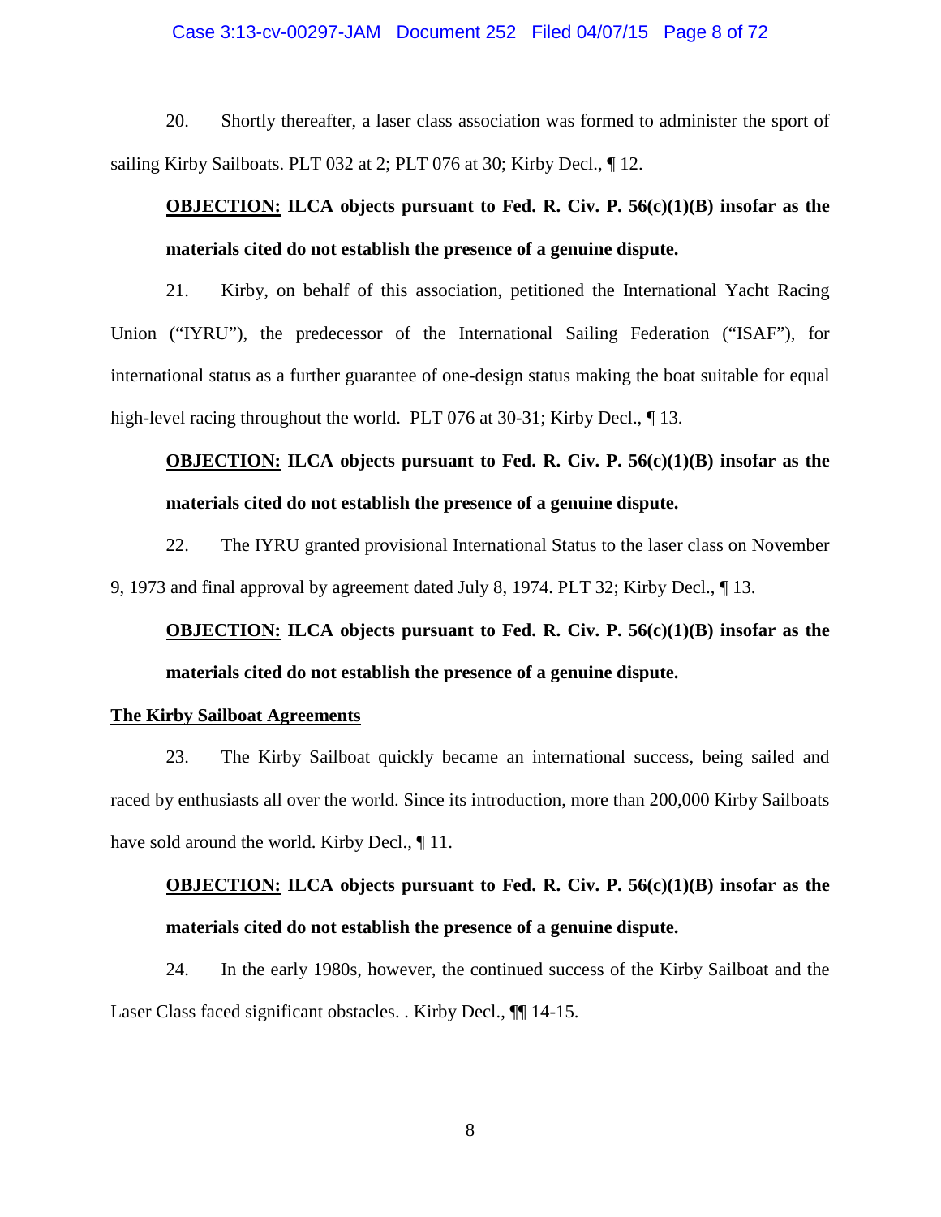20. Shortly thereafter, a laser class association was formed to administer the sport of sailing Kirby Sailboats. PLT 032 at 2; PLT 076 at 30; Kirby Decl., ¶ 12.

**<u>OBJECTION:</u> ILCA objects pursuant to Fed. R. Civ. P. 56(c)(1)(B) insofar as the materials cited do not establish the presence of a genuine dispute.**

21. Kirby, on behalf of this association, petitioned the International Yacht Racing Union ("IYRU"), the predecessor of the International Sailing Federation ("ISAF"), for international status as a further guarantee of one-design status making the boat suitable for equal high-level racing throughout the world. PLT 076 at 30-31; Kirby Decl., ¶ 13.

**<u>OBJECTION:</u> ILCA objects pursuant to Fed. R. Civ. P. 56(c)(1)(B) insofar as the materials cited do not establish the presence of a genuine dispute.**

22. The IYRU granted provisional International Status to the laser class on November 9, 1973 and final approval by agreement dated July 8, 1974. PLT 32; Kirby Decl., ¶ 13.

**<u>OBJECTION:</u> ILCA objects pursuant to Fed. R. Civ. P. 56(c)(1)(B) insofar as the materials cited do not establish the presence of a genuine dispute.**

**<u>The Kirby Sailboat Agreements</u>**

23. The Kirby Sailboat quickly became an international success, being sailed and raced by enthusiasts all over the world. Since its introduction, more than 200,000 Kirby Sailboats have sold around the world. Kirby Decl., ¶ 11.

**<u>OBJECTION:</u> ILCA objects pursuant to Fed. R. Civ. P. 56(c)(1)(B) insofar as the materials cited do not establish the presence of a genuine dispute.**

24. In the early 1980s, however, the continued success of the Kirby Sailboat and the Laser Class faced significant obstacles. . Kirby Decl., ¶¶ 14-15.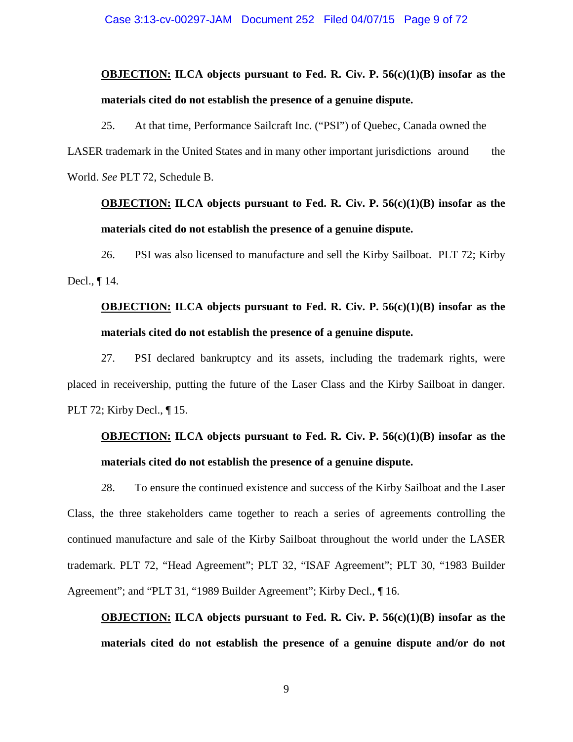**<u>OBJECTION:</u> ILCA objects pursuant to Fed. R. Civ. P. 56(c)(1)(B) insofar as the materials cited do not establish the presence of a genuine dispute.**

25. At that time, Performance Sailcraft Inc. ("PSI") of Quebec, Canada owned the LASER trademark in the United States and in many other important jurisdictions around the World. *See* PLT 72, Schedule B.

**<u>OBJECTION:</u> ILCA objects pursuant to Fed. R. Civ. P. 56(c)(1)(B) insofar as the materials cited do not establish the presence of a genuine dispute.**

26. PSI was also licensed to manufacture and sell the Kirby Sailboat. PLT 72; Kirby Decl., ¶ 14.

**<u>OBJECTION:</u> ILCA objects pursuant to Fed. R. Civ. P. 56(c)(1)(B) insofar as the materials cited do not establish the presence of a genuine dispute.**

27. PSI declared bankruptcy and its assets, including the trademark rights, were placed in receivership, putting the future of the Laser Class and the Kirby Sailboat in danger. PLT 72; Kirby Decl., ¶ 15.

**<u>OBJECTION:</u> ILCA objects pursuant to Fed. R. Civ. P. 56(c)(1)(B) insofar as the materials cited do not establish the presence of a genuine dispute.**

28. To ensure the continued existence and success of the Kirby Sailboat and the Laser Class, the three stakeholders came together to reach a series of agreements controlling the continued manufacture and sale of the Kirby Sailboat throughout the world under the LASER trademark. PLT 72, "Head Agreement"; PLT 32, "ISAF Agreement"; PLT 30, "1983 Builder Agreement"; and "PLT 31, "1989 Builder Agreement"; Kirby Decl., ¶ 16.

**<u>OBJECTION:</u> ILCA objects pursuant to Fed. R. Civ. P. 56(c)(1)(B) insofar as the materials cited do not establish the presence of a genuine dispute and/or do not**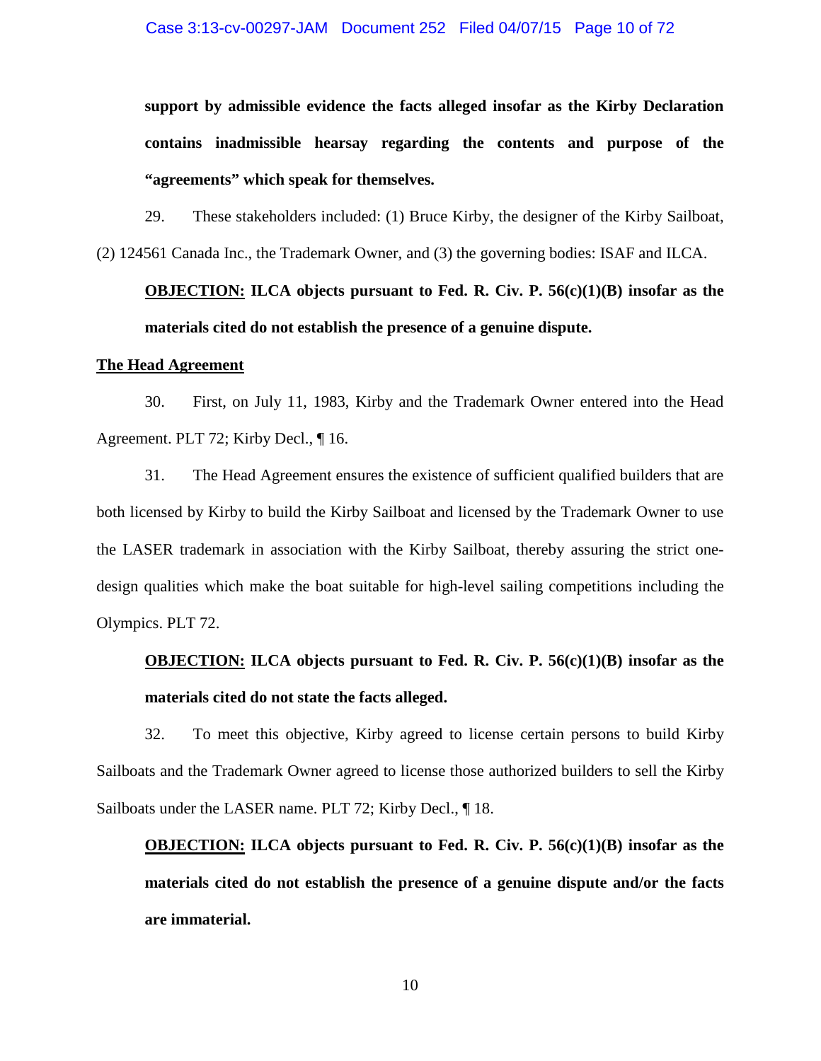**support by admissible evidence the facts alleged insofar as the Kirby Declaration contains inadmissible hearsay regarding the contents and purpose of the "agreements" which speak for themselves.**

29. These stakeholders included: (1) Bruce Kirby, the designer of the Kirby Sailboat, (2) 124561 Canada Inc., the Trademark Owner, and (3) the governing bodies: ISAF and ILCA.

**<u>OBJECTION:</u> ILCA objects pursuant to Fed. R. Civ. P. 56(c)(1)(B) insofar as the materials cited do not establish the presence of a genuine dispute.**

**<u>The Head Agreement</u>**

30. First, on July 11, 1983, Kirby and the Trademark Owner entered into the Head Agreement. PLT 72; Kirby Decl., ¶ 16.

31. The Head Agreement ensures the existence of sufficient qualified builders that are both licensed by Kirby to build the Kirby Sailboat and licensed by the Trademark Owner to use the LASER trademark in association with the Kirby Sailboat, thereby assuring the strict one-design qualities which make the boat suitable for high-level sailing competitions including the Olympics. PLT 72.

**<u>OBJECTION:</u> ILCA objects pursuant to Fed. R. Civ. P. 56(c)(1)(B) insofar as the materials cited do not state the facts alleged.**

32. To meet this objective, Kirby agreed to license certain persons to build Kirby Sailboats and the Trademark Owner agreed to license those authorized builders to sell the Kirby Sailboats under the LASER name. PLT 72; Kirby Decl., ¶ 18.

**<u>OBJECTION:</u> ILCA objects pursuant to Fed. R. Civ. P. 56(c)(1)(B) insofar as the materials cited do not establish the presence of a genuine dispute and/or the facts are immaterial.**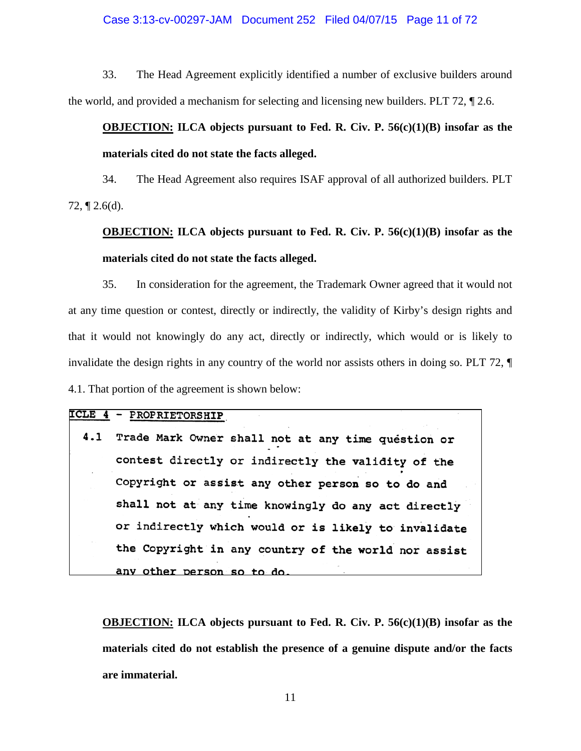33. The Head Agreement explicitly identified a number of exclusive builders around the world, and provided a mechanism for selecting and licensing new builders. PLT 72, ¶ 2.6.

**OBJECTION: ILCA objects pursuant to Fed. R. Civ. P. 56(c)(1)(B) insofar as the materials cited do not state the facts alleged.**

34. The Head Agreement also requires ISAF approval of all authorized builders. PLT 72, ¶ 2.6(d).

**OBJECTION: ILCA objects pursuant to Fed. R. Civ. P. 56(c)(1)(B) insofar as the materials cited do not state the facts alleged.**

35. In consideration for the agreement, the Trademark Owner agreed that it would not at any time question or contest, directly or indirectly, the validity of Kirby's design rights and that it would not knowingly do any act, directly or indirectly, which would or is likely to invalidate the design rights in any country of the world nor assists others in doing so. PLT 72, ¶ 4.1. That portion of the agreement is shown below:

> **ICLE 4 - PROPRIETORSHIP**
>
> 4.1 Trade Mark Owner shall not at any time question or contest directly or indirectly the validity of the Copyright or assist any other person so to do and shall not at any time knowingly do any act directly or indirectly which would or is likely to invalidate the Copyright in any country of the world nor assist any other person so to do.

**OBJECTION: ILCA objects pursuant to Fed. R. Civ. P. 56(c)(1)(B) insofar as the materials cited do not establish the presence of a genuine dispute and/or the facts are immaterial.**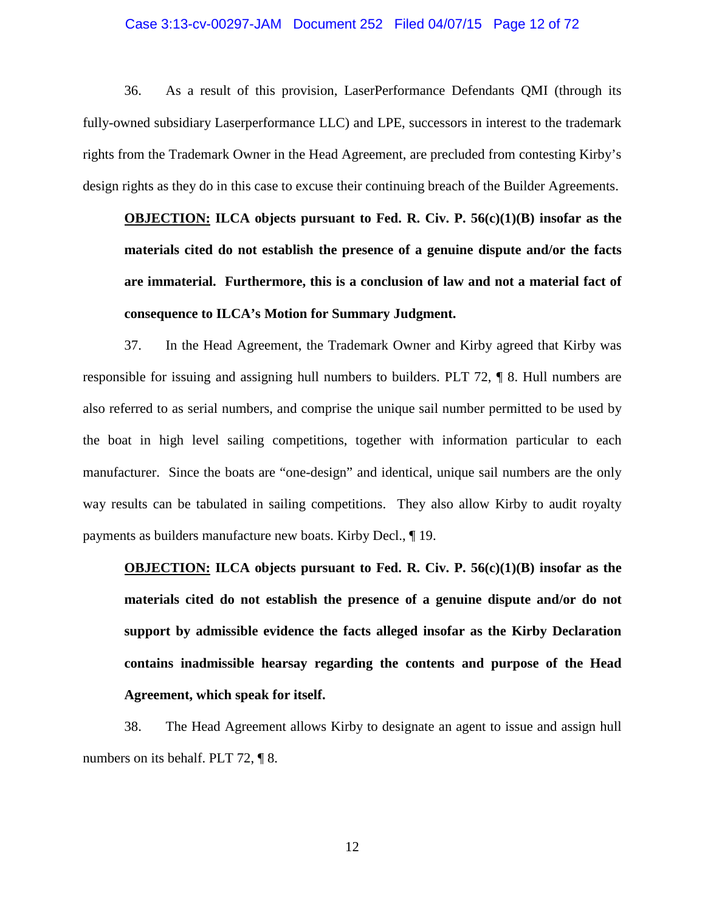36. As a result of this provision, LaserPerformance Defendants QMI (through its fully-owned subsidiary Laserperformance LLC) and LPE, successors in interest to the trademark rights from the Trademark Owner in the Head Agreement, are precluded from contesting Kirby's design rights as they do in this case to excuse their continuing breach of the Builder Agreements.

**<u>OBJECTION:</u> ILCA objects pursuant to Fed. R. Civ. P. 56(c)(1)(B) insofar as the materials cited do not establish the presence of a genuine dispute and/or the facts are immaterial. Furthermore, this is a conclusion of law and not a material fact of consequence to ILCA's Motion for Summary Judgment.**

37. In the Head Agreement, the Trademark Owner and Kirby agreed that Kirby was responsible for issuing and assigning hull numbers to builders. PLT 72, ¶ 8. Hull numbers are also referred to as serial numbers, and comprise the unique sail number permitted to be used by the boat in high level sailing competitions, together with information particular to each manufacturer. Since the boats are "one-design" and identical, unique sail numbers are the only way results can be tabulated in sailing competitions. They also allow Kirby to audit royalty payments as builders manufacture new boats. Kirby Decl., ¶ 19.

**<u>OBJECTION:</u> ILCA objects pursuant to Fed. R. Civ. P. 56(c)(1)(B) insofar as the materials cited do not establish the presence of a genuine dispute and/or do not support by admissible evidence the facts alleged insofar as the Kirby Declaration contains inadmissible hearsay regarding the contents and purpose of the Head Agreement, which speak for itself.**

38. The Head Agreement allows Kirby to designate an agent to issue and assign hull numbers on its behalf. PLT 72, ¶ 8.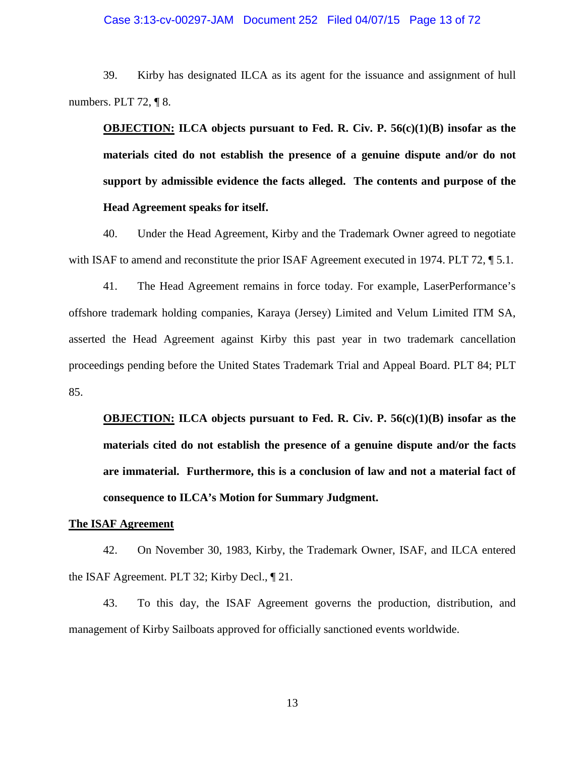39. Kirby has designated ILCA as its agent for the issuance and assignment of hull numbers. PLT 72, ¶ 8.

**<u>OBJECTION:</u> ILCA objects pursuant to Fed. R. Civ. P. 56(c)(1)(B) insofar as the materials cited do not establish the presence of a genuine dispute and/or do not support by admissible evidence the facts alleged. The contents and purpose of the Head Agreement speaks for itself.**

40. Under the Head Agreement, Kirby and the Trademark Owner agreed to negotiate with ISAF to amend and reconstitute the prior ISAF Agreement executed in 1974. PLT 72, ¶ 5.1.

41. The Head Agreement remains in force today. For example, LaserPerformance's offshore trademark holding companies, Karaya (Jersey) Limited and Velum Limited ITM SA, asserted the Head Agreement against Kirby this past year in two trademark cancellation proceedings pending before the United States Trademark Trial and Appeal Board. PLT 84; PLT 85.

**<u>OBJECTION:</u> ILCA objects pursuant to Fed. R. Civ. P. 56(c)(1)(B) insofar as the materials cited do not establish the presence of a genuine dispute and/or the facts are immaterial. Furthermore, this is a conclusion of law and not a material fact of consequence to ILCA's Motion for Summary Judgment.**

## <u>The ISAF Agreement</u>

42. On November 30, 1983, Kirby, the Trademark Owner, ISAF, and ILCA entered the ISAF Agreement. PLT 32; Kirby Decl., ¶ 21.

43. To this day, the ISAF Agreement governs the production, distribution, and management of Kirby Sailboats approved for officially sanctioned events worldwide.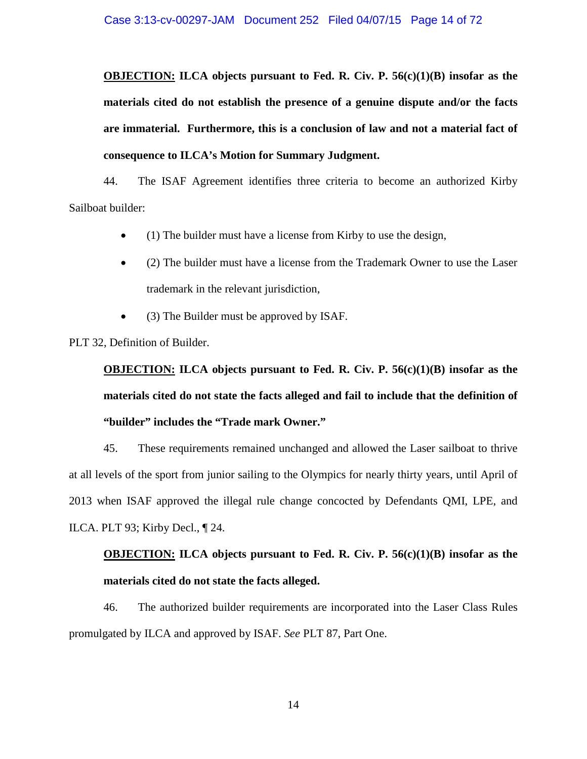**<u>OBJECTION:</u> ILCA objects pursuant to Fed. R. Civ. P. 56(c)(1)(B) insofar as the materials cited do not establish the presence of a genuine dispute and/or the facts are immaterial. Furthermore, this is a conclusion of law and not a material fact of consequence to ILCA's Motion for Summary Judgment.**

44. The ISAF Agreement identifies three criteria to become an authorized Kirby Sailboat builder:

- (1) The builder must have a license from Kirby to use the design,
- (2) The builder must have a license from the Trademark Owner to use the Laser trademark in the relevant jurisdiction,
- (3) The Builder must be approved by ISAF.

PLT 32, Definition of Builder.

**<u>OBJECTION:</u> ILCA objects pursuant to Fed. R. Civ. P. 56(c)(1)(B) insofar as the materials cited do not state the facts alleged and fail to include that the definition of "builder" includes the "Trade mark Owner."**

45. These requirements remained unchanged and allowed the Laser sailboat to thrive at all levels of the sport from junior sailing to the Olympics for nearly thirty years, until April of 2013 when ISAF approved the illegal rule change concocted by Defendants QMI, LPE, and ILCA. PLT 93; Kirby Decl., ¶ 24.

**<u>OBJECTION:</u> ILCA objects pursuant to Fed. R. Civ. P. 56(c)(1)(B) insofar as the materials cited do not state the facts alleged.**

46. The authorized builder requirements are incorporated into the Laser Class Rules promulgated by ILCA and approved by ISAF. *See* PLT 87, Part One.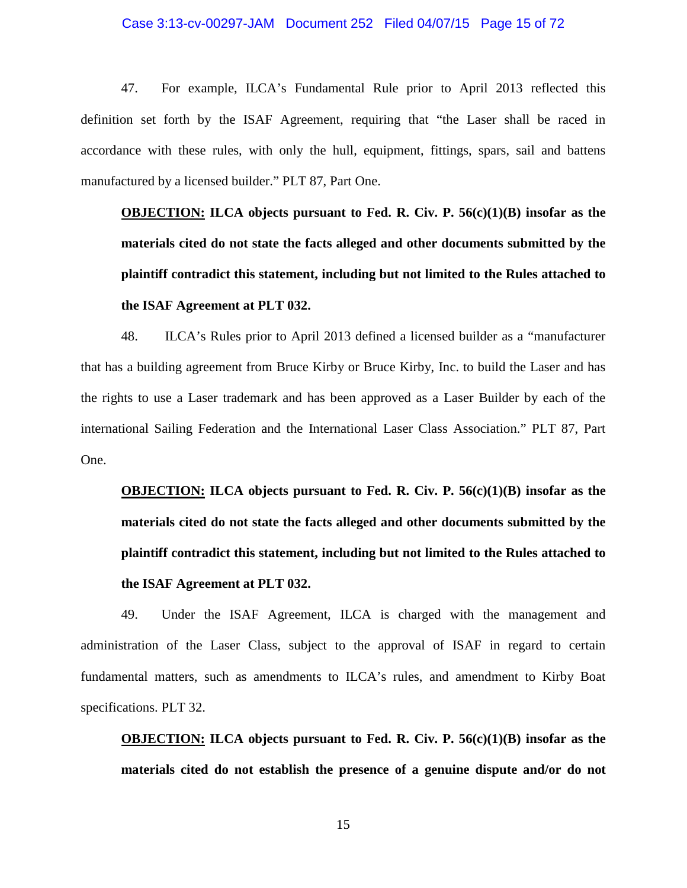47. For example, ILCA's Fundamental Rule prior to April 2013 reflected this definition set forth by the ISAF Agreement, requiring that "the Laser shall be raced in accordance with these rules, with only the hull, equipment, fittings, spars, sail and battens manufactured by a licensed builder." PLT 87, Part One.

**<u>OBJECTION:</u> ILCA objects pursuant to Fed. R. Civ. P. 56(c)(1)(B) insofar as the materials cited do not state the facts alleged and other documents submitted by the plaintiff contradict this statement, including but not limited to the Rules attached to the ISAF Agreement at PLT 032.**

48. ILCA's Rules prior to April 2013 defined a licensed builder as a "manufacturer that has a building agreement from Bruce Kirby or Bruce Kirby, Inc. to build the Laser and has the rights to use a Laser trademark and has been approved as a Laser Builder by each of the international Sailing Federation and the International Laser Class Association." PLT 87, Part One.

**<u>OBJECTION:</u> ILCA objects pursuant to Fed. R. Civ. P. 56(c)(1)(B) insofar as the materials cited do not state the facts alleged and other documents submitted by the plaintiff contradict this statement, including but not limited to the Rules attached to the ISAF Agreement at PLT 032.**

49. Under the ISAF Agreement, ILCA is charged with the management and administration of the Laser Class, subject to the approval of ISAF in regard to certain fundamental matters, such as amendments to ILCA's rules, and amendment to Kirby Boat specifications. PLT 32.

**<u>OBJECTION:</u> ILCA objects pursuant to Fed. R. Civ. P. 56(c)(1)(B) insofar as the materials cited do not establish the presence of a genuine dispute and/or do not**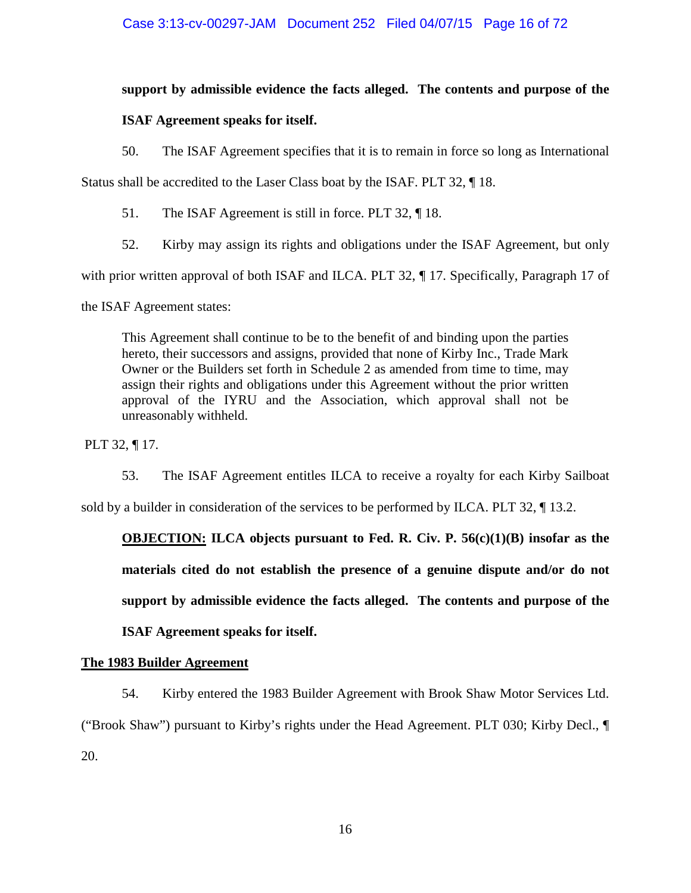**support by admissible evidence the facts alleged. The contents and purpose of the ISAF Agreement speaks for itself.**

50. The ISAF Agreement specifies that it is to remain in force so long as International Status shall be accredited to the Laser Class boat by the ISAF. PLT 32, ¶ 18.

51. The ISAF Agreement is still in force. PLT 32, ¶ 18.

52. Kirby may assign its rights and obligations under the ISAF Agreement, but only with prior written approval of both ISAF and ILCA. PLT 32, ¶ 17. Specifically, Paragraph 17 of the ISAF Agreement states:

> This Agreement shall continue to be to the benefit of and binding upon the parties hereto, their successors and assigns, provided that none of Kirby Inc., Trade Mark Owner or the Builders set forth in Schedule 2 as amended from time to time, may assign their rights and obligations under this Agreement without the prior written approval of the IYRU and the Association, which approval shall not be unreasonably withheld.

PLT 32, ¶ 17.

53. The ISAF Agreement entitles ILCA to receive a royalty for each Kirby Sailboat sold by a builder in consideration of the services to be performed by ILCA. PLT 32, ¶ 13.2.

**<u>OBJECTION:</u> ILCA objects pursuant to Fed. R. Civ. P. 56(c)(1)(B) insofar as the materials cited do not establish the presence of a genuine dispute and/or do not support by admissible evidence the facts alleged. The contents and purpose of the ISAF Agreement speaks for itself.**

**<u>The 1983 Builder Agreement</u>**

54. Kirby entered the 1983 Builder Agreement with Brook Shaw Motor Services Ltd. ("Brook Shaw") pursuant to Kirby's rights under the Head Agreement. PLT 030; Kirby Decl., ¶ 20.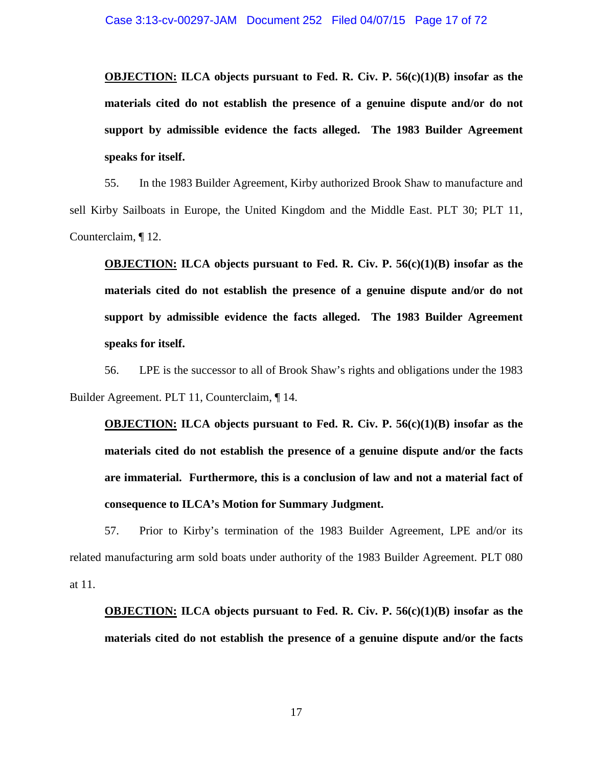**<u>OBJECTION:</u> ILCA objects pursuant to Fed. R. Civ. P. 56(c)(1)(B) insofar as the materials cited do not establish the presence of a genuine dispute and/or do not support by admissible evidence the facts alleged. The 1983 Builder Agreement speaks for itself.**

55. In the 1983 Builder Agreement, Kirby authorized Brook Shaw to manufacture and sell Kirby Sailboats in Europe, the United Kingdom and the Middle East. PLT 30; PLT 11, Counterclaim, ¶ 12.

**<u>OBJECTION:</u> ILCA objects pursuant to Fed. R. Civ. P. 56(c)(1)(B) insofar as the materials cited do not establish the presence of a genuine dispute and/or do not support by admissible evidence the facts alleged. The 1983 Builder Agreement speaks for itself.**

56. LPE is the successor to all of Brook Shaw's rights and obligations under the 1983 Builder Agreement. PLT 11, Counterclaim, ¶ 14.

**<u>OBJECTION:</u> ILCA objects pursuant to Fed. R. Civ. P. 56(c)(1)(B) insofar as the materials cited do not establish the presence of a genuine dispute and/or the facts are immaterial. Furthermore, this is a conclusion of law and not a material fact of consequence to ILCA's Motion for Summary Judgment.**

57. Prior to Kirby's termination of the 1983 Builder Agreement, LPE and/or its related manufacturing arm sold boats under authority of the 1983 Builder Agreement. PLT 080 at 11.

**<u>OBJECTION:</u> ILCA objects pursuant to Fed. R. Civ. P. 56(c)(1)(B) insofar as the materials cited do not establish the presence of a genuine dispute and/or the facts**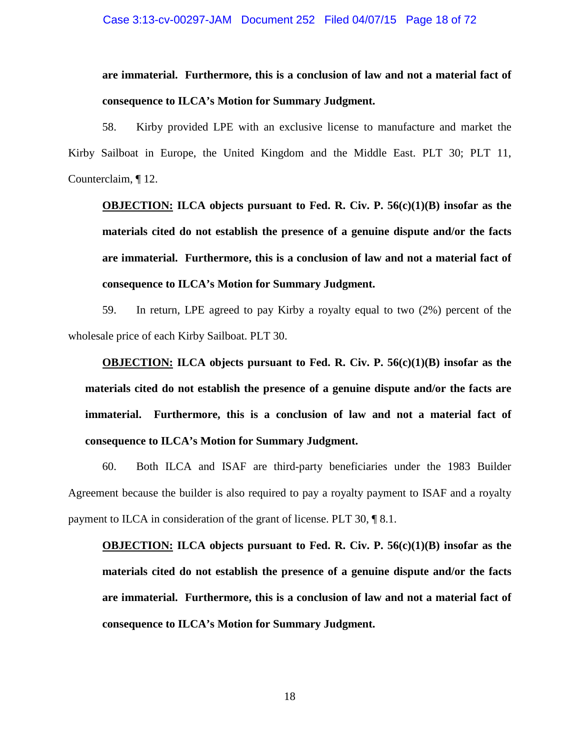**are immaterial. Furthermore, this is a conclusion of law and not a material fact of consequence to ILCA's Motion for Summary Judgment.**

58. Kirby provided LPE with an exclusive license to manufacture and market the Kirby Sailboat in Europe, the United Kingdom and the Middle East. PLT 30; PLT 11, Counterclaim, ¶ 12.

**<u>OBJECTION:</u> ILCA objects pursuant to Fed. R. Civ. P. 56(c)(1)(B) insofar as the materials cited do not establish the presence of a genuine dispute and/or the facts are immaterial. Furthermore, this is a conclusion of law and not a material fact of consequence to ILCA's Motion for Summary Judgment.**

59. In return, LPE agreed to pay Kirby a royalty equal to two (2%) percent of the wholesale price of each Kirby Sailboat. PLT 30.

**<u>OBJECTION:</u> ILCA objects pursuant to Fed. R. Civ. P. 56(c)(1)(B) insofar as the materials cited do not establish the presence of a genuine dispute and/or the facts are immaterial. Furthermore, this is a conclusion of law and not a material fact of consequence to ILCA's Motion for Summary Judgment.**

60. Both ILCA and ISAF are third-party beneficiaries under the 1983 Builder Agreement because the builder is also required to pay a royalty payment to ISAF and a royalty payment to ILCA in consideration of the grant of license. PLT 30, ¶ 8.1.

**<u>OBJECTION:</u> ILCA objects pursuant to Fed. R. Civ. P. 56(c)(1)(B) insofar as the materials cited do not establish the presence of a genuine dispute and/or the facts are immaterial. Furthermore, this is a conclusion of law and not a material fact of consequence to ILCA's Motion for Summary Judgment.**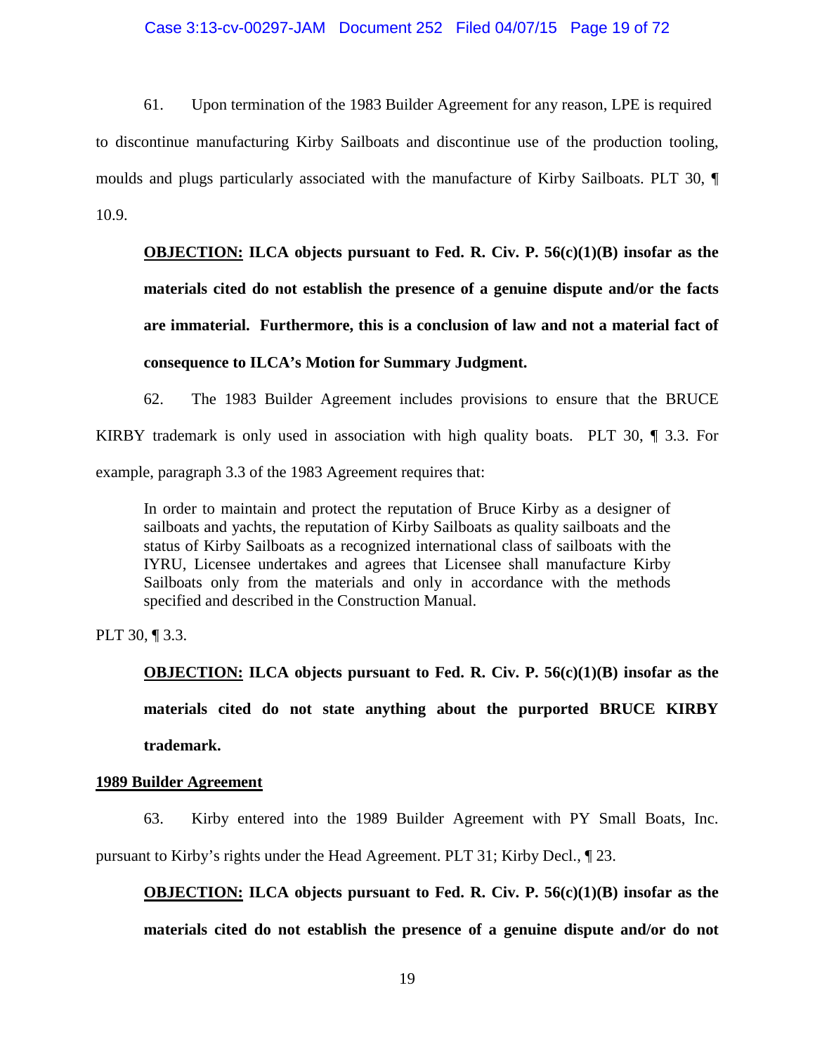61. Upon termination of the 1983 Builder Agreement for any reason, LPE is required to discontinue manufacturing Kirby Sailboats and discontinue use of the production tooling, moulds and plugs particularly associated with the manufacture of Kirby Sailboats. PLT 30, ¶ 10.9.

> **<u>OBJECTION:</u> ILCA objects pursuant to Fed. R. Civ. P. 56(c)(1)(B) insofar as the materials cited do not establish the presence of a genuine dispute and/or the facts are immaterial. Furthermore, this is a conclusion of law and not a material fact of consequence to ILCA's Motion for Summary Judgment.**

62. The 1983 Builder Agreement includes provisions to ensure that the BRUCE KIRBY trademark is only used in association with high quality boats. PLT 30, ¶ 3.3. For example, paragraph 3.3 of the 1983 Agreement requires that:

> In order to maintain and protect the reputation of Bruce Kirby as a designer of sailboats and yachts, the reputation of Kirby Sailboats as quality sailboats and the status of Kirby Sailboats as a recognized international class of sailboats with the IYRU, Licensee undertakes and agrees that Licensee shall manufacture Kirby Sailboats only from the materials and only in accordance with the methods specified and described in the Construction Manual.

PLT 30, ¶ 3.3.

> **<u>OBJECTION:</u> ILCA objects pursuant to Fed. R. Civ. P. 56(c)(1)(B) insofar as the materials cited do not state anything about the purported BRUCE KIRBY trademark.**

**<u>1989 Builder Agreement</u>**

63. Kirby entered into the 1989 Builder Agreement with PY Small Boats, Inc. pursuant to Kirby's rights under the Head Agreement. PLT 31; Kirby Decl., ¶ 23.

> **<u>OBJECTION:</u> ILCA objects pursuant to Fed. R. Civ. P. 56(c)(1)(B) insofar as the materials cited do not establish the presence of a genuine dispute and/or do not**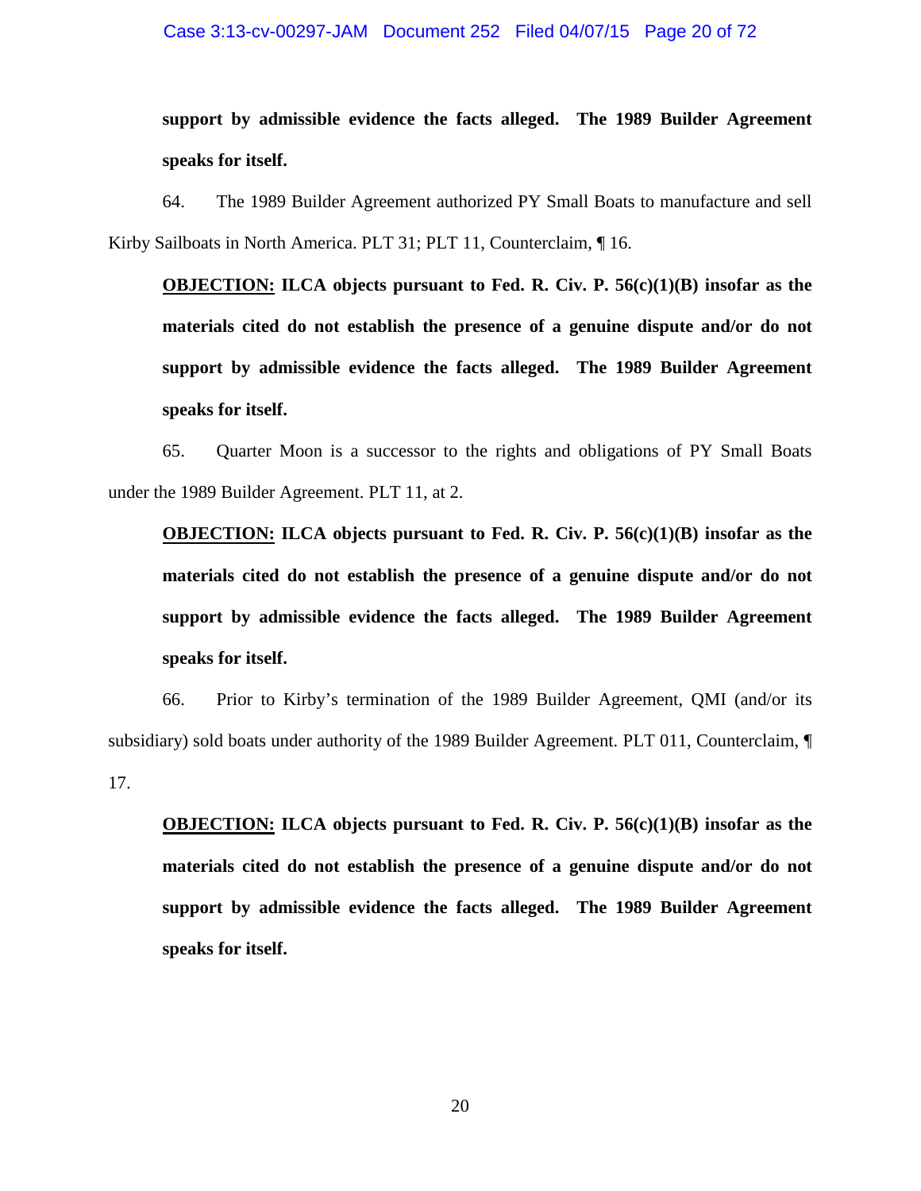**support by admissible evidence the facts alleged. The 1989 Builder Agreement speaks for itself.**

64. The 1989 Builder Agreement authorized PY Small Boats to manufacture and sell Kirby Sailboats in North America. PLT 31; PLT 11, Counterclaim, ¶ 16.

> **<u>OBJECTION:</u> ILCA objects pursuant to Fed. R. Civ. P. 56(c)(1)(B) insofar as the materials cited do not establish the presence of a genuine dispute and/or do not support by admissible evidence the facts alleged. The 1989 Builder Agreement speaks for itself.**

65. Quarter Moon is a successor to the rights and obligations of PY Small Boats under the 1989 Builder Agreement. PLT 11, at 2.

> **<u>OBJECTION:</u> ILCA objects pursuant to Fed. R. Civ. P. 56(c)(1)(B) insofar as the materials cited do not establish the presence of a genuine dispute and/or do not support by admissible evidence the facts alleged. The 1989 Builder Agreement speaks for itself.**

66. Prior to Kirby's termination of the 1989 Builder Agreement, QMI (and/or its subsidiary) sold boats under authority of the 1989 Builder Agreement. PLT 011, Counterclaim, ¶ 17.

> **<u>OBJECTION:</u> ILCA objects pursuant to Fed. R. Civ. P. 56(c)(1)(B) insofar as the materials cited do not establish the presence of a genuine dispute and/or do not support by admissible evidence the facts alleged. The 1989 Builder Agreement speaks for itself.**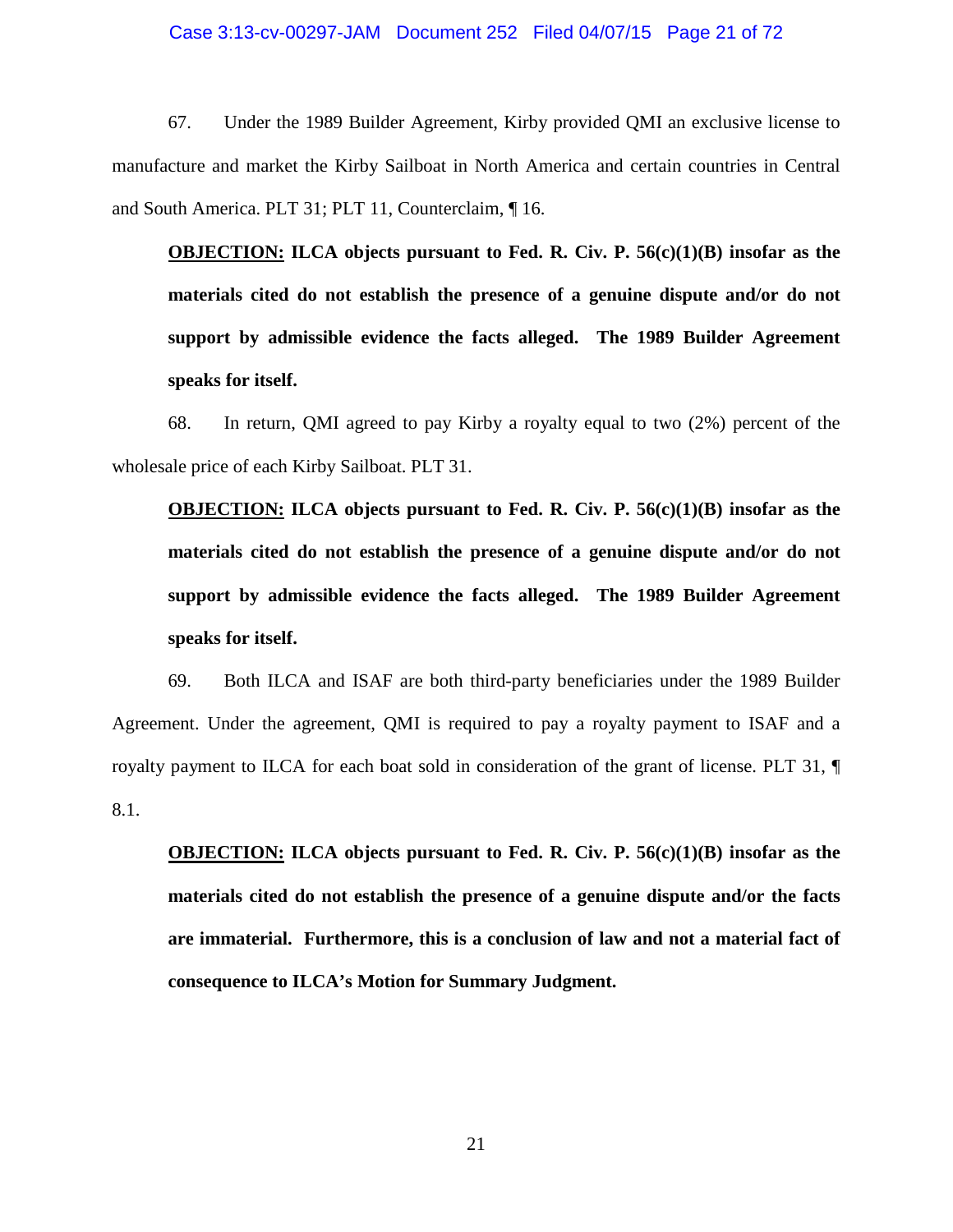67. Under the 1989 Builder Agreement, Kirby provided QMI an exclusive license to manufacture and market the Kirby Sailboat in North America and certain countries in Central and South America. PLT 31; PLT 11, Counterclaim, ¶ 16.

> **<u>OBJECTION:</u> ILCA objects pursuant to Fed. R. Civ. P. 56(c)(1)(B) insofar as the materials cited do not establish the presence of a genuine dispute and/or do not support by admissible evidence the facts alleged. The 1989 Builder Agreement speaks for itself.**

68. In return, QMI agreed to pay Kirby a royalty equal to two (2%) percent of the wholesale price of each Kirby Sailboat. PLT 31.

> **<u>OBJECTION:</u> ILCA objects pursuant to Fed. R. Civ. P. 56(c)(1)(B) insofar as the materials cited do not establish the presence of a genuine dispute and/or do not support by admissible evidence the facts alleged. The 1989 Builder Agreement speaks for itself.**

69. Both ILCA and ISAF are both third-party beneficiaries under the 1989 Builder Agreement. Under the agreement, QMI is required to pay a royalty payment to ISAF and a royalty payment to ILCA for each boat sold in consideration of the grant of license. PLT 31, ¶ 8.1.

> **<u>OBJECTION:</u> ILCA objects pursuant to Fed. R. Civ. P. 56(c)(1)(B) insofar as the materials cited do not establish the presence of a genuine dispute and/or the facts are immaterial. Furthermore, this is a conclusion of law and not a material fact of consequence to ILCA's Motion for Summary Judgment.**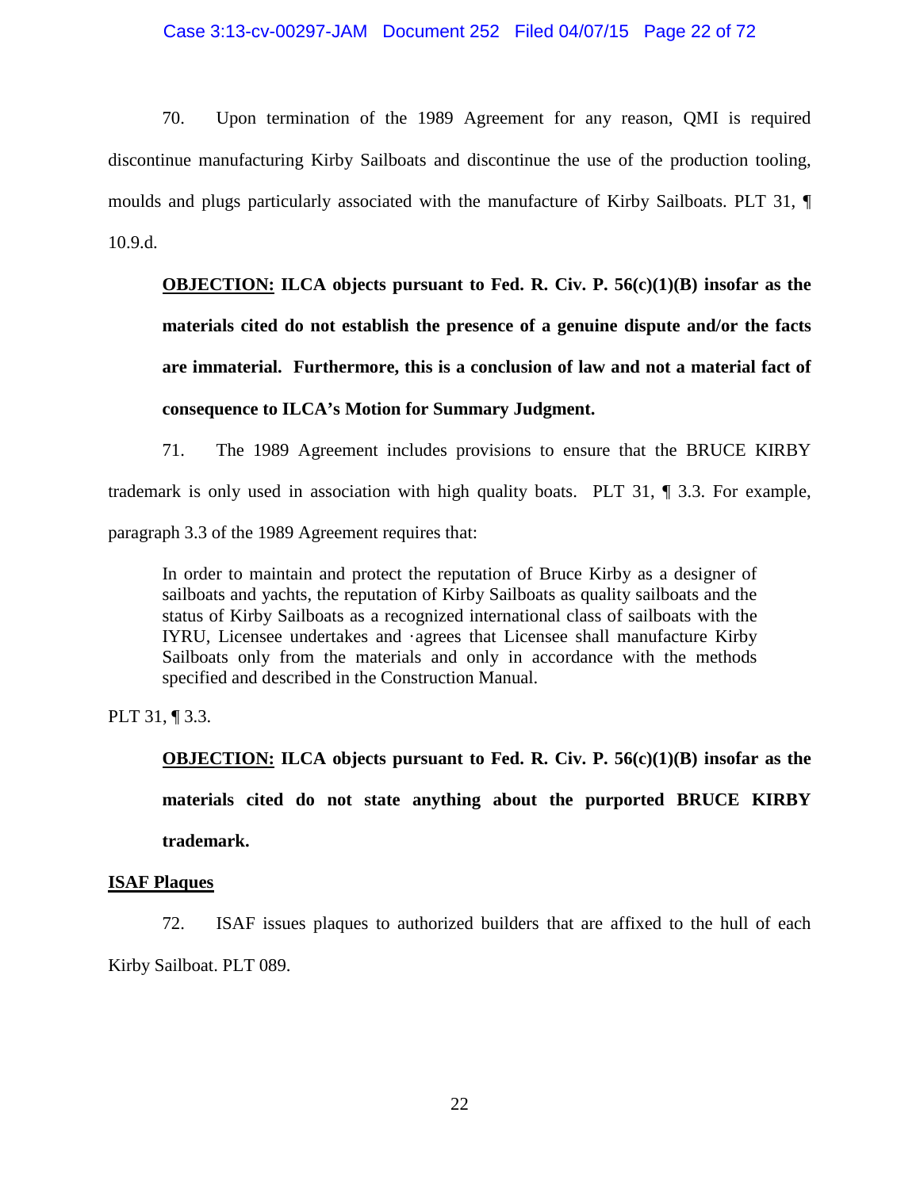70. Upon termination of the 1989 Agreement for any reason, QMI is required discontinue manufacturing Kirby Sailboats and discontinue the use of the production tooling, moulds and plugs particularly associated with the manufacture of Kirby Sailboats. PLT 31, ¶ 10.9.d.

> **<u>OBJECTION:</u> ILCA objects pursuant to Fed. R. Civ. P. 56(c)(1)(B) insofar as the materials cited do not establish the presence of a genuine dispute and/or the facts are immaterial. Furthermore, this is a conclusion of law and not a material fact of consequence to ILCA's Motion for Summary Judgment.**

71. The 1989 Agreement includes provisions to ensure that the BRUCE KIRBY trademark is only used in association with high quality boats. PLT 31, ¶ 3.3. For example, paragraph 3.3 of the 1989 Agreement requires that:

> In order to maintain and protect the reputation of Bruce Kirby as a designer of sailboats and yachts, the reputation of Kirby Sailboats as quality sailboats and the status of Kirby Sailboats as a recognized international class of sailboats with the IYRU, Licensee undertakes and ·agrees that Licensee shall manufacture Kirby Sailboats only from the materials and only in accordance with the methods specified and described in the Construction Manual.

PLT 31, ¶ 3.3.

> **<u>OBJECTION:</u> ILCA objects pursuant to Fed. R. Civ. P. 56(c)(1)(B) insofar as the materials cited do not state anything about the purported BRUCE KIRBY trademark.**

**<u>ISAF Plaques</u>**

72. ISAF issues plaques to authorized builders that are affixed to the hull of each Kirby Sailboat. PLT 089.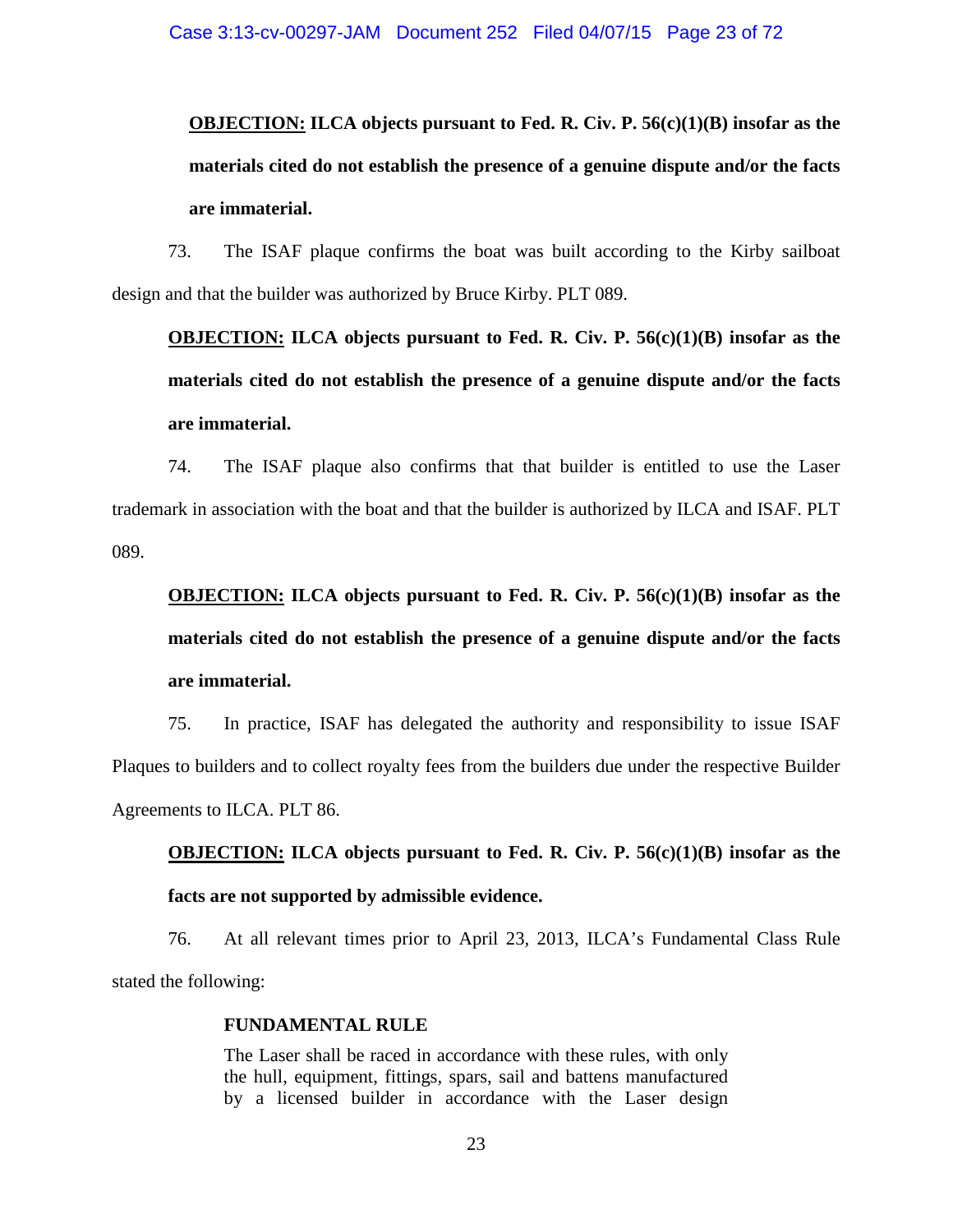**<u>OBJECTION:</u> ILCA objects pursuant to Fed. R. Civ. P. 56(c)(1)(B) insofar as the materials cited do not establish the presence of a genuine dispute and/or the facts are immaterial.**

73. The ISAF plaque confirms the boat was built according to the Kirby sailboat design and that the builder was authorized by Bruce Kirby. PLT 089.

**<u>OBJECTION:</u> ILCA objects pursuant to Fed. R. Civ. P. 56(c)(1)(B) insofar as the materials cited do not establish the presence of a genuine dispute and/or the facts are immaterial.**

74. The ISAF plaque also confirms that that builder is entitled to use the Laser trademark in association with the boat and that the builder is authorized by ILCA and ISAF. PLT 089.

**<u>OBJECTION:</u> ILCA objects pursuant to Fed. R. Civ. P. 56(c)(1)(B) insofar as the materials cited do not establish the presence of a genuine dispute and/or the facts are immaterial.**

75. In practice, ISAF has delegated the authority and responsibility to issue ISAF Plaques to builders and to collect royalty fees from the builders due under the respective Builder Agreements to ILCA. PLT 86.

**<u>OBJECTION:</u> ILCA objects pursuant to Fed. R. Civ. P. 56(c)(1)(B) insofar as the facts are not supported by admissible evidence.**

76. At all relevant times prior to April 23, 2013, ILCA's Fundamental Class Rule stated the following:

> **FUNDAMENTAL RULE**
>
> The Laser shall be raced in accordance with these rules, with only the hull, equipment, fittings, spars, sail and battens manufactured by a licensed builder in accordance with the Laser design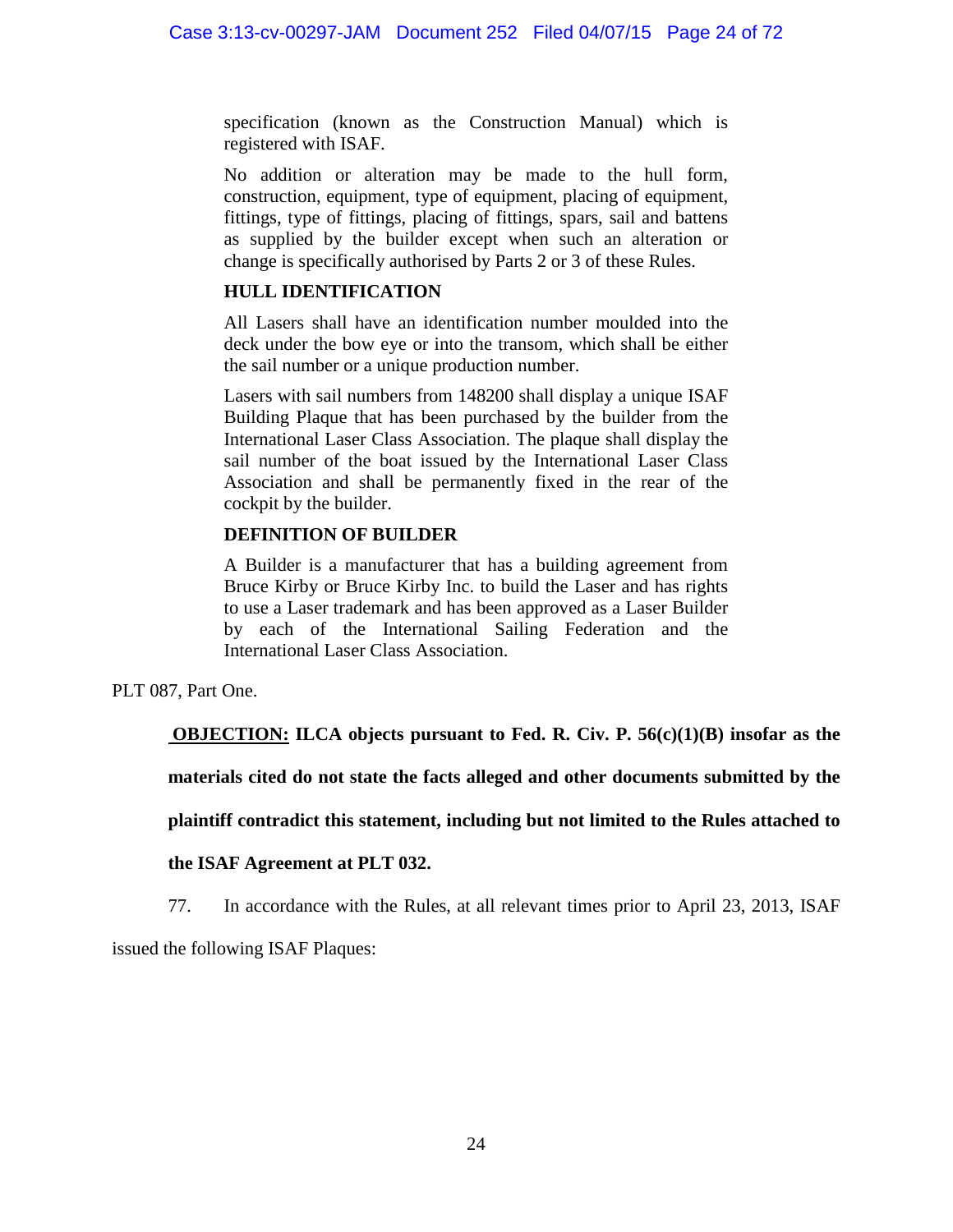> specification (known as the Construction Manual) which is registered with ISAF.
>
> No addition or alteration may be made to the hull form, construction, equipment, type of equipment, placing of equipment, fittings, type of fittings, placing of fittings, spars, sail and battens as supplied by the builder except when such an alteration or change is specifically authorised by Parts 2 or 3 of these Rules.
>
> **HULL IDENTIFICATION**
>
> All Lasers shall have an identification number moulded into the deck under the bow eye or into the transom, which shall be either the sail number or a unique production number.
>
> Lasers with sail numbers from 148200 shall display a unique ISAF Building Plaque that has been purchased by the builder from the International Laser Class Association. The plaque shall display the sail number of the boat issued by the International Laser Class Association and shall be permanently fixed in the rear of the cockpit by the builder.
>
> **DEFINITION OF BUILDER**
>
> A Builder is a manufacturer that has a building agreement from Bruce Kirby or Bruce Kirby Inc. to build the Laser and has rights to use a Laser trademark and has been approved as a Laser Builder by each of the International Sailing Federation and the International Laser Class Association.

PLT 087, Part One.

**<u>OBJECTION:</u> ILCA objects pursuant to Fed. R. Civ. P. 56(c)(1)(B) insofar as the materials cited do not state the facts alleged and other documents submitted by the plaintiff contradict this statement, including but not limited to the Rules attached to the ISAF Agreement at PLT 032.**

77. In accordance with the Rules, at all relevant times prior to April 23, 2013, ISAF issued the following ISAF Plaques: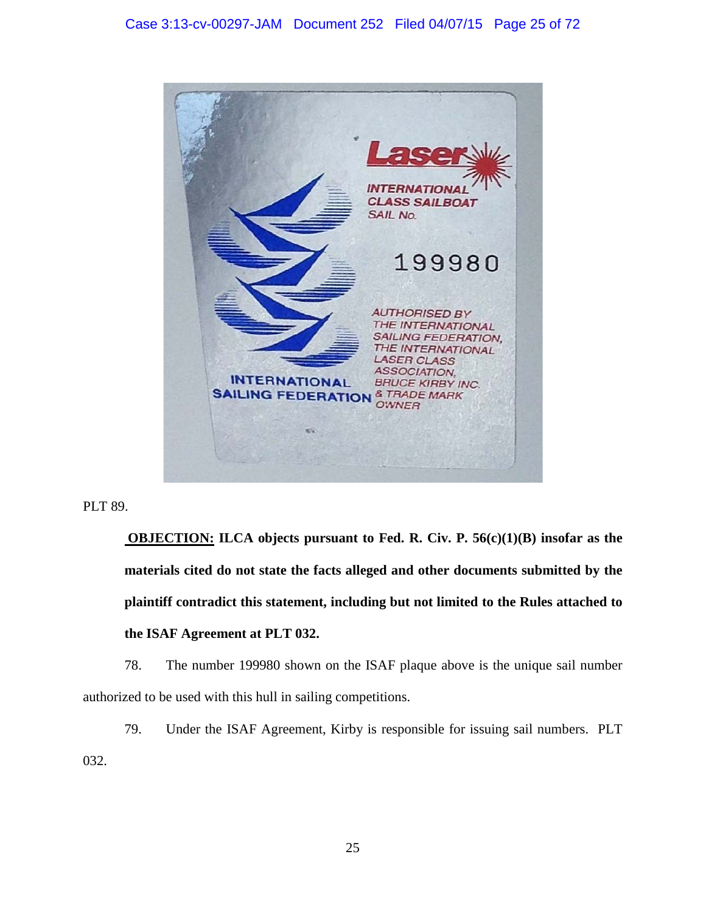PLT 89.

**OBJECTION: ILCA objects pursuant to Fed. R. Civ. P. 56(c)(1)(B) insofar as the materials cited do not state the facts alleged and other documents submitted by the plaintiff contradict this statement, including but not limited to the Rules attached to the ISAF Agreement at PLT 032.**

78. The number 199980 shown on the ISAF plaque above is the unique sail number authorized to be used with this hull in sailing competitions.

79. Under the ISAF Agreement, Kirby is responsible for issuing sail numbers. PLT 032.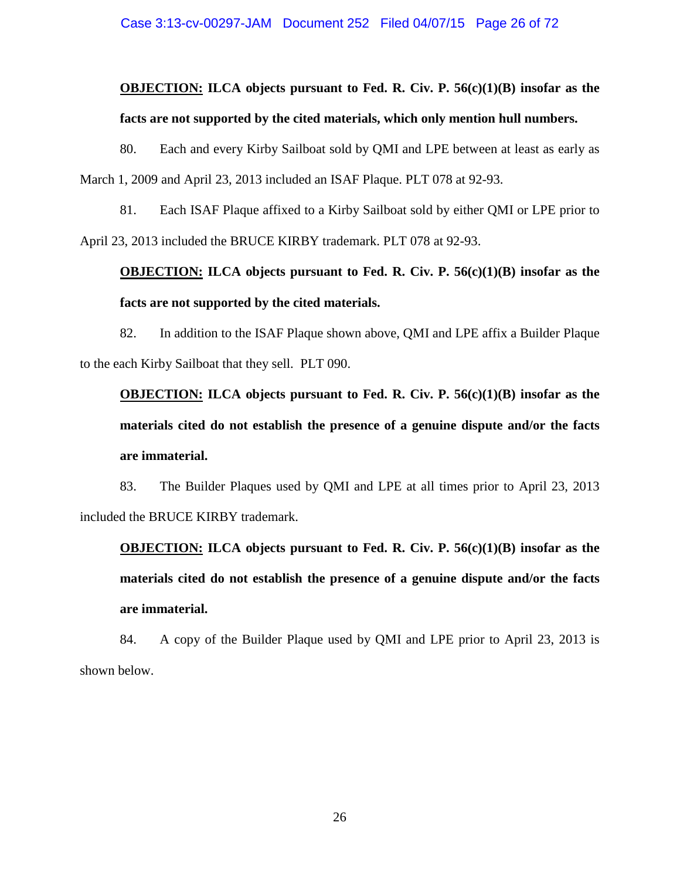**<u>OBJECTION:</u> ILCA objects pursuant to Fed. R. Civ. P. 56(c)(1)(B) insofar as the facts are not supported by the cited materials, which only mention hull numbers.**

80. Each and every Kirby Sailboat sold by QMI and LPE between at least as early as March 1, 2009 and April 23, 2013 included an ISAF Plaque. PLT 078 at 92-93.

81. Each ISAF Plaque affixed to a Kirby Sailboat sold by either QMI or LPE prior to April 23, 2013 included the BRUCE KIRBY trademark. PLT 078 at 92-93.

**<u>OBJECTION:</u> ILCA objects pursuant to Fed. R. Civ. P. 56(c)(1)(B) insofar as the facts are not supported by the cited materials.**

82. In addition to the ISAF Plaque shown above, QMI and LPE affix a Builder Plaque to the each Kirby Sailboat that they sell. PLT 090.

**<u>OBJECTION:</u> ILCA objects pursuant to Fed. R. Civ. P. 56(c)(1)(B) insofar as the materials cited do not establish the presence of a genuine dispute and/or the facts are immaterial.**

83. The Builder Plaques used by QMI and LPE at all times prior to April 23, 2013 included the BRUCE KIRBY trademark.

**<u>OBJECTION:</u> ILCA objects pursuant to Fed. R. Civ. P. 56(c)(1)(B) insofar as the materials cited do not establish the presence of a genuine dispute and/or the facts are immaterial.**

84. A copy of the Builder Plaque used by QMI and LPE prior to April 23, 2013 is shown below.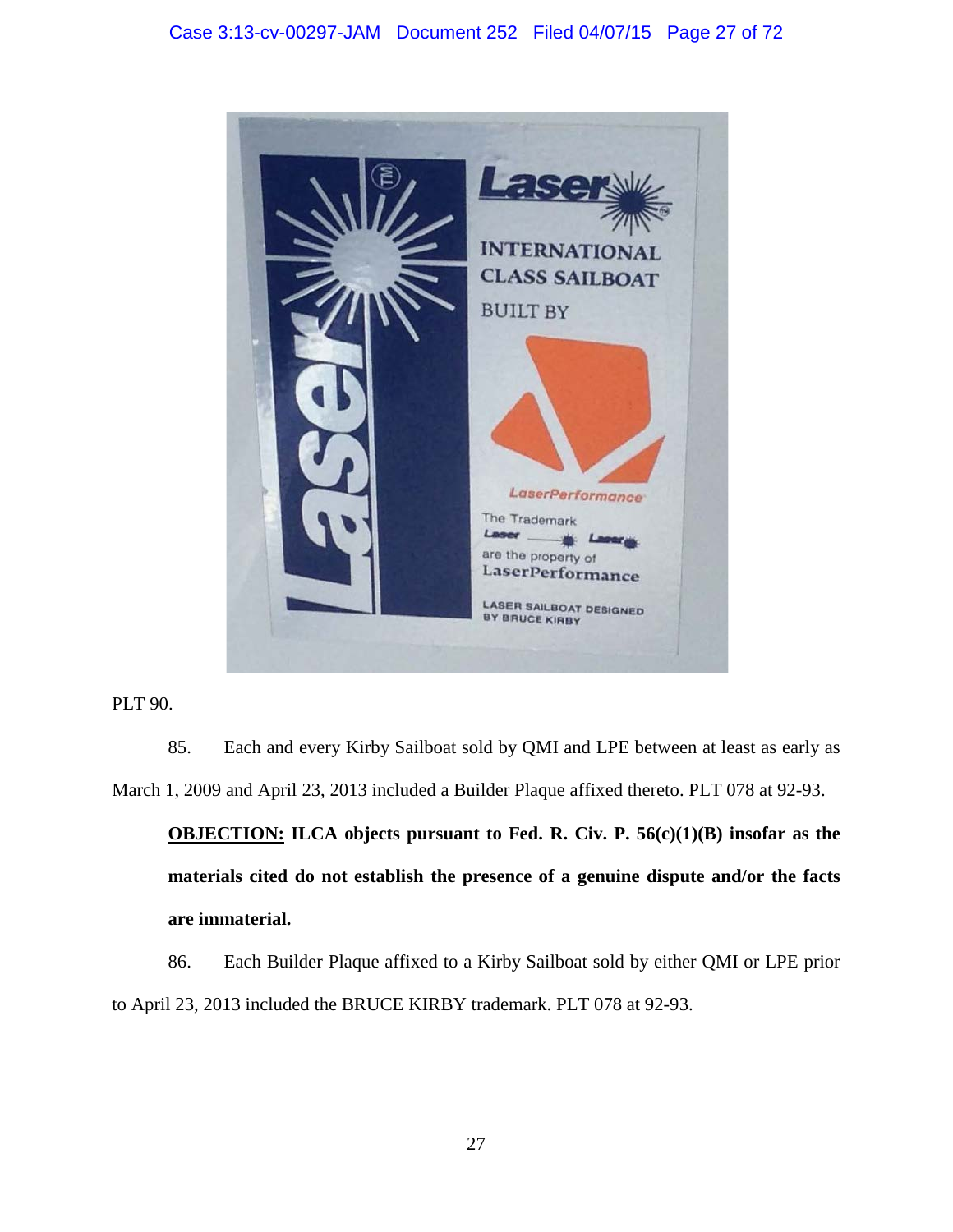PLT 90.

85. Each and every Kirby Sailboat sold by QMI and LPE between at least as early as March 1, 2009 and April 23, 2013 included a Builder Plaque affixed thereto. PLT 078 at 92-93.

**<u>OBJECTION:</u> ILCA objects pursuant to Fed. R. Civ. P. 56(c)(1)(B) insofar as the materials cited do not establish the presence of a genuine dispute and/or the facts are immaterial.**

86. Each Builder Plaque affixed to a Kirby Sailboat sold by either QMI or LPE prior to April 23, 2013 included the BRUCE KIRBY trademark. PLT 078 at 92-93.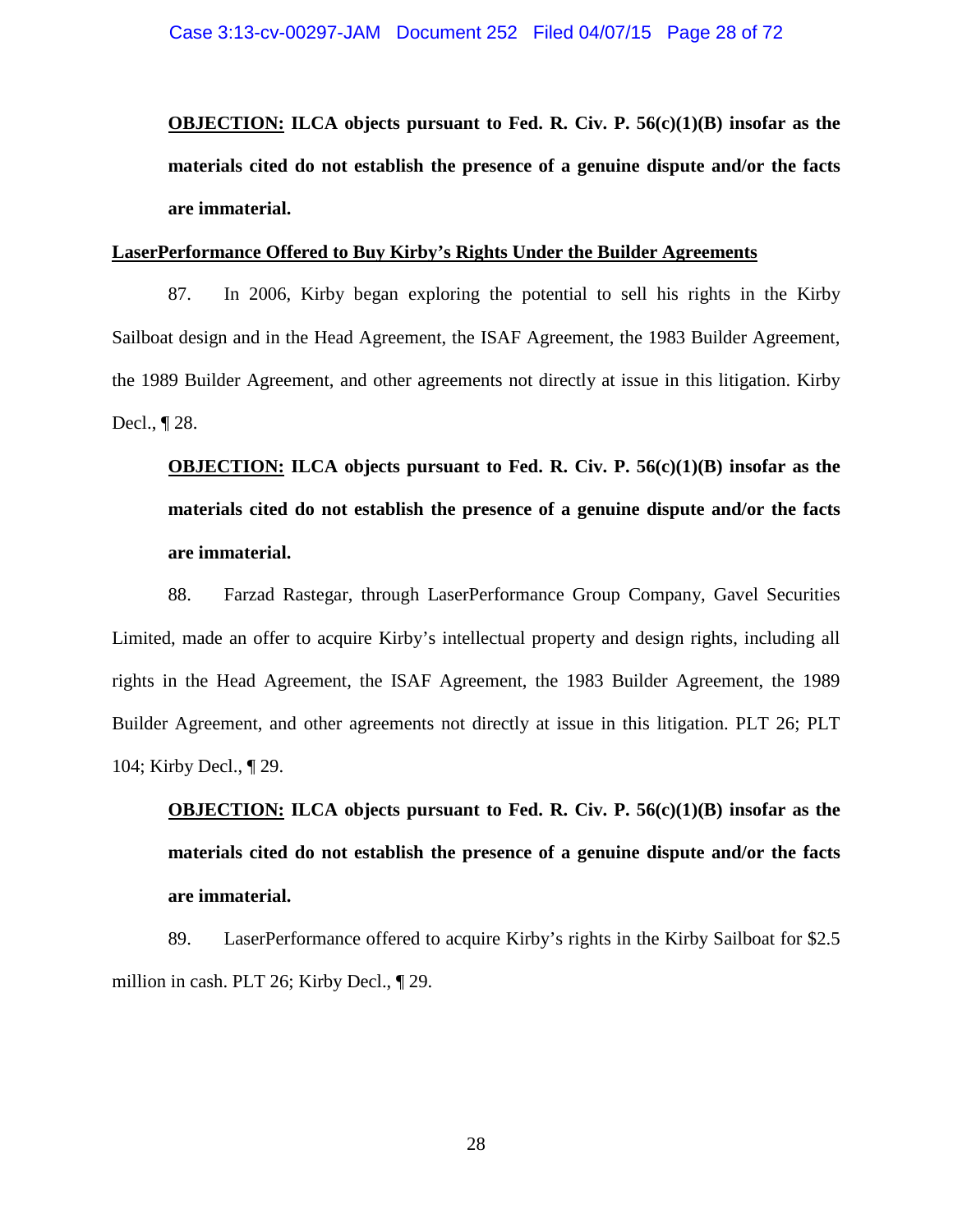**OBJECTION: ILCA objects pursuant to Fed. R. Civ. P. 56(c)(1)(B) insofar as the materials cited do not establish the presence of a genuine dispute and/or the facts are immaterial.**

**LaserPerformance Offered to Buy Kirby's Rights Under the Builder Agreements**

87. In 2006, Kirby began exploring the potential to sell his rights in the Kirby Sailboat design and in the Head Agreement, the ISAF Agreement, the 1983 Builder Agreement, the 1989 Builder Agreement, and other agreements not directly at issue in this litigation. Kirby Decl., ¶ 28.

**OBJECTION: ILCA objects pursuant to Fed. R. Civ. P. 56(c)(1)(B) insofar as the materials cited do not establish the presence of a genuine dispute and/or the facts are immaterial.**

88. Farzad Rastegar, through LaserPerformance Group Company, Gavel Securities Limited, made an offer to acquire Kirby's intellectual property and design rights, including all rights in the Head Agreement, the ISAF Agreement, the 1983 Builder Agreement, the 1989 Builder Agreement, and other agreements not directly at issue in this litigation. PLT 26; PLT 104; Kirby Decl., ¶ 29.

**OBJECTION: ILCA objects pursuant to Fed. R. Civ. P. 56(c)(1)(B) insofar as the materials cited do not establish the presence of a genuine dispute and/or the facts are immaterial.**

89. LaserPerformance offered to acquire Kirby's rights in the Kirby Sailboat for $2.5 million in cash. PLT 26; Kirby Decl., ¶ 29.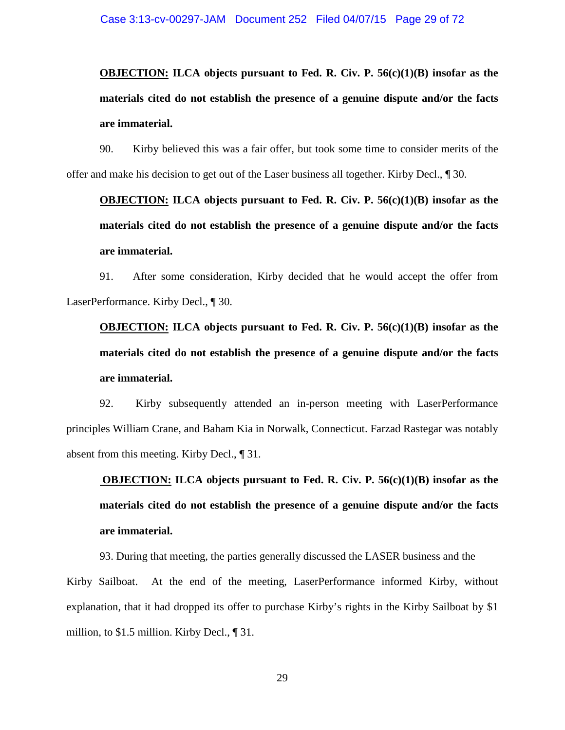**<u>OBJECTION:</u> ILCA objects pursuant to Fed. R. Civ. P. 56(c)(1)(B) insofar as the materials cited do not establish the presence of a genuine dispute and/or the facts are immaterial.**

90. Kirby believed this was a fair offer, but took some time to consider merits of the offer and make his decision to get out of the Laser business all together. Kirby Decl., ¶ 30.

**<u>OBJECTION:</u> ILCA objects pursuant to Fed. R. Civ. P. 56(c)(1)(B) insofar as the materials cited do not establish the presence of a genuine dispute and/or the facts are immaterial.**

91. After some consideration, Kirby decided that he would accept the offer from LaserPerformance. Kirby Decl., ¶ 30.

**<u>OBJECTION:</u> ILCA objects pursuant to Fed. R. Civ. P. 56(c)(1)(B) insofar as the materials cited do not establish the presence of a genuine dispute and/or the facts are immaterial.**

92. Kirby subsequently attended an in-person meeting with LaserPerformance principles William Crane, and Baham Kia in Norwalk, Connecticut. Farzad Rastegar was notably absent from this meeting. Kirby Decl., ¶ 31.

**<u>OBJECTION:</u> ILCA objects pursuant to Fed. R. Civ. P. 56(c)(1)(B) insofar as the materials cited do not establish the presence of a genuine dispute and/or the facts are immaterial.**

93. During that meeting, the parties generally discussed the LASER business and the Kirby Sailboat. At the end of the meeting, LaserPerformance informed Kirby, without explanation, that it had dropped its offer to purchase Kirby's rights in the Kirby Sailboat by $1 million, to $1.5 million. Kirby Decl., ¶ 31.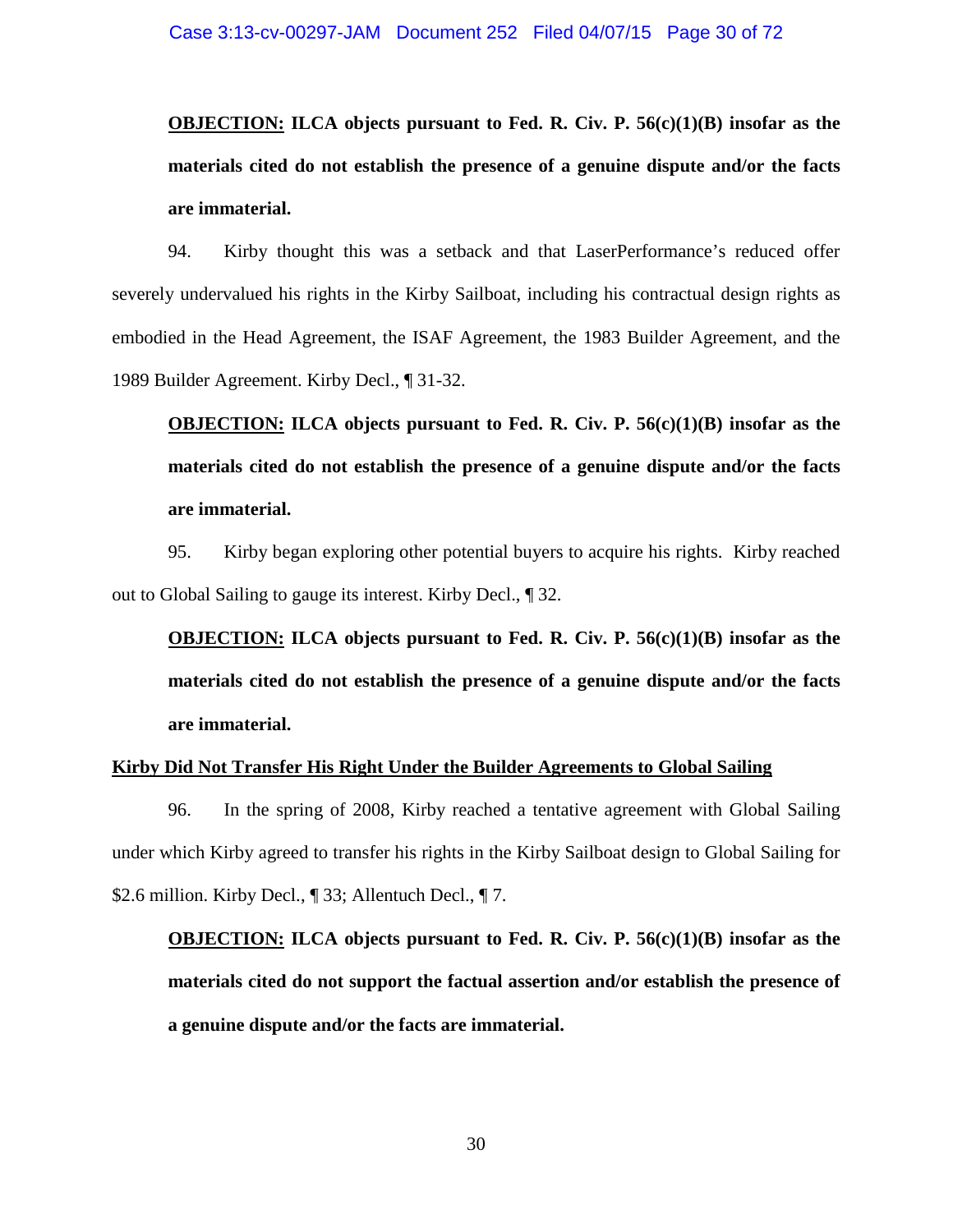**OBJECTION: ILCA objects pursuant to Fed. R. Civ. P. 56(c)(1)(B) insofar as the materials cited do not establish the presence of a genuine dispute and/or the facts are immaterial.**

94. Kirby thought this was a setback and that LaserPerformance's reduced offer severely undervalued his rights in the Kirby Sailboat, including his contractual design rights as embodied in the Head Agreement, the ISAF Agreement, the 1983 Builder Agreement, and the 1989 Builder Agreement. Kirby Decl., ¶ 31-32.

**OBJECTION: ILCA objects pursuant to Fed. R. Civ. P. 56(c)(1)(B) insofar as the materials cited do not establish the presence of a genuine dispute and/or the facts are immaterial.**

95. Kirby began exploring other potential buyers to acquire his rights. Kirby reached out to Global Sailing to gauge its interest. Kirby Decl., ¶ 32.

**OBJECTION: ILCA objects pursuant to Fed. R. Civ. P. 56(c)(1)(B) insofar as the materials cited do not establish the presence of a genuine dispute and/or the facts are immaterial.**

**Kirby Did Not Transfer His Right Under the Builder Agreements to Global Sailing**

96. In the spring of 2008, Kirby reached a tentative agreement with Global Sailing under which Kirby agreed to transfer his rights in the Kirby Sailboat design to Global Sailing for $2.6 million. Kirby Decl., ¶ 33; Allentuch Decl., ¶ 7.

**OBJECTION: ILCA objects pursuant to Fed. R. Civ. P. 56(c)(1)(B) insofar as the materials cited do not support the factual assertion and/or establish the presence of a genuine dispute and/or the facts are immaterial.**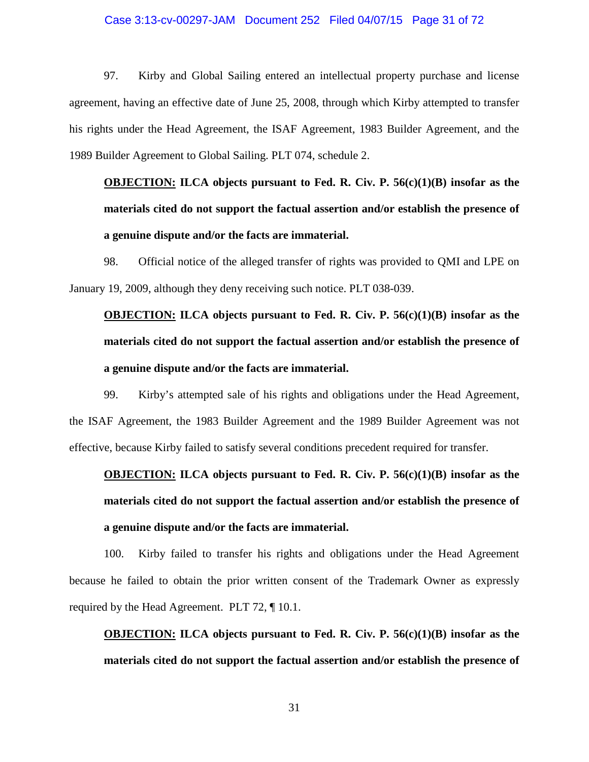97. Kirby and Global Sailing entered an intellectual property purchase and license agreement, having an effective date of June 25, 2008, through which Kirby attempted to transfer his rights under the Head Agreement, the ISAF Agreement, 1983 Builder Agreement, and the 1989 Builder Agreement to Global Sailing. PLT 074, schedule 2.

**__OBJECTION:__ ILCA objects pursuant to Fed. R. Civ. P. 56(c)(1)(B) insofar as the materials cited do not support the factual assertion and/or establish the presence of a genuine dispute and/or the facts are immaterial.**

98. Official notice of the alleged transfer of rights was provided to QMI and LPE on January 19, 2009, although they deny receiving such notice. PLT 038-039.

**__OBJECTION:__ ILCA objects pursuant to Fed. R. Civ. P. 56(c)(1)(B) insofar as the materials cited do not support the factual assertion and/or establish the presence of a genuine dispute and/or the facts are immaterial.**

99. Kirby's attempted sale of his rights and obligations under the Head Agreement, the ISAF Agreement, the 1983 Builder Agreement and the 1989 Builder Agreement was not effective, because Kirby failed to satisfy several conditions precedent required for transfer.

**__OBJECTION:__ ILCA objects pursuant to Fed. R. Civ. P. 56(c)(1)(B) insofar as the materials cited do not support the factual assertion and/or establish the presence of a genuine dispute and/or the facts are immaterial.**

100. Kirby failed to transfer his rights and obligations under the Head Agreement because he failed to obtain the prior written consent of the Trademark Owner as expressly required by the Head Agreement. PLT 72, ¶ 10.1.

**__OBJECTION:__ ILCA objects pursuant to Fed. R. Civ. P. 56(c)(1)(B) insofar as the materials cited do not support the factual assertion and/or establish the presence of**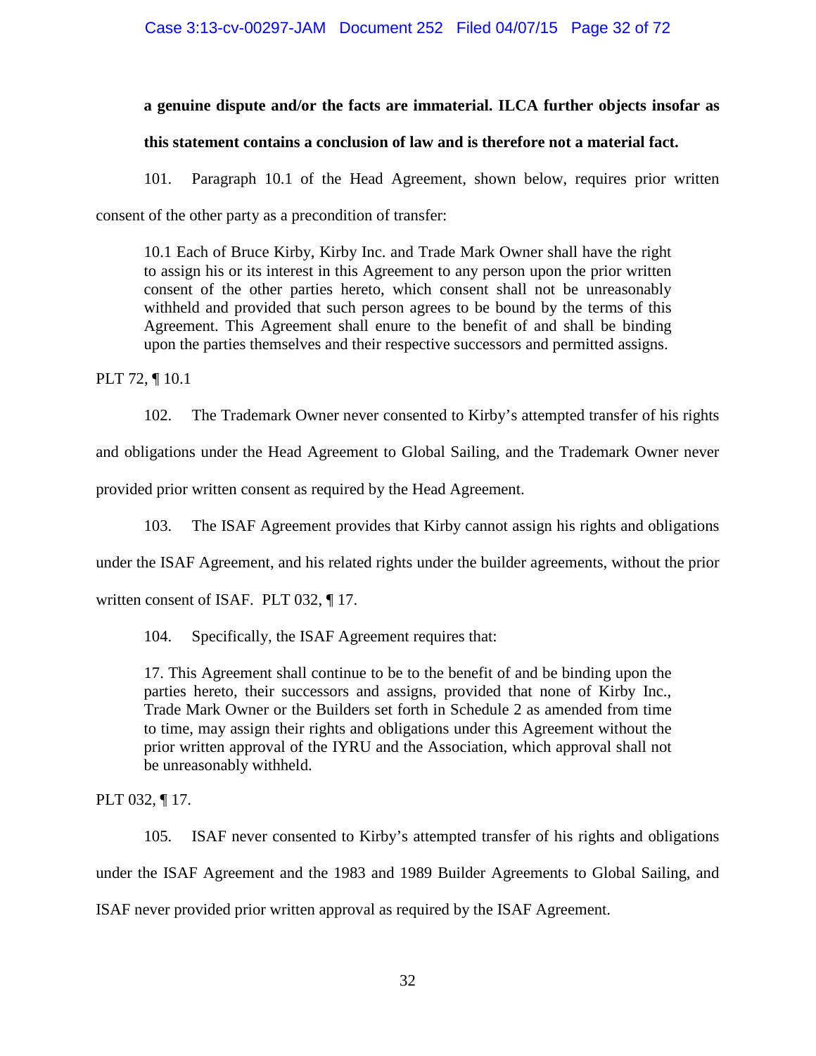**a genuine dispute and/or the facts are immaterial. ILCA further objects insofar as this statement contains a conclusion of law and is therefore not a material fact.**

101. Paragraph 10.1 of the Head Agreement, shown below, requires prior written consent of the other party as a precondition of transfer:

> 10.1 Each of Bruce Kirby, Kirby Inc. and Trade Mark Owner shall have the right to assign his or its interest in this Agreement to any person upon the prior written consent of the other parties hereto, which consent shall not be unreasonably withheld and provided that such person agrees to be bound by the terms of this Agreement. This Agreement shall enure to the benefit of and shall be binding upon the parties themselves and their respective successors and permitted assigns.

PLT 72, ¶ 10.1

102. The Trademark Owner never consented to Kirby's attempted transfer of his rights and obligations under the Head Agreement to Global Sailing, and the Trademark Owner never provided prior written consent as required by the Head Agreement.

103. The ISAF Agreement provides that Kirby cannot assign his rights and obligations under the ISAF Agreement, and his related rights under the builder agreements, without the prior written consent of ISAF. PLT 032, ¶ 17.

104. Specifically, the ISAF Agreement requires that:

> 17. This Agreement shall continue to be to the benefit of and be binding upon the parties hereto, their successors and assigns, provided that none of Kirby Inc., Trade Mark Owner or the Builders set forth in Schedule 2 as amended from time to time, may assign their rights and obligations under this Agreement without the prior written approval of the IYRU and the Association, which approval shall not be unreasonably withheld.

PLT 032, ¶ 17.

105. ISAF never consented to Kirby's attempted transfer of his rights and obligations under the ISAF Agreement and the 1983 and 1989 Builder Agreements to Global Sailing, and ISAF never provided prior written approval as required by the ISAF Agreement.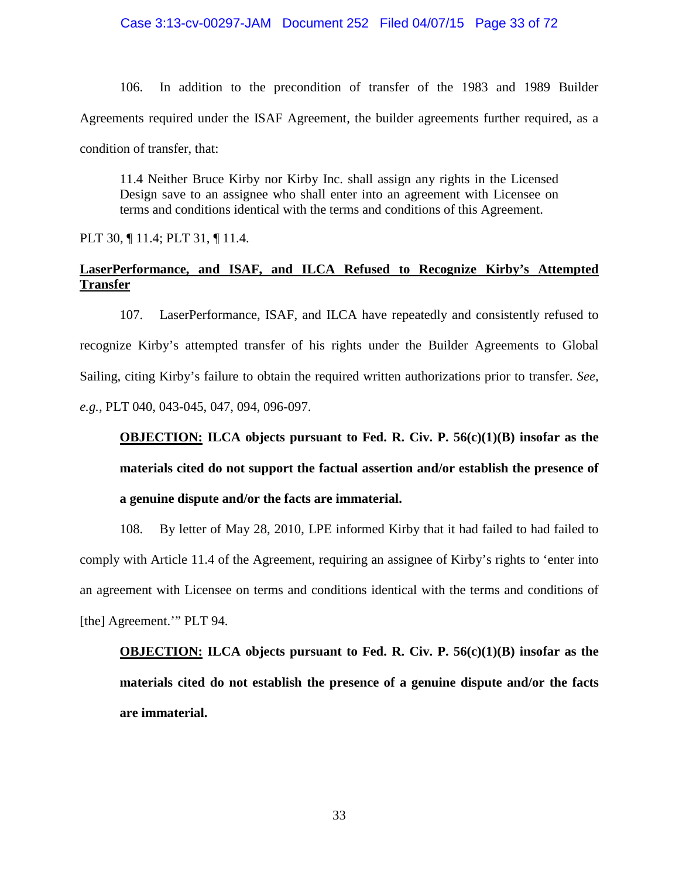106. In addition to the precondition of transfer of the 1983 and 1989 Builder Agreements required under the ISAF Agreement, the builder agreements further required, as a condition of transfer, that:

> 11.4 Neither Bruce Kirby nor Kirby Inc. shall assign any rights in the Licensed Design save to an assignee who shall enter into an agreement with Licensee on terms and conditions identical with the terms and conditions of this Agreement.

PLT 30, ¶ 11.4; PLT 31, ¶ 11.4.

**<u>LaserPerformance, and ISAF, and ILCA Refused to Recognize Kirby's Attempted Transfer</u>**

107. LaserPerformance, ISAF, and ILCA have repeatedly and consistently refused to recognize Kirby's attempted transfer of his rights under the Builder Agreements to Global Sailing, citing Kirby's failure to obtain the required written authorizations prior to transfer. *See, e.g.*, PLT 040, 043-045, 047, 094, 096-097.

> **<u>OBJECTION:</u> ILCA objects pursuant to Fed. R. Civ. P. 56(c)(1)(B) insofar as the materials cited do not support the factual assertion and/or establish the presence of a genuine dispute and/or the facts are immaterial.**

108. By letter of May 28, 2010, LPE informed Kirby that it had failed to had failed to comply with Article 11.4 of the Agreement, requiring an assignee of Kirby's rights to 'enter into an agreement with Licensee on terms and conditions identical with the terms and conditions of [the] Agreement.'" PLT 94.

> **<u>OBJECTION:</u> ILCA objects pursuant to Fed. R. Civ. P. 56(c)(1)(B) insofar as the materials cited do not establish the presence of a genuine dispute and/or the facts are immaterial.**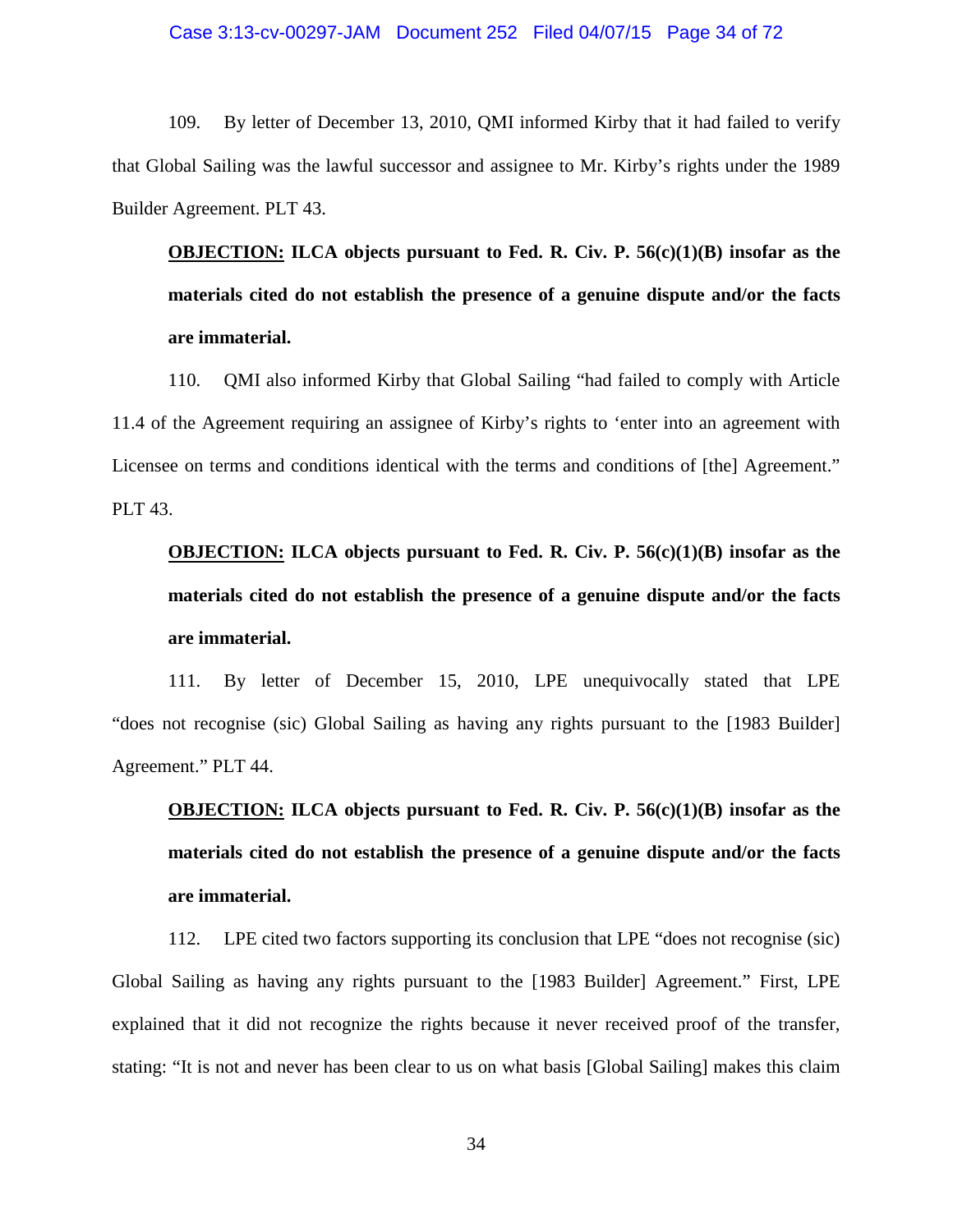109. By letter of December 13, 2010, QMI informed Kirby that it had failed to verify that Global Sailing was the lawful successor and assignee to Mr. Kirby's rights under the 1989 Builder Agreement. PLT 43.

> **<u>OBJECTION:</u> ILCA objects pursuant to Fed. R. Civ. P. 56(c)(1)(B) insofar as the materials cited do not establish the presence of a genuine dispute and/or the facts are immaterial.**

110. QMI also informed Kirby that Global Sailing "had failed to comply with Article 11.4 of the Agreement requiring an assignee of Kirby's rights to 'enter into an agreement with Licensee on terms and conditions identical with the terms and conditions of [the] Agreement." PLT 43.

> **<u>OBJECTION:</u> ILCA objects pursuant to Fed. R. Civ. P. 56(c)(1)(B) insofar as the materials cited do not establish the presence of a genuine dispute and/or the facts are immaterial.**

111. By letter of December 15, 2010, LPE unequivocally stated that LPE "does not recognise (sic) Global Sailing as having any rights pursuant to the [1983 Builder] Agreement." PLT 44.

> **<u>OBJECTION:</u> ILCA objects pursuant to Fed. R. Civ. P. 56(c)(1)(B) insofar as the materials cited do not establish the presence of a genuine dispute and/or the facts are immaterial.**

112. LPE cited two factors supporting its conclusion that LPE "does not recognise (sic) Global Sailing as having any rights pursuant to the [1983 Builder] Agreement." First, LPE explained that it did not recognize the rights because it never received proof of the transfer, stating: "It is not and never has been clear to us on what basis [Global Sailing] makes this claim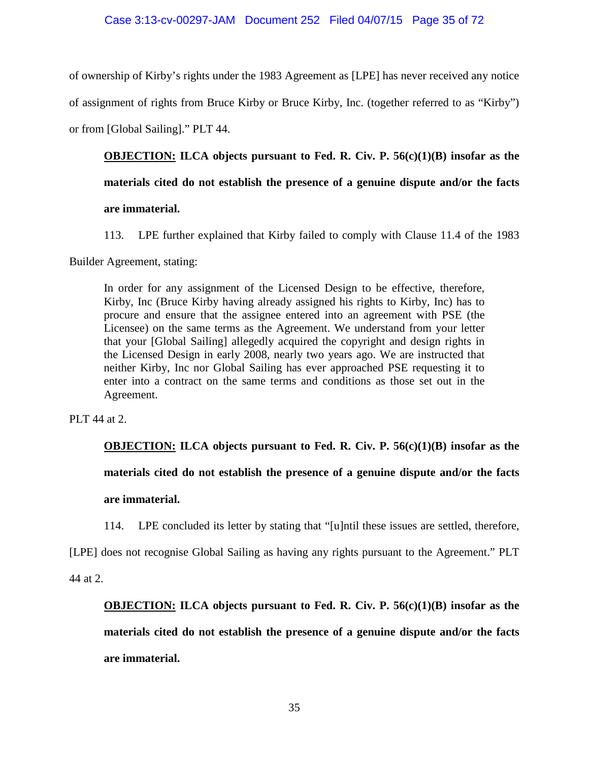of ownership of Kirby's rights under the 1983 Agreement as [LPE] has never received any notice of assignment of rights from Bruce Kirby or Bruce Kirby, Inc. (together referred to as "Kirby") or from [Global Sailing]." PLT 44.

**<u>OBJECTION:</u> ILCA objects pursuant to Fed. R. Civ. P. 56(c)(1)(B) insofar as the materials cited do not establish the presence of a genuine dispute and/or the facts are immaterial.**

113. LPE further explained that Kirby failed to comply with Clause 11.4 of the 1983 Builder Agreement, stating:

> In order for any assignment of the Licensed Design to be effective, therefore, Kirby, Inc (Bruce Kirby having already assigned his rights to Kirby, Inc) has to procure and ensure that the assignee entered into an agreement with PSE (the Licensee) on the same terms as the Agreement. We understand from your letter that your [Global Sailing] allegedly acquired the copyright and design rights in the Licensed Design in early 2008, nearly two years ago. We are instructed that neither Kirby, Inc nor Global Sailing has ever approached PSE requesting it to enter into a contract on the same terms and conditions as those set out in the Agreement.

PLT 44 at 2.

**<u>OBJECTION:</u> ILCA objects pursuant to Fed. R. Civ. P. 56(c)(1)(B) insofar as the materials cited do not establish the presence of a genuine dispute and/or the facts are immaterial.**

114. LPE concluded its letter by stating that "[u]ntil these issues are settled, therefore, [LPE] does not recognise Global Sailing as having any rights pursuant to the Agreement." PLT 44 at 2.

**<u>OBJECTION:</u> ILCA objects pursuant to Fed. R. Civ. P. 56(c)(1)(B) insofar as the materials cited do not establish the presence of a genuine dispute and/or the facts are immaterial.**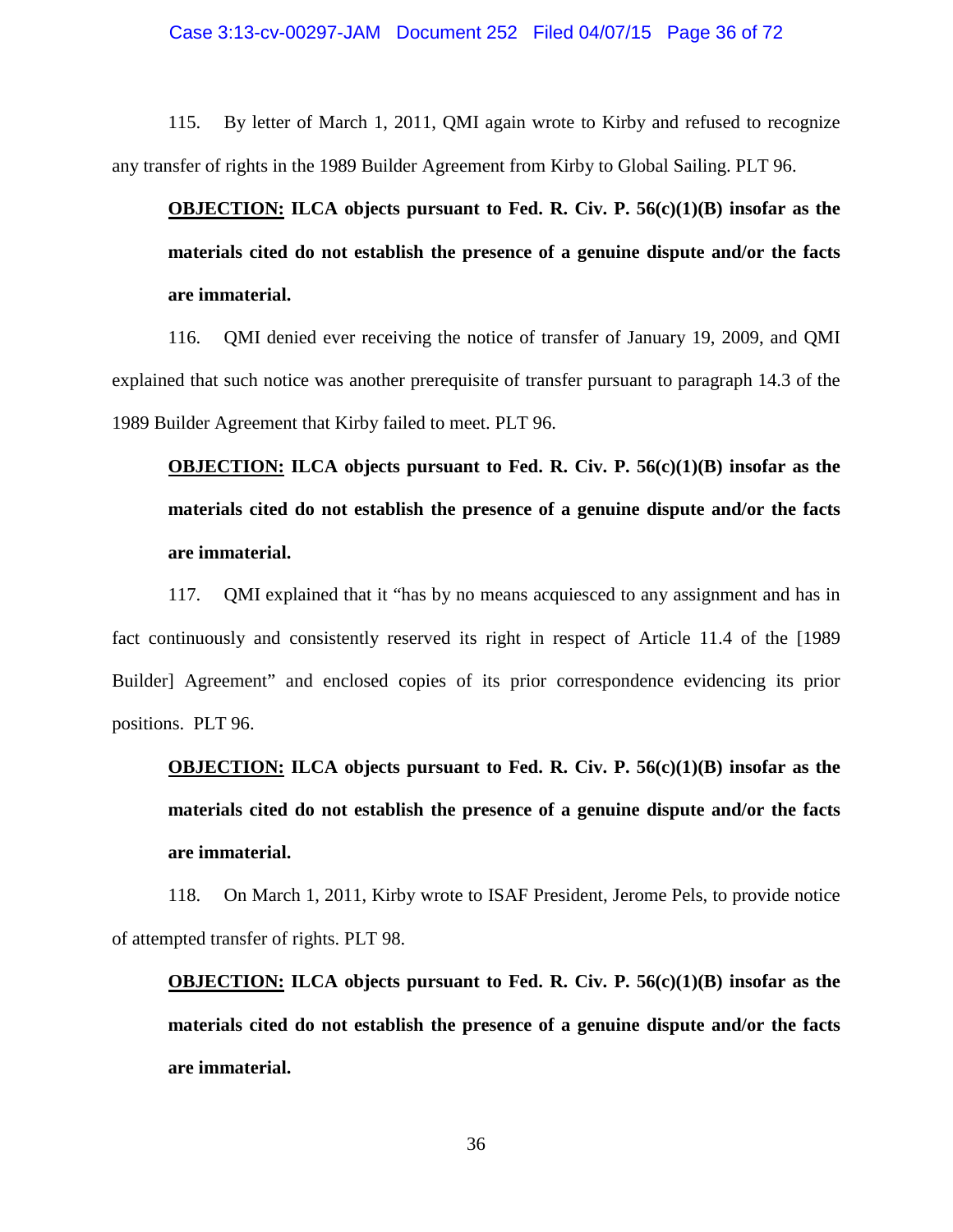115. By letter of March 1, 2011, QMI again wrote to Kirby and refused to recognize any transfer of rights in the 1989 Builder Agreement from Kirby to Global Sailing. PLT 96.

> **<u>OBJECTION:</u> ILCA objects pursuant to Fed. R. Civ. P. 56(c)(1)(B) insofar as the materials cited do not establish the presence of a genuine dispute and/or the facts are immaterial.**

116. QMI denied ever receiving the notice of transfer of January 19, 2009, and QMI explained that such notice was another prerequisite of transfer pursuant to paragraph 14.3 of the 1989 Builder Agreement that Kirby failed to meet. PLT 96.

> **<u>OBJECTION:</u> ILCA objects pursuant to Fed. R. Civ. P. 56(c)(1)(B) insofar as the materials cited do not establish the presence of a genuine dispute and/or the facts are immaterial.**

117. QMI explained that it "has by no means acquiesced to any assignment and has in fact continuously and consistently reserved its right in respect of Article 11.4 of the [1989 Builder] Agreement" and enclosed copies of its prior correspondence evidencing its prior positions. PLT 96.

> **<u>OBJECTION:</u> ILCA objects pursuant to Fed. R. Civ. P. 56(c)(1)(B) insofar as the materials cited do not establish the presence of a genuine dispute and/or the facts are immaterial.**

118. On March 1, 2011, Kirby wrote to ISAF President, Jerome Pels, to provide notice of attempted transfer of rights. PLT 98.

> **<u>OBJECTION:</u> ILCA objects pursuant to Fed. R. Civ. P. 56(c)(1)(B) insofar as the materials cited do not establish the presence of a genuine dispute and/or the facts are immaterial.**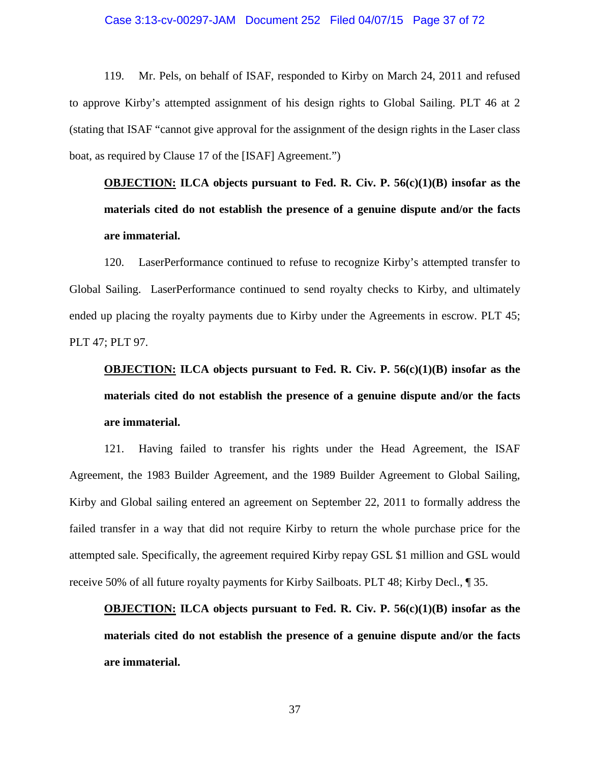119. Mr. Pels, on behalf of ISAF, responded to Kirby on March 24, 2011 and refused to approve Kirby's attempted assignment of his design rights to Global Sailing. PLT 46 at 2 (stating that ISAF "cannot give approval for the assignment of the design rights in the Laser class boat, as required by Clause 17 of the [ISAF] Agreement.")

> **<u>OBJECTION:</u> ILCA objects pursuant to Fed. R. Civ. P. 56(c)(1)(B) insofar as the materials cited do not establish the presence of a genuine dispute and/or the facts are immaterial.**

120. LaserPerformance continued to refuse to recognize Kirby's attempted transfer to Global Sailing. LaserPerformance continued to send royalty checks to Kirby, and ultimately ended up placing the royalty payments due to Kirby under the Agreements in escrow. PLT 45; PLT 47; PLT 97.

> **<u>OBJECTION:</u> ILCA objects pursuant to Fed. R. Civ. P. 56(c)(1)(B) insofar as the materials cited do not establish the presence of a genuine dispute and/or the facts are immaterial.**

121. Having failed to transfer his rights under the Head Agreement, the ISAF Agreement, the 1983 Builder Agreement, and the 1989 Builder Agreement to Global Sailing, Kirby and Global sailing entered an agreement on September 22, 2011 to formally address the failed transfer in a way that did not require Kirby to return the whole purchase price for the attempted sale. Specifically, the agreement required Kirby repay GSL $1 million and GSL would receive 50% of all future royalty payments for Kirby Sailboats. PLT 48; Kirby Decl., ¶ 35.

> **<u>OBJECTION:</u> ILCA objects pursuant to Fed. R. Civ. P. 56(c)(1)(B) insofar as the materials cited do not establish the presence of a genuine dispute and/or the facts are immaterial.**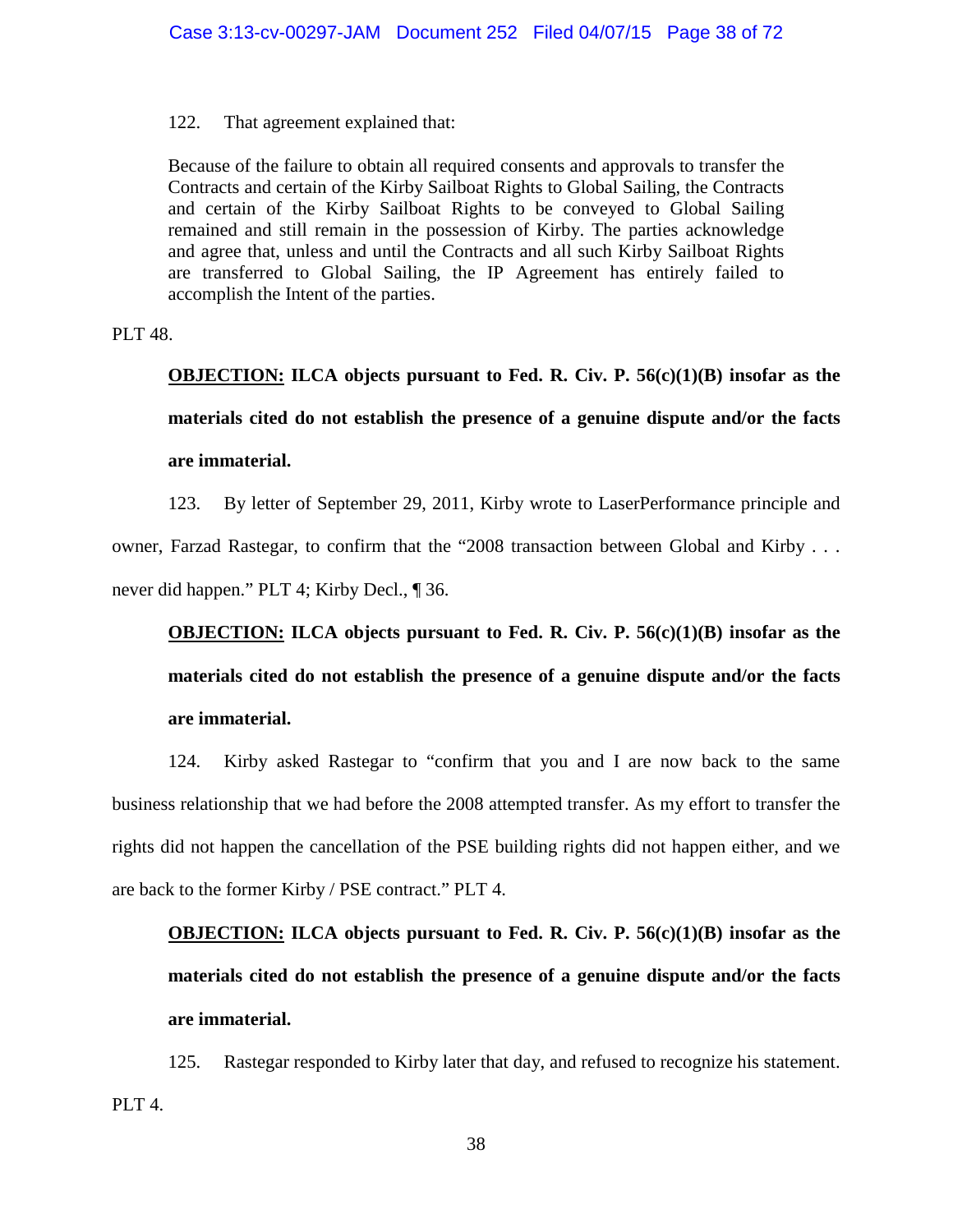122. That agreement explained that:

> Because of the failure to obtain all required consents and approvals to transfer the Contracts and certain of the Kirby Sailboat Rights to Global Sailing, the Contracts and certain of the Kirby Sailboat Rights to be conveyed to Global Sailing remained and still remain in the possession of Kirby. The parties acknowledge and agree that, unless and until the Contracts and all such Kirby Sailboat Rights are transferred to Global Sailing, the IP Agreement has entirely failed to accomplish the Intent of the parties.

PLT 48.

**<u>OBJECTION:</u> ILCA objects pursuant to Fed. R. Civ. P. 56(c)(1)(B) insofar as the materials cited do not establish the presence of a genuine dispute and/or the facts are immaterial.**

123. By letter of September 29, 2011, Kirby wrote to LaserPerformance principle and owner, Farzad Rastegar, to confirm that the "2008 transaction between Global and Kirby . . . never did happen." PLT 4; Kirby Decl., ¶ 36.

**<u>OBJECTION:</u> ILCA objects pursuant to Fed. R. Civ. P. 56(c)(1)(B) insofar as the materials cited do not establish the presence of a genuine dispute and/or the facts are immaterial.**

124. Kirby asked Rastegar to "confirm that you and I are now back to the same business relationship that we had before the 2008 attempted transfer. As my effort to transfer the rights did not happen the cancellation of the PSE building rights did not happen either, and we are back to the former Kirby / PSE contract." PLT 4.

**<u>OBJECTION:</u> ILCA objects pursuant to Fed. R. Civ. P. 56(c)(1)(B) insofar as the materials cited do not establish the presence of a genuine dispute and/or the facts are immaterial.**

125. Rastegar responded to Kirby later that day, and refused to recognize his statement. PLT 4.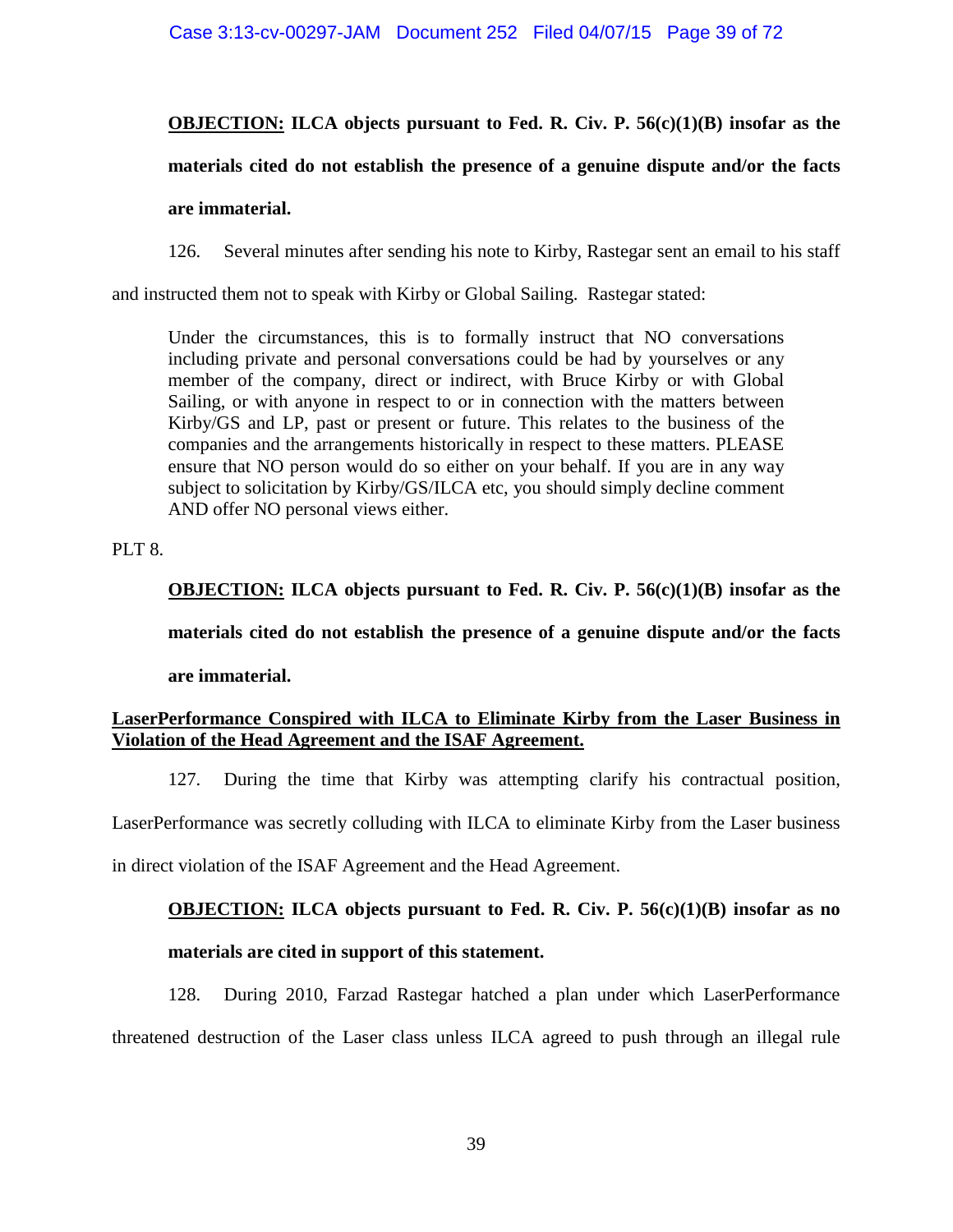**OBJECTION: ILCA objects pursuant to Fed. R. Civ. P. 56(c)(1)(B) insofar as the materials cited do not establish the presence of a genuine dispute and/or the facts are immaterial.**

126. Several minutes after sending his note to Kirby, Rastegar sent an email to his staff and instructed them not to speak with Kirby or Global Sailing. Rastegar stated:

> Under the circumstances, this is to formally instruct that NO conversations including private and personal conversations could be had by yourselves or any member of the company, direct or indirect, with Bruce Kirby or with Global Sailing, or with anyone in respect to or in connection with the matters between Kirby/GS and LP, past or present or future. This relates to the business of the companies and the arrangements historically in respect to these matters. PLEASE ensure that NO person would do so either on your behalf. If you are in any way subject to solicitation by Kirby/GS/ILCA etc, you should simply decline comment AND offer NO personal views either.

PLT 8.

**OBJECTION: ILCA objects pursuant to Fed. R. Civ. P. 56(c)(1)(B) insofar as the materials cited do not establish the presence of a genuine dispute and/or the facts are immaterial.**

**LaserPerformance Conspired with ILCA to Eliminate Kirby from the Laser Business in Violation of the Head Agreement and the ISAF Agreement.**

127. During the time that Kirby was attempting clarify his contractual position, LaserPerformance was secretly colluding with ILCA to eliminate Kirby from the Laser business in direct violation of the ISAF Agreement and the Head Agreement.

**OBJECTION: ILCA objects pursuant to Fed. R. Civ. P. 56(c)(1)(B) insofar as no materials are cited in support of this statement.**

128. During 2010, Farzad Rastegar hatched a plan under which LaserPerformance threatened destruction of the Laser class unless ILCA agreed to push through an illegal rule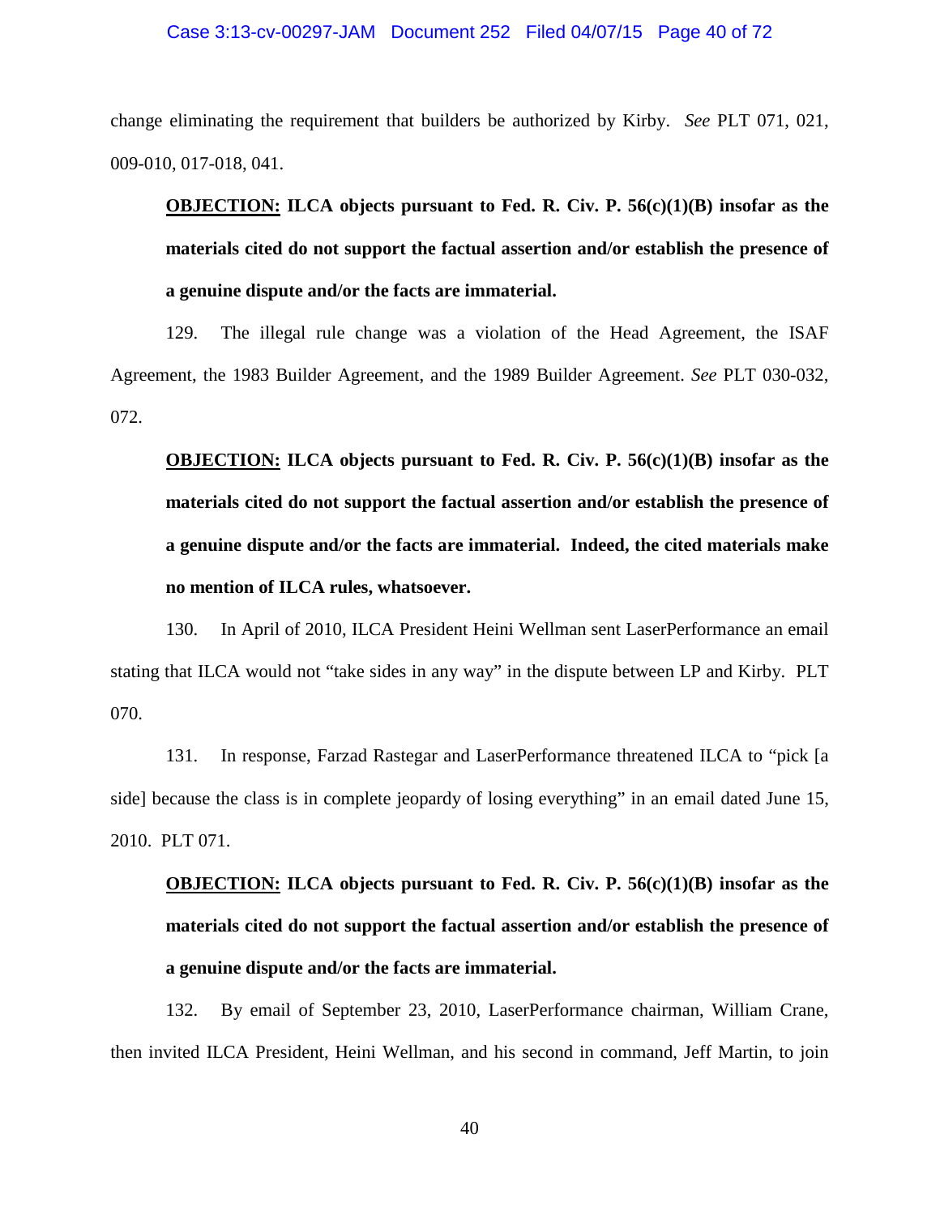change eliminating the requirement that builders be authorized by Kirby. *See* PLT 071, 021, 009-010, 017-018, 041.

**<u>OBJECTION:</u> ILCA objects pursuant to Fed. R. Civ. P. 56(c)(1)(B) insofar as the materials cited do not support the factual assertion and/or establish the presence of a genuine dispute and/or the facts are immaterial.**

129. The illegal rule change was a violation of the Head Agreement, the ISAF Agreement, the 1983 Builder Agreement, and the 1989 Builder Agreement. *See* PLT 030-032, 072.

**<u>OBJECTION:</u> ILCA objects pursuant to Fed. R. Civ. P. 56(c)(1)(B) insofar as the materials cited do not support the factual assertion and/or establish the presence of a genuine dispute and/or the facts are immaterial. Indeed, the cited materials make no mention of ILCA rules, whatsoever.**

130. In April of 2010, ILCA President Heini Wellman sent LaserPerformance an email stating that ILCA would not "take sides in any way" in the dispute between LP and Kirby. PLT 070.

131. In response, Farzad Rastegar and LaserPerformance threatened ILCA to "pick [a side] because the class is in complete jeopardy of losing everything" in an email dated June 15, 2010. PLT 071.

**<u>OBJECTION:</u> ILCA objects pursuant to Fed. R. Civ. P. 56(c)(1)(B) insofar as the materials cited do not support the factual assertion and/or establish the presence of a genuine dispute and/or the facts are immaterial.**

132. By email of September 23, 2010, LaserPerformance chairman, William Crane, then invited ILCA President, Heini Wellman, and his second in command, Jeff Martin, to join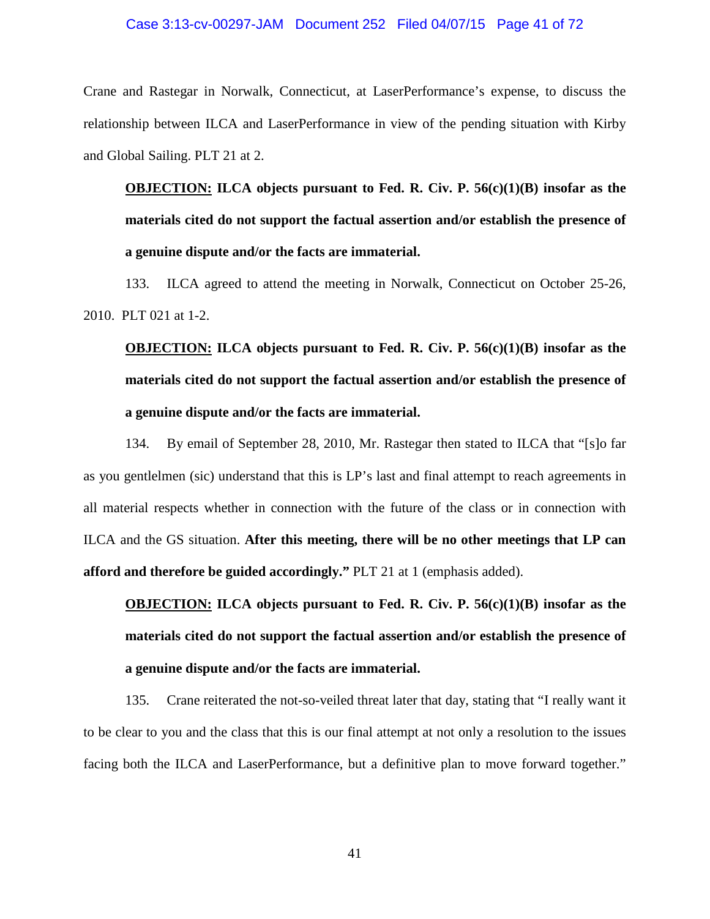Crane and Rastegar in Norwalk, Connecticut, at LaserPerformance's expense, to discuss the relationship between ILCA and LaserPerformance in view of the pending situation with Kirby and Global Sailing. PLT 21 at 2.

> **<u>OBJECTION:</u> ILCA objects pursuant to Fed. R. Civ. P. 56(c)(1)(B) insofar as the materials cited do not support the factual assertion and/or establish the presence of a genuine dispute and/or the facts are immaterial.**

133. ILCA agreed to attend the meeting in Norwalk, Connecticut on October 25-26, 2010. PLT 021 at 1-2.

> **<u>OBJECTION:</u> ILCA objects pursuant to Fed. R. Civ. P. 56(c)(1)(B) insofar as the materials cited do not support the factual assertion and/or establish the presence of a genuine dispute and/or the facts are immaterial.**

134. By email of September 28, 2010, Mr. Rastegar then stated to ILCA that "[s]o far as you gentlelmen (sic) understand that this is LP's last and final attempt to reach agreements in all material respects whether in connection with the future of the class or in connection with ILCA and the GS situation. **After this meeting, there will be no other meetings that LP can afford and therefore be guided accordingly."** PLT 21 at 1 (emphasis added).

> **<u>OBJECTION:</u> ILCA objects pursuant to Fed. R. Civ. P. 56(c)(1)(B) insofar as the materials cited do not support the factual assertion and/or establish the presence of a genuine dispute and/or the facts are immaterial.**

135. Crane reiterated the not-so-veiled threat later that day, stating that "I really want it to be clear to you and the class that this is our final attempt at not only a resolution to the issues facing both the ILCA and LaserPerformance, but a definitive plan to move forward together."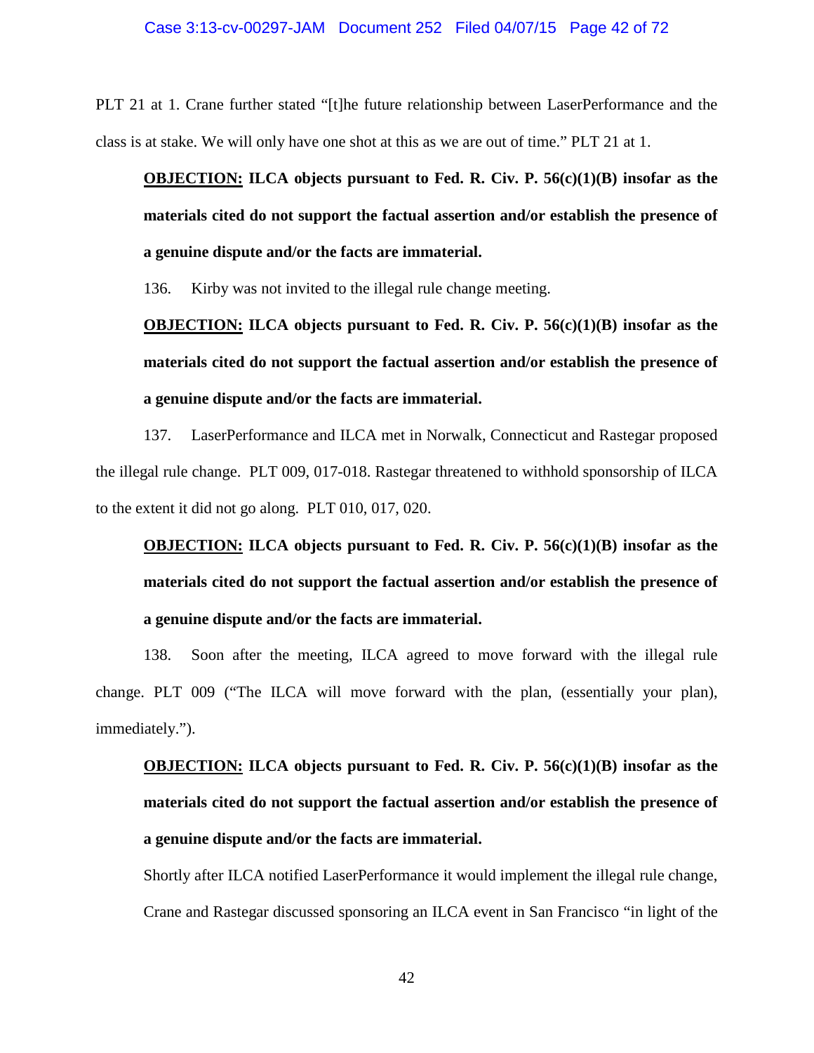PLT 21 at 1. Crane further stated "[t]he future relationship between LaserPerformance and the class is at stake. We will only have one shot at this as we are out of time." PLT 21 at 1.

**<u>OBJECTION:</u> ILCA objects pursuant to Fed. R. Civ. P. 56(c)(1)(B) insofar as the materials cited do not support the factual assertion and/or establish the presence of a genuine dispute and/or the facts are immaterial.**

136. Kirby was not invited to the illegal rule change meeting.

**<u>OBJECTION:</u> ILCA objects pursuant to Fed. R. Civ. P. 56(c)(1)(B) insofar as the materials cited do not support the factual assertion and/or establish the presence of a genuine dispute and/or the facts are immaterial.**

137. LaserPerformance and ILCA met in Norwalk, Connecticut and Rastegar proposed the illegal rule change. PLT 009, 017-018. Rastegar threatened to withhold sponsorship of ILCA to the extent it did not go along. PLT 010, 017, 020.

**<u>OBJECTION:</u> ILCA objects pursuant to Fed. R. Civ. P. 56(c)(1)(B) insofar as the materials cited do not support the factual assertion and/or establish the presence of a genuine dispute and/or the facts are immaterial.**

138. Soon after the meeting, ILCA agreed to move forward with the illegal rule change. PLT 009 ("The ILCA will move forward with the plan, (essentially your plan), immediately.").

**<u>OBJECTION:</u> ILCA objects pursuant to Fed. R. Civ. P. 56(c)(1)(B) insofar as the materials cited do not support the factual assertion and/or establish the presence of a genuine dispute and/or the facts are immaterial.**

Shortly after ILCA notified LaserPerformance it would implement the illegal rule change, Crane and Rastegar discussed sponsoring an ILCA event in San Francisco "in light of the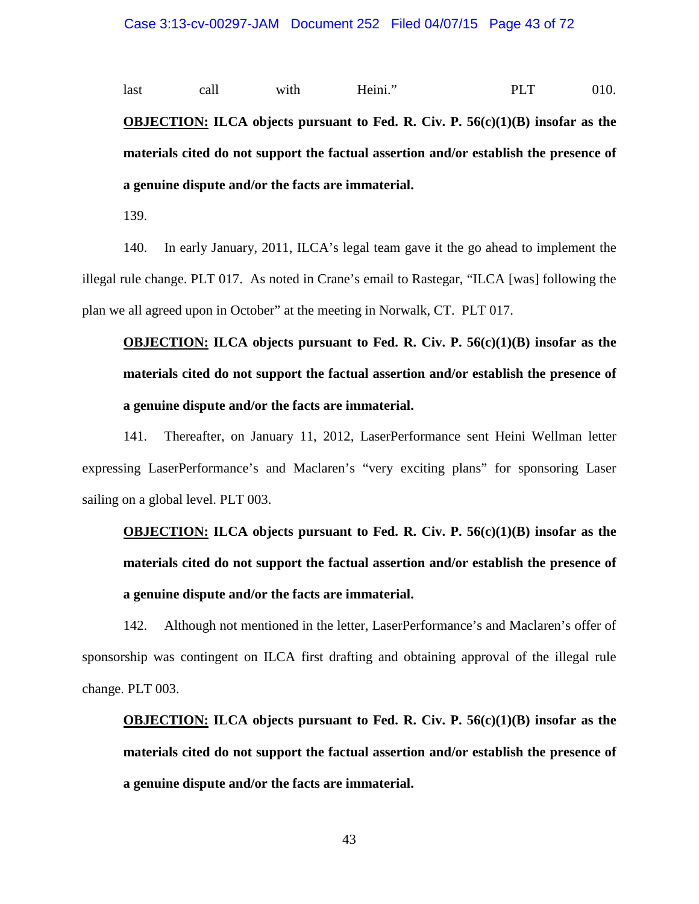last call with Heini." PLT 010.

**OBJECTION: ILCA objects pursuant to Fed. R. Civ. P. 56(c)(1)(B) insofar as the materials cited do not support the factual assertion and/or establish the presence of a genuine dispute and/or the facts are immaterial.**

139.

140. In early January, 2011, ILCA's legal team gave it the go ahead to implement the illegal rule change. PLT 017. As noted in Crane's email to Rastegar, "ILCA [was] following the plan we all agreed upon in October" at the meeting in Norwalk, CT. PLT 017.

**OBJECTION: ILCA objects pursuant to Fed. R. Civ. P. 56(c)(1)(B) insofar as the materials cited do not support the factual assertion and/or establish the presence of a genuine dispute and/or the facts are immaterial.**

141. Thereafter, on January 11, 2012, LaserPerformance sent Heini Wellman letter expressing LaserPerformance's and Maclaren's "very exciting plans" for sponsoring Laser sailing on a global level. PLT 003.

**OBJECTION: ILCA objects pursuant to Fed. R. Civ. P. 56(c)(1)(B) insofar as the materials cited do not support the factual assertion and/or establish the presence of a genuine dispute and/or the facts are immaterial.**

142. Although not mentioned in the letter, LaserPerformance's and Maclaren's offer of sponsorship was contingent on ILCA first drafting and obtaining approval of the illegal rule change. PLT 003.

**OBJECTION: ILCA objects pursuant to Fed. R. Civ. P. 56(c)(1)(B) insofar as the materials cited do not support the factual assertion and/or establish the presence of a genuine dispute and/or the facts are immaterial.**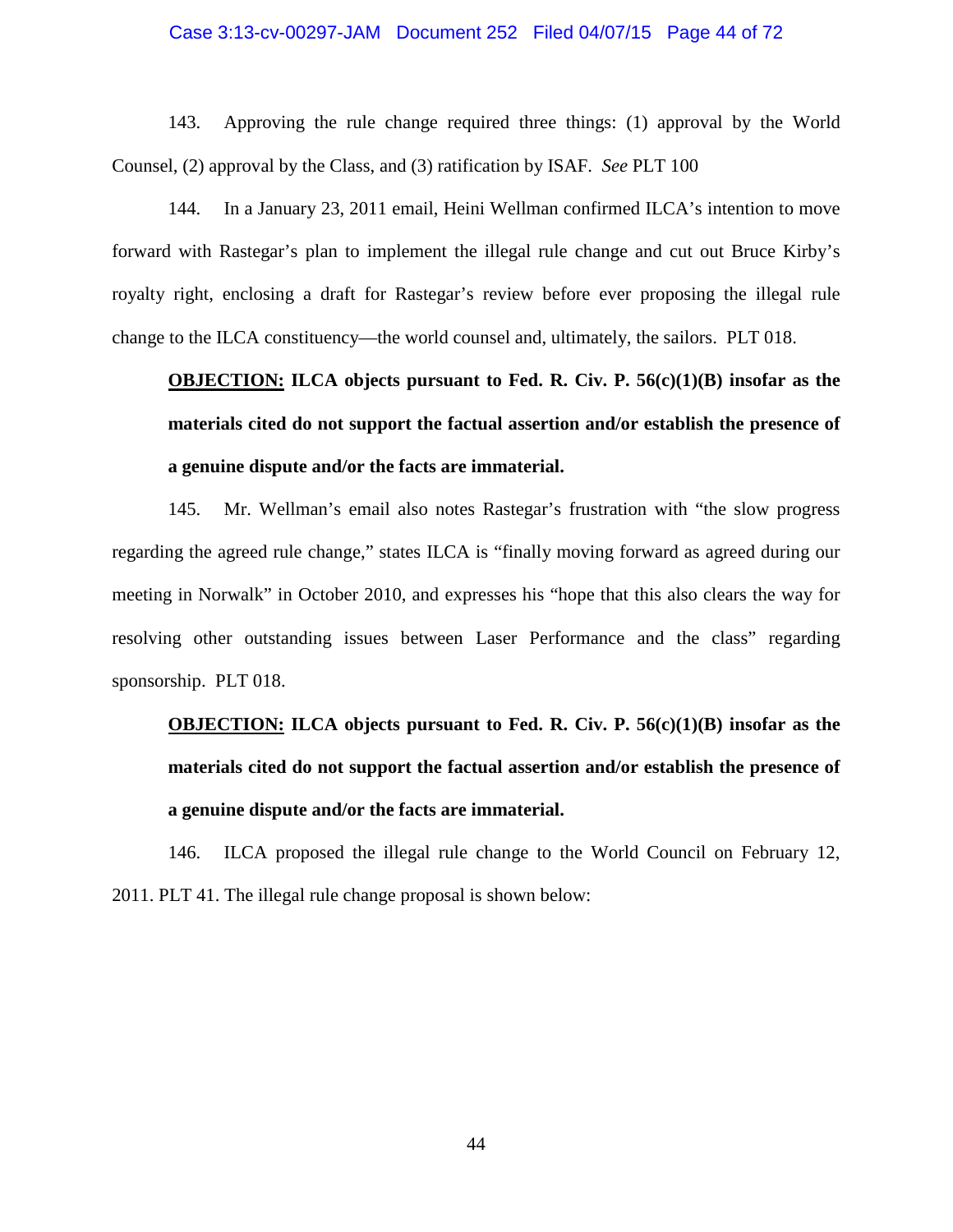143. Approving the rule change required three things: (1) approval by the World Counsel, (2) approval by the Class, and (3) ratification by ISAF. *See* PLT 100

144. In a January 23, 2011 email, Heini Wellman confirmed ILCA's intention to move forward with Rastegar's plan to implement the illegal rule change and cut out Bruce Kirby's royalty right, enclosing a draft for Rastegar's review before ever proposing the illegal rule change to the ILCA constituency—the world counsel and, ultimately, the sailors. PLT 018.

> **<u>OBJECTION:</u> ILCA objects pursuant to Fed. R. Civ. P. 56(c)(1)(B) insofar as the materials cited do not support the factual assertion and/or establish the presence of a genuine dispute and/or the facts are immaterial.**

145. Mr. Wellman's email also notes Rastegar's frustration with "the slow progress regarding the agreed rule change," states ILCA is "finally moving forward as agreed during our meeting in Norwalk" in October 2010, and expresses his "hope that this also clears the way for resolving other outstanding issues between Laser Performance and the class" regarding sponsorship. PLT 018.

> **<u>OBJECTION:</u> ILCA objects pursuant to Fed. R. Civ. P. 56(c)(1)(B) insofar as the materials cited do not support the factual assertion and/or establish the presence of a genuine dispute and/or the facts are immaterial.**

146. ILCA proposed the illegal rule change to the World Council on February 12, 2011. PLT 41. The illegal rule change proposal is shown below: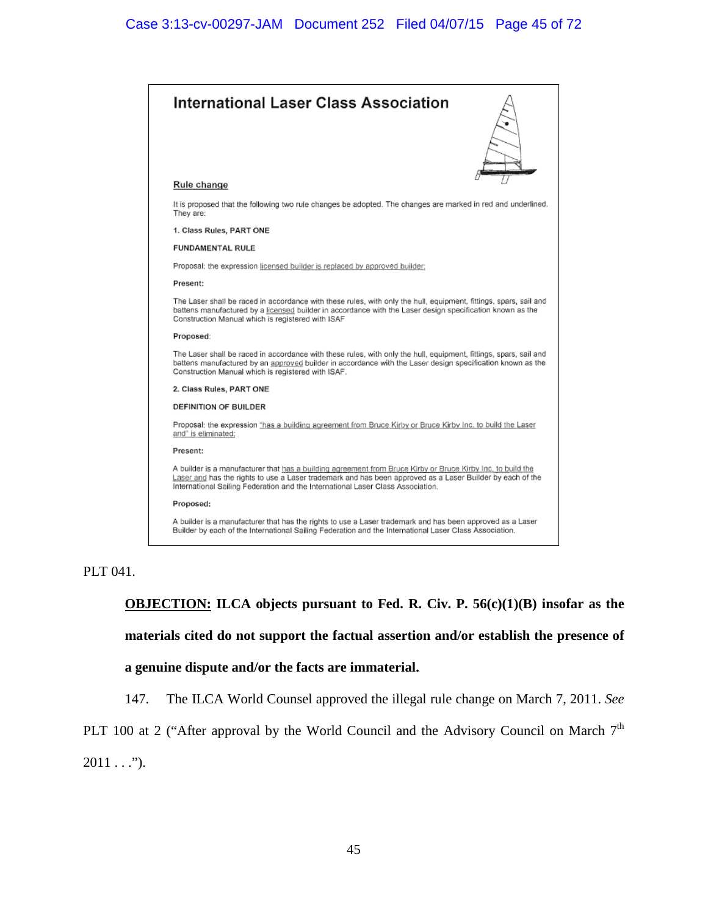**International Laser Class Association**

**Rule change**

It is proposed that the following two rule changes be adopted. The changes are marked in red and underlined. They are:

**1. Class Rules, PART ONE**

**FUNDAMENTAL RULE**

Proposal: the expression licensed builder is replaced by approved builder;

**Present:**

The Laser shall be raced in accordance with these rules, with only the hull, equipment, fittings, spars, sail and battens manufactured by a licensed builder in accordance with the Laser design specification known as the Construction Manual which is registered with ISAF

**Proposed:**

The Laser shall be raced in accordance with these rules, with only the hull, equipment, fittings, spars, sail and battens manufactured by an approved builder in accordance with the Laser design specification known as the Construction Manual which is registered with ISAF.

**2. Class Rules, PART ONE**

**DEFINITION OF BUILDER**

Proposal: the expression "has a building agreement from Bruce Kirby or Bruce Kirby Inc. to build the Laser and" is eliminated;

**Present:**

A builder is a manufacturer that has a building agreement from Bruce Kirby or Bruce Kirby Inc. to build the Laser and has the rights to use a Laser trademark and has been approved as a Laser Builder by each of the International Sailing Federation and the International Laser Class Association.

**Proposed:**

A builder is a manufacturer that has the rights to use a Laser trademark and has been approved as a Laser Builder by each of the International Sailing Federation and the International Laser Class Association.

PLT 041.

**OBJECTION: ILCA objects pursuant to Fed. R. Civ. P. 56(c)(1)(B) insofar as the materials cited do not support the factual assertion and/or establish the presence of a genuine dispute and/or the facts are immaterial.**

147. The ILCA World Counsel approved the illegal rule change on March 7, 2011. *See* PLT 100 at 2 ("After approval by the World Council and the Advisory Council on March 7th 2011 . . .").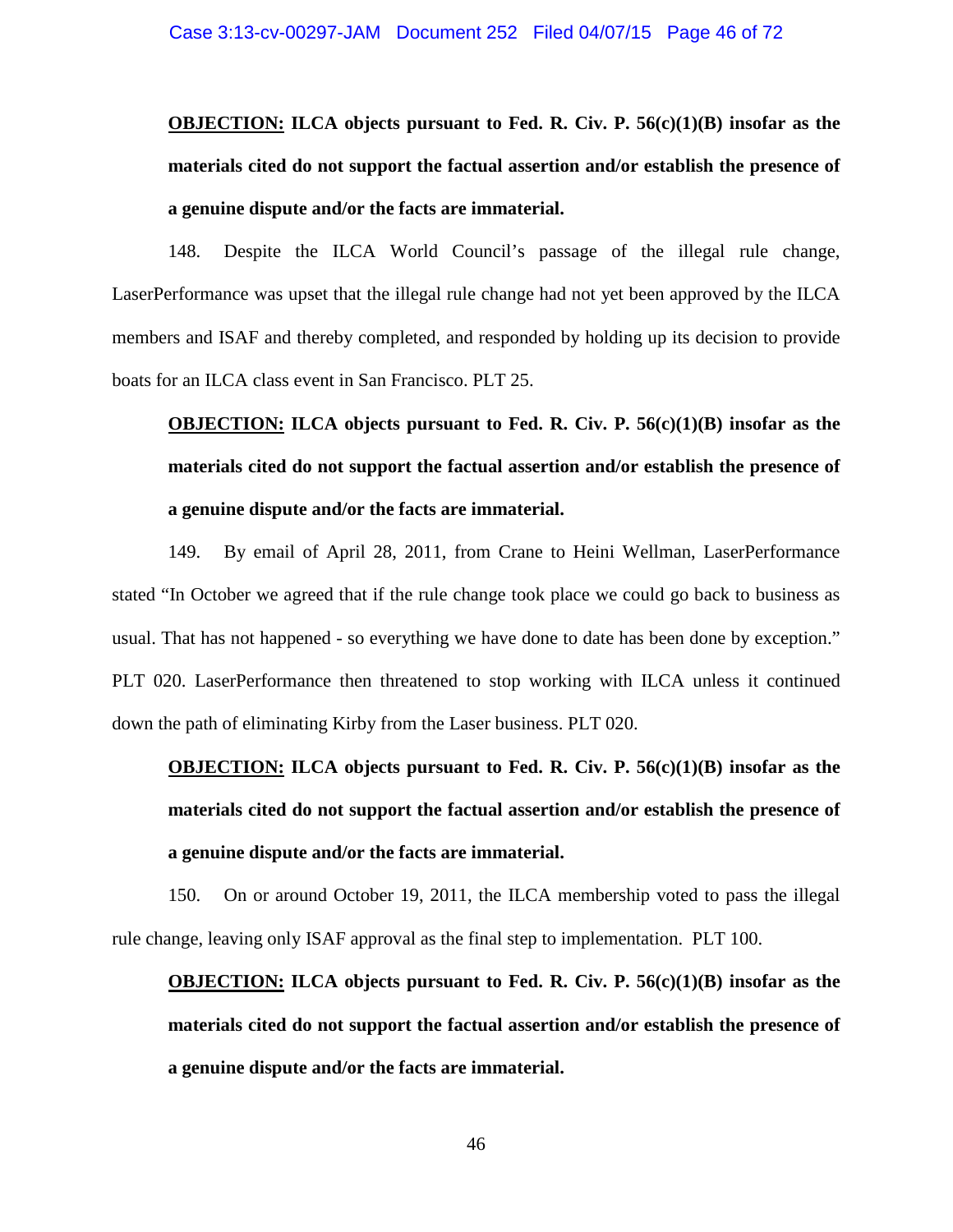**<u>OBJECTION:</u> ILCA objects pursuant to Fed. R. Civ. P. 56(c)(1)(B) insofar as the materials cited do not support the factual assertion and/or establish the presence of a genuine dispute and/or the facts are immaterial.**

148. Despite the ILCA World Council's passage of the illegal rule change, LaserPerformance was upset that the illegal rule change had not yet been approved by the ILCA members and ISAF and thereby completed, and responded by holding up its decision to provide boats for an ILCA class event in San Francisco. PLT 25.

**<u>OBJECTION:</u> ILCA objects pursuant to Fed. R. Civ. P. 56(c)(1)(B) insofar as the materials cited do not support the factual assertion and/or establish the presence of a genuine dispute and/or the facts are immaterial.**

149. By email of April 28, 2011, from Crane to Heini Wellman, LaserPerformance stated "In October we agreed that if the rule change took place we could go back to business as usual. That has not happened - so everything we have done to date has been done by exception." PLT 020. LaserPerformance then threatened to stop working with ILCA unless it continued down the path of eliminating Kirby from the Laser business. PLT 020.

**<u>OBJECTION:</u> ILCA objects pursuant to Fed. R. Civ. P. 56(c)(1)(B) insofar as the materials cited do not support the factual assertion and/or establish the presence of a genuine dispute and/or the facts are immaterial.**

150. On or around October 19, 2011, the ILCA membership voted to pass the illegal rule change, leaving only ISAF approval as the final step to implementation. PLT 100.

**<u>OBJECTION:</u> ILCA objects pursuant to Fed. R. Civ. P. 56(c)(1)(B) insofar as the materials cited do not support the factual assertion and/or establish the presence of a genuine dispute and/or the facts are immaterial.**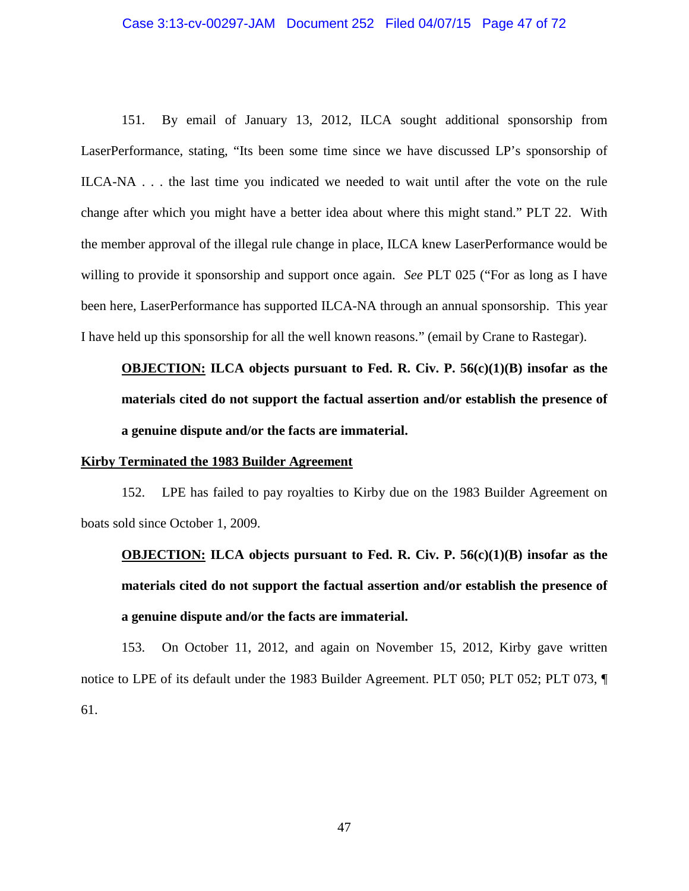151. By email of January 13, 2012, ILCA sought additional sponsorship from LaserPerformance, stating, "Its been some time since we have discussed LP's sponsorship of ILCA-NA . . . the last time you indicated we needed to wait until after the vote on the rule change after which you might have a better idea about where this might stand." PLT 22. With the member approval of the illegal rule change in place, ILCA knew LaserPerformance would be willing to provide it sponsorship and support once again. *See* PLT 025 ("For as long as I have been here, LaserPerformance has supported ILCA-NA through an annual sponsorship. This year I have held up this sponsorship for all the well known reasons." (email by Crane to Rastegar).

**<u>OBJECTION:</u> ILCA objects pursuant to Fed. R. Civ. P. 56(c)(1)(B) insofar as the materials cited do not support the factual assertion and/or establish the presence of a genuine dispute and/or the facts are immaterial.**

**<u>Kirby Terminated the 1983 Builder Agreement</u>**

152. LPE has failed to pay royalties to Kirby due on the 1983 Builder Agreement on boats sold since October 1, 2009.

**<u>OBJECTION:</u> ILCA objects pursuant to Fed. R. Civ. P. 56(c)(1)(B) insofar as the materials cited do not support the factual assertion and/or establish the presence of a genuine dispute and/or the facts are immaterial.**

153. On October 11, 2012, and again on November 15, 2012, Kirby gave written notice to LPE of its default under the 1983 Builder Agreement. PLT 050; PLT 052; PLT 073, ¶ 61.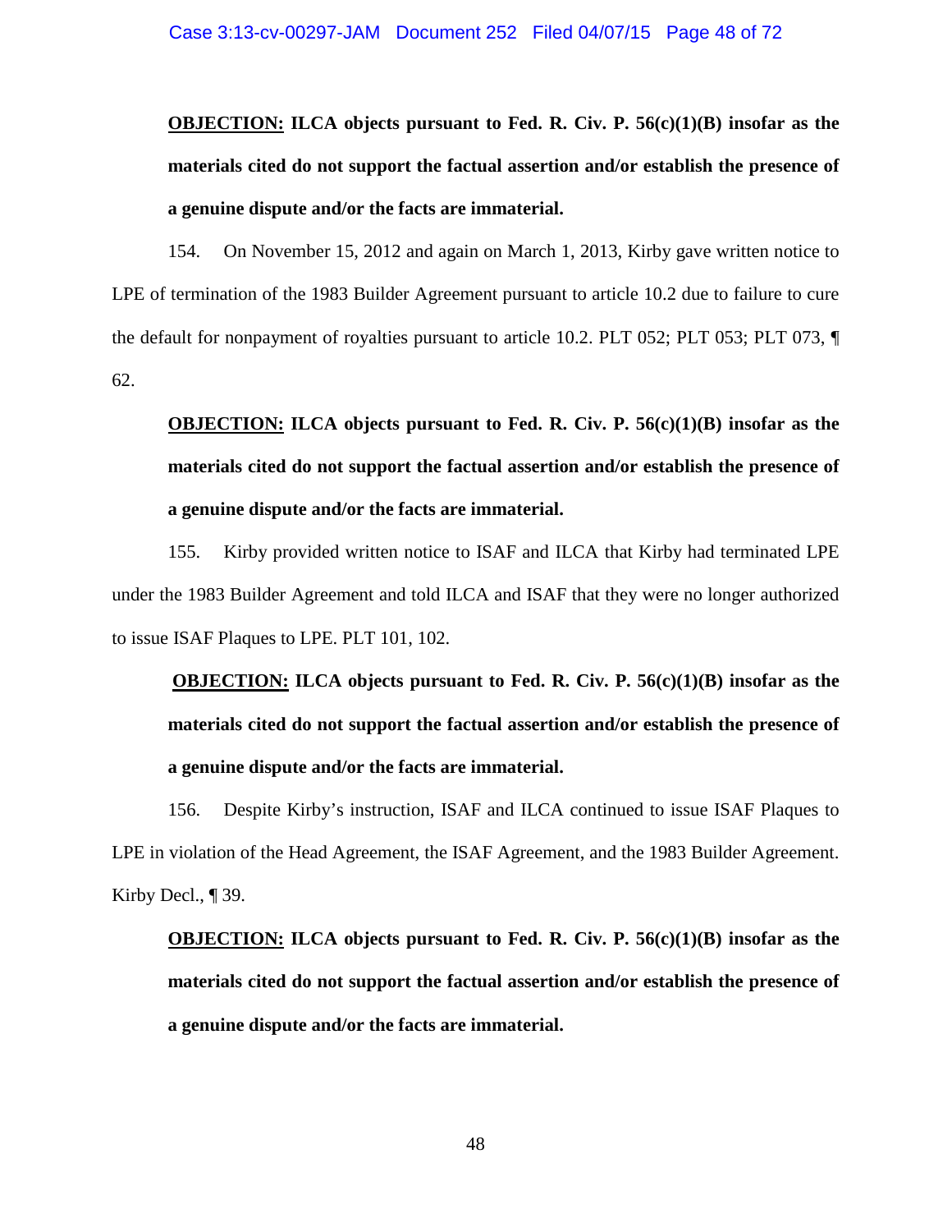**<u>OBJECTION:</u> ILCA objects pursuant to Fed. R. Civ. P. 56(c)(1)(B) insofar as the materials cited do not support the factual assertion and/or establish the presence of a genuine dispute and/or the facts are immaterial.**

154. On November 15, 2012 and again on March 1, 2013, Kirby gave written notice to LPE of termination of the 1983 Builder Agreement pursuant to article 10.2 due to failure to cure the default for nonpayment of royalties pursuant to article 10.2. PLT 052; PLT 053; PLT 073, ¶ 62.

**<u>OBJECTION:</u> ILCA objects pursuant to Fed. R. Civ. P. 56(c)(1)(B) insofar as the materials cited do not support the factual assertion and/or establish the presence of a genuine dispute and/or the facts are immaterial.**

155. Kirby provided written notice to ISAF and ILCA that Kirby had terminated LPE under the 1983 Builder Agreement and told ILCA and ISAF that they were no longer authorized to issue ISAF Plaques to LPE. PLT 101, 102.

**<u>OBJECTION:</u> ILCA objects pursuant to Fed. R. Civ. P. 56(c)(1)(B) insofar as the materials cited do not support the factual assertion and/or establish the presence of a genuine dispute and/or the facts are immaterial.**

156. Despite Kirby's instruction, ISAF and ILCA continued to issue ISAF Plaques to LPE in violation of the Head Agreement, the ISAF Agreement, and the 1983 Builder Agreement. Kirby Decl., ¶ 39.

**<u>OBJECTION:</u> ILCA objects pursuant to Fed. R. Civ. P. 56(c)(1)(B) insofar as the materials cited do not support the factual assertion and/or establish the presence of a genuine dispute and/or the facts are immaterial.**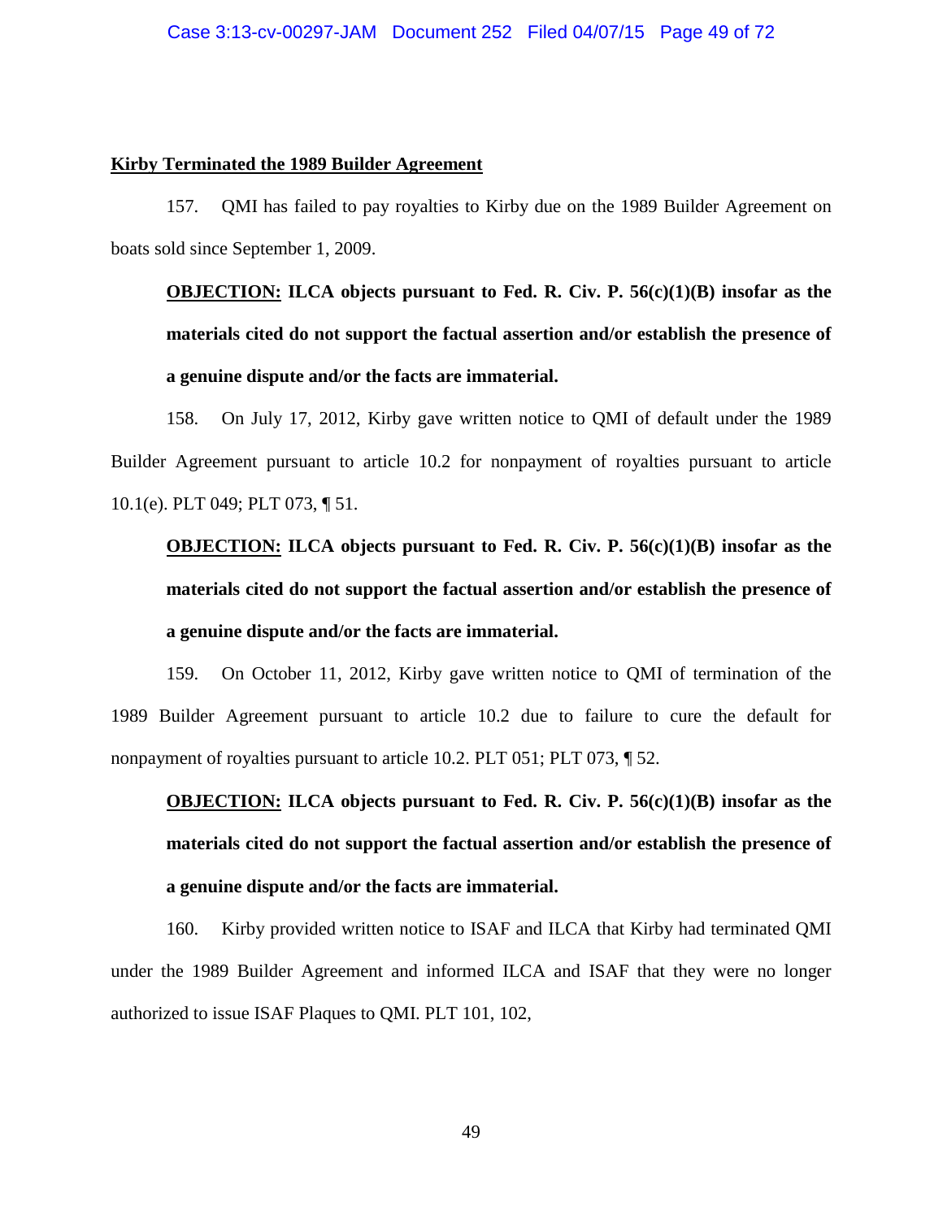**Kirby Terminated the 1989 Builder Agreement**

157. QMI has failed to pay royalties to Kirby due on the 1989 Builder Agreement on boats sold since September 1, 2009.

> **OBJECTION: ILCA objects pursuant to Fed. R. Civ. P. 56(c)(1)(B) insofar as the materials cited do not support the factual assertion and/or establish the presence of a genuine dispute and/or the facts are immaterial.**

158. On July 17, 2012, Kirby gave written notice to QMI of default under the 1989 Builder Agreement pursuant to article 10.2 for nonpayment of royalties pursuant to article 10.1(e). PLT 049; PLT 073, ¶ 51.

> **OBJECTION: ILCA objects pursuant to Fed. R. Civ. P. 56(c)(1)(B) insofar as the materials cited do not support the factual assertion and/or establish the presence of a genuine dispute and/or the facts are immaterial.**

159. On October 11, 2012, Kirby gave written notice to QMI of termination of the 1989 Builder Agreement pursuant to article 10.2 due to failure to cure the default for nonpayment of royalties pursuant to article 10.2. PLT 051; PLT 073, ¶ 52.

> **OBJECTION: ILCA objects pursuant to Fed. R. Civ. P. 56(c)(1)(B) insofar as the materials cited do not support the factual assertion and/or establish the presence of a genuine dispute and/or the facts are immaterial.**

160. Kirby provided written notice to ISAF and ILCA that Kirby had terminated QMI under the 1989 Builder Agreement and informed ILCA and ISAF that they were no longer authorized to issue ISAF Plaques to QMI. PLT 101, 102,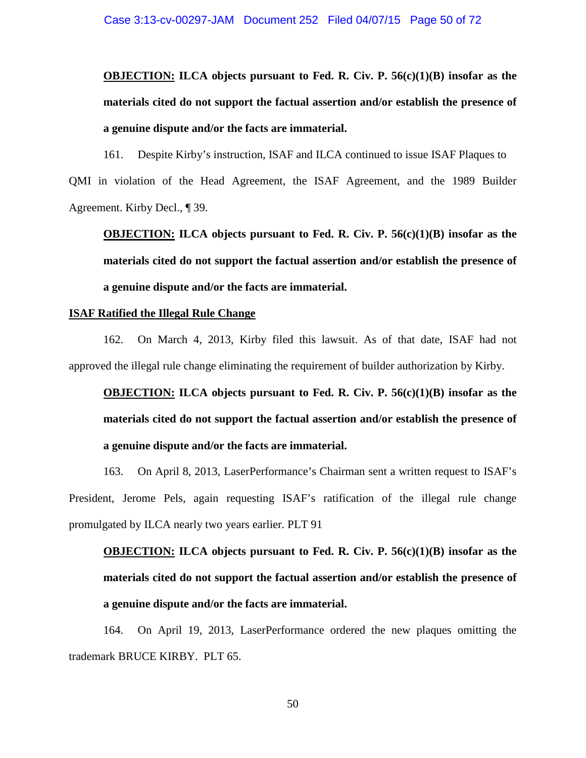**<u>OBJECTION:</u> ILCA objects pursuant to Fed. R. Civ. P. 56(c)(1)(B) insofar as the materials cited do not support the factual assertion and/or establish the presence of a genuine dispute and/or the facts are immaterial.**

161. Despite Kirby's instruction, ISAF and ILCA continued to issue ISAF Plaques to QMI in violation of the Head Agreement, the ISAF Agreement, and the 1989 Builder Agreement. Kirby Decl., ¶ 39.

**<u>OBJECTION:</u> ILCA objects pursuant to Fed. R. Civ. P. 56(c)(1)(B) insofar as the materials cited do not support the factual assertion and/or establish the presence of a genuine dispute and/or the facts are immaterial.**

**<u>ISAF Ratified the Illegal Rule Change</u>**

162. On March 4, 2013, Kirby filed this lawsuit. As of that date, ISAF had not approved the illegal rule change eliminating the requirement of builder authorization by Kirby.

**<u>OBJECTION:</u> ILCA objects pursuant to Fed. R. Civ. P. 56(c)(1)(B) insofar as the materials cited do not support the factual assertion and/or establish the presence of a genuine dispute and/or the facts are immaterial.**

163. On April 8, 2013, LaserPerformance's Chairman sent a written request to ISAF's President, Jerome Pels, again requesting ISAF's ratification of the illegal rule change promulgated by ILCA nearly two years earlier. PLT 91

**<u>OBJECTION:</u> ILCA objects pursuant to Fed. R. Civ. P. 56(c)(1)(B) insofar as the materials cited do not support the factual assertion and/or establish the presence of a genuine dispute and/or the facts are immaterial.**

164. On April 19, 2013, LaserPerformance ordered the new plaques omitting the trademark BRUCE KIRBY. PLT 65.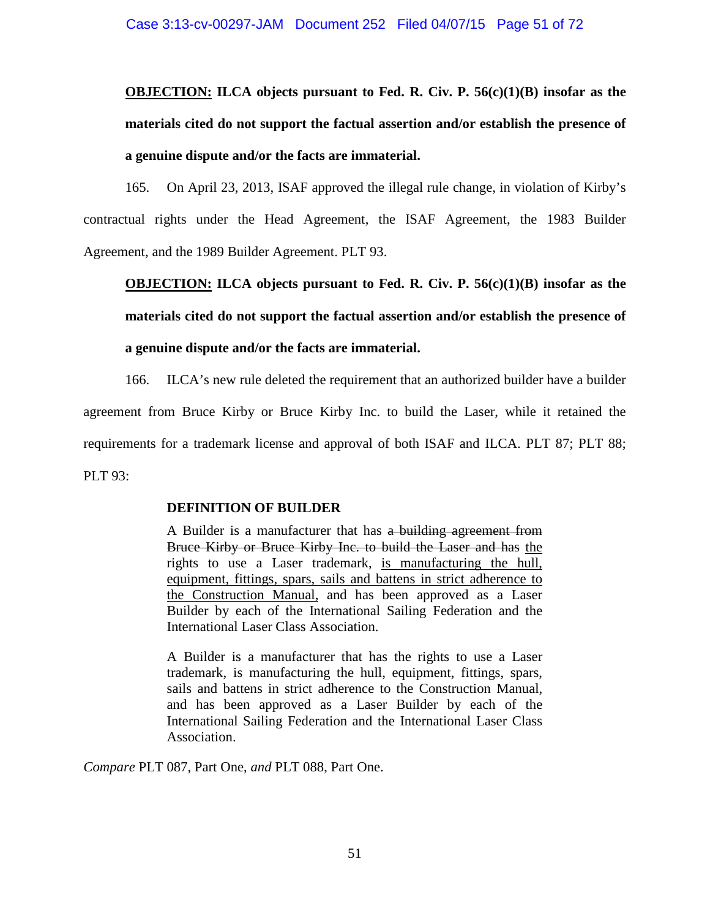**<u>OBJECTION:</u> ILCA objects pursuant to Fed. R. Civ. P. 56(c)(1)(B) insofar as the materials cited do not support the factual assertion and/or establish the presence of a genuine dispute and/or the facts are immaterial.**

165. On April 23, 2013, ISAF approved the illegal rule change, in violation of Kirby's contractual rights under the Head Agreement, the ISAF Agreement, the 1983 Builder Agreement, and the 1989 Builder Agreement. PLT 93.

**<u>OBJECTION:</u> ILCA objects pursuant to Fed. R. Civ. P. 56(c)(1)(B) insofar as the materials cited do not support the factual assertion and/or establish the presence of a genuine dispute and/or the facts are immaterial.**

166. ILCA's new rule deleted the requirement that an authorized builder have a builder agreement from Bruce Kirby or Bruce Kirby Inc. to build the Laser, while it retained the requirements for a trademark license and approval of both ISAF and ILCA. PLT 87; PLT 88; PLT 93:

> **DEFINITION OF BUILDER**
>
> A Builder is a manufacturer that has ~~a building agreement from Bruce Kirby or Bruce Kirby Inc. to build the Laser and has~~ <u>the</u> rights to use a Laser trademark, <u>is manufacturing the hull, equipment, fittings, spars, sails and battens in strict adherence to the Construction Manual,</u> and has been approved as a Laser Builder by each of the International Sailing Federation and the International Laser Class Association.
>
> A Builder is a manufacturer that has the rights to use a Laser trademark, is manufacturing the hull, equipment, fittings, spars, sails and battens in strict adherence to the Construction Manual, and has been approved as a Laser Builder by each of the International Sailing Federation and the International Laser Class Association.

*Compare* PLT 087, Part One, *and* PLT 088, Part One.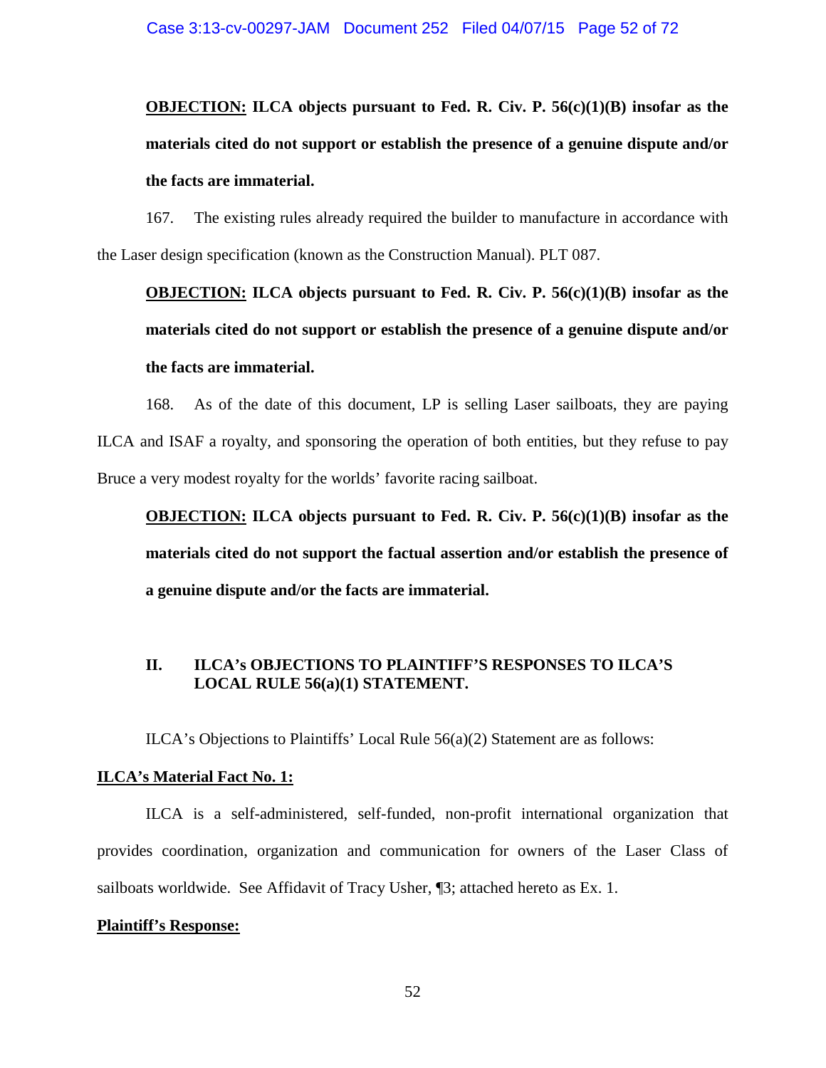**OBJECTION:** **ILCA objects pursuant to Fed. R. Civ. P. 56(c)(1)(B) insofar as the materials cited do not support or establish the presence of a genuine dispute and/or the facts are immaterial.**

167. The existing rules already required the builder to manufacture in accordance with the Laser design specification (known as the Construction Manual). PLT 087.

**OBJECTION:** **ILCA objects pursuant to Fed. R. Civ. P. 56(c)(1)(B) insofar as the materials cited do not support or establish the presence of a genuine dispute and/or the facts are immaterial.**

168. As of the date of this document, LP is selling Laser sailboats, they are paying ILCA and ISAF a royalty, and sponsoring the operation of both entities, but they refuse to pay Bruce a very modest royalty for the worlds' favorite racing sailboat.

**OBJECTION:** **ILCA objects pursuant to Fed. R. Civ. P. 56(c)(1)(B) insofar as the materials cited do not support the factual assertion and/or establish the presence of a genuine dispute and/or the facts are immaterial.**

## II. ILCA's OBJECTIONS TO PLAINTIFF'S RESPONSES TO ILCA'S LOCAL RULE 56(a)(1) STATEMENT.

ILCA's Objections to Plaintiffs' Local Rule 56(a)(2) Statement are as follows:

**ILCA's Material Fact No. 1:**

ILCA is a self-administered, self-funded, non-profit international organization that provides coordination, organization and communication for owners of the Laser Class of sailboats worldwide. See Affidavit of Tracy Usher, ¶3; attached hereto as Ex. 1.

**Plaintiff's Response:**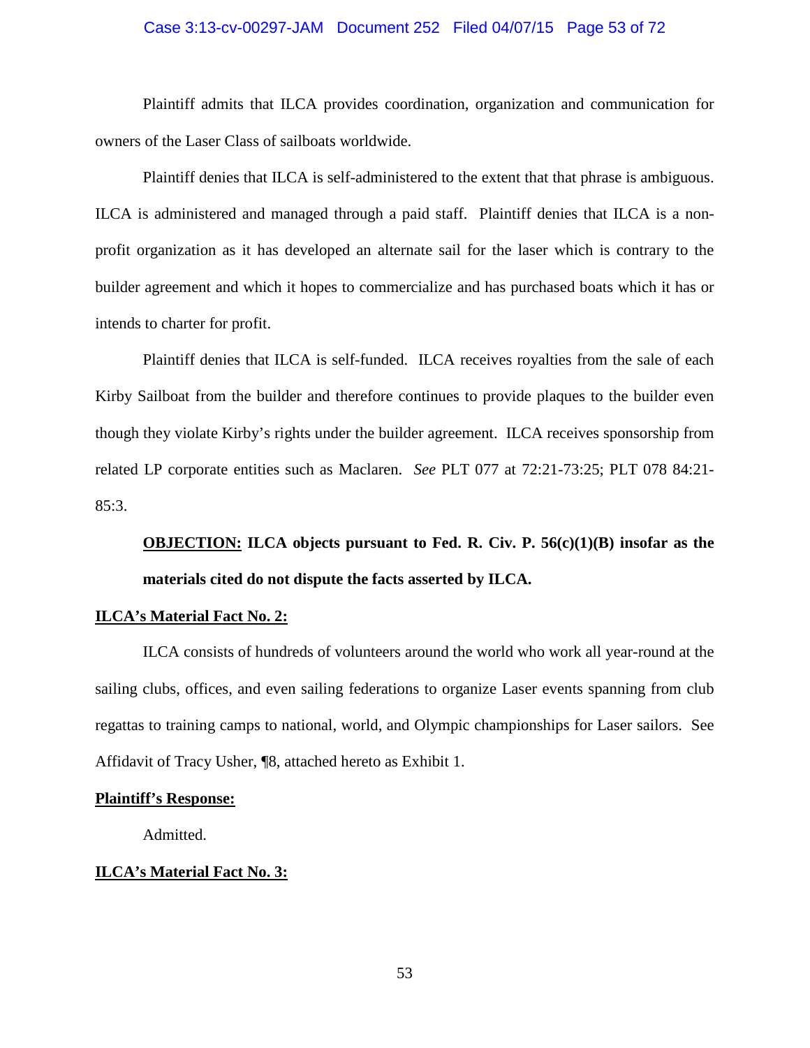Plaintiff admits that ILCA provides coordination, organization and communication for owners of the Laser Class of sailboats worldwide.

Plaintiff denies that ILCA is self-administered to the extent that that phrase is ambiguous. ILCA is administered and managed through a paid staff. Plaintiff denies that ILCA is a non-profit organization as it has developed an alternate sail for the laser which is contrary to the builder agreement and which it hopes to commercialize and has purchased boats which it has or intends to charter for profit.

Plaintiff denies that ILCA is self-funded. ILCA receives royalties from the sale of each Kirby Sailboat from the builder and therefore continues to provide plaques to the builder even though they violate Kirby's rights under the builder agreement. ILCA receives sponsorship from related LP corporate entities such as Maclaren. *See* PLT 077 at 72:21-73:25; PLT 078 84:21-85:3.

**<u>OBJECTION:</u> ILCA objects pursuant to Fed. R. Civ. P. 56(c)(1)(B) insofar as the materials cited do not dispute the facts asserted by ILCA.**

**<u>ILCA's Material Fact No. 2:</u>**

ILCA consists of hundreds of volunteers around the world who work all year-round at the sailing clubs, offices, and even sailing federations to organize Laser events spanning from club regattas to training camps to national, world, and Olympic championships for Laser sailors. See Affidavit of Tracy Usher, ¶8, attached hereto as Exhibit 1.

**<u>Plaintiff's Response:</u>**

Admitted.

**<u>ILCA's Material Fact No. 3:</u>**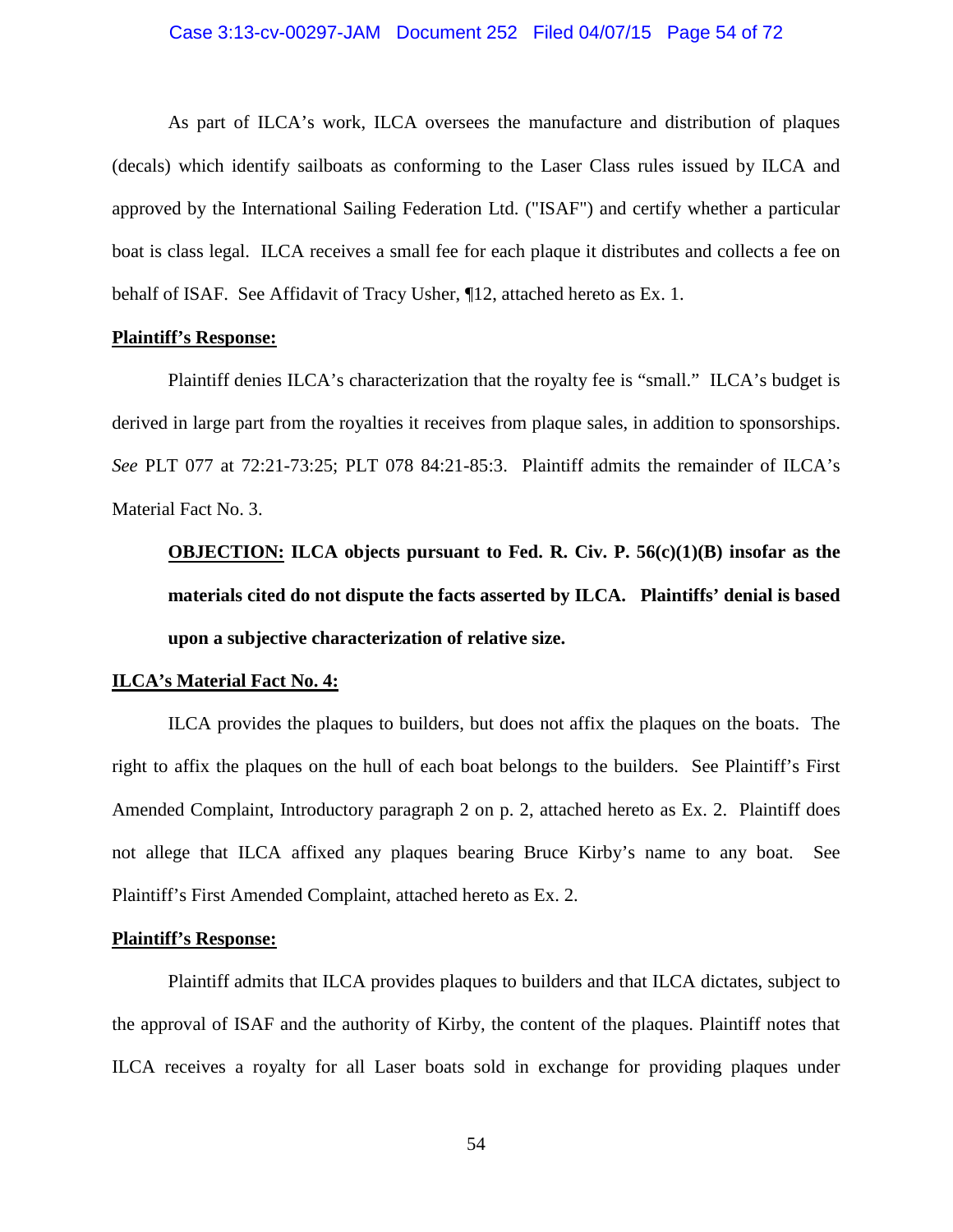As part of ILCA's work, ILCA oversees the manufacture and distribution of plaques (decals) which identify sailboats as conforming to the Laser Class rules issued by ILCA and approved by the International Sailing Federation Ltd. ("ISAF") and certify whether a particular boat is class legal. ILCA receives a small fee for each plaque it distributes and collects a fee on behalf of ISAF. See Affidavit of Tracy Usher, ¶12, attached hereto as Ex. 1.

**Plaintiff's Response:**

Plaintiff denies ILCA's characterization that the royalty fee is "small." ILCA's budget is derived in large part from the royalties it receives from plaque sales, in addition to sponsorships. *See* PLT 077 at 72:21-73:25; PLT 078 84:21-85:3. Plaintiff admits the remainder of ILCA's Material Fact No. 3.

> **OBJECTION: ILCA objects pursuant to Fed. R. Civ. P. 56(c)(1)(B) insofar as the materials cited do not dispute the facts asserted by ILCA. Plaintiffs' denial is based upon a subjective characterization of relative size.**

**ILCA's Material Fact No. 4:**

ILCA provides the plaques to builders, but does not affix the plaques on the boats. The right to affix the plaques on the hull of each boat belongs to the builders. See Plaintiff's First Amended Complaint, Introductory paragraph 2 on p. 2, attached hereto as Ex. 2. Plaintiff does not allege that ILCA affixed any plaques bearing Bruce Kirby's name to any boat. See Plaintiff's First Amended Complaint, attached hereto as Ex. 2.

**Plaintiff's Response:**

Plaintiff admits that ILCA provides plaques to builders and that ILCA dictates, subject to the approval of ISAF and the authority of Kirby, the content of the plaques. Plaintiff notes that ILCA receives a royalty for all Laser boats sold in exchange for providing plaques under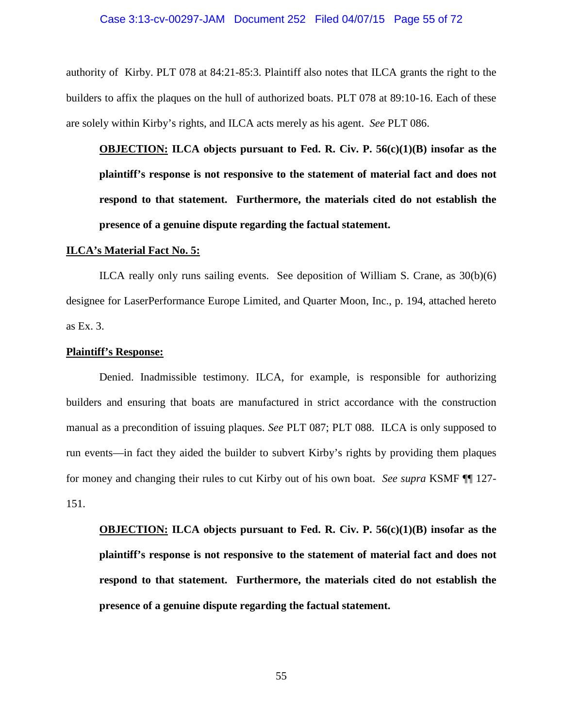authority of Kirby. PLT 078 at 84:21-85:3. Plaintiff also notes that ILCA grants the right to the builders to affix the plaques on the hull of authorized boats. PLT 078 at 89:10-16. Each of these are solely within Kirby's rights, and ILCA acts merely as his agent. *See* PLT 086.

> **<u>OBJECTION:</u> ILCA objects pursuant to Fed. R. Civ. P. 56(c)(1)(B) insofar as the plaintiff's response is not responsive to the statement of material fact and does not respond to that statement. Furthermore, the materials cited do not establish the presence of a genuine dispute regarding the factual statement.**

**<u>ILCA's Material Fact No. 5:</u>**

ILCA really only runs sailing events. See deposition of William S. Crane, as 30(b)(6) designee for LaserPerformance Europe Limited, and Quarter Moon, Inc., p. 194, attached hereto as Ex. 3.

**<u>Plaintiff's Response:</u>**

Denied. Inadmissible testimony. ILCA, for example, is responsible for authorizing builders and ensuring that boats are manufactured in strict accordance with the construction manual as a precondition of issuing plaques. *See* PLT 087; PLT 088. ILCA is only supposed to run events—in fact they aided the builder to subvert Kirby's rights by providing them plaques for money and changing their rules to cut Kirby out of his own boat. *See supra* KSMF ¶¶ 127-151.

> **<u>OBJECTION:</u> ILCA objects pursuant to Fed. R. Civ. P. 56(c)(1)(B) insofar as the plaintiff's response is not responsive to the statement of material fact and does not respond to that statement. Furthermore, the materials cited do not establish the presence of a genuine dispute regarding the factual statement.**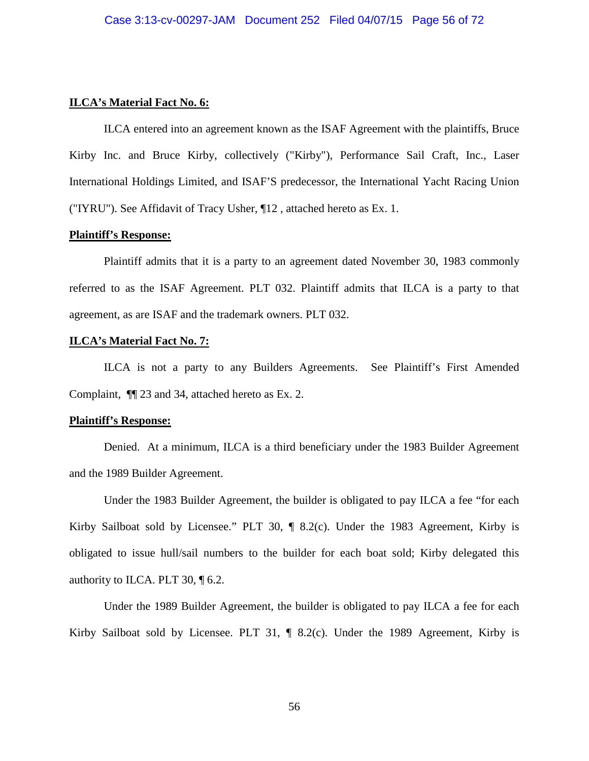**ILCA's Material Fact No. 6:**

ILCA entered into an agreement known as the ISAF Agreement with the plaintiffs, Bruce Kirby Inc. and Bruce Kirby, collectively ("Kirby"), Performance Sail Craft, Inc., Laser International Holdings Limited, and ISAF'S predecessor, the International Yacht Racing Union ("IYRU"). See Affidavit of Tracy Usher, ¶12 , attached hereto as Ex. 1.

**Plaintiff's Response:**

Plaintiff admits that it is a party to an agreement dated November 30, 1983 commonly referred to as the ISAF Agreement. PLT 032. Plaintiff admits that ILCA is a party to that agreement, as are ISAF and the trademark owners. PLT 032.

**ILCA's Material Fact No. 7:**

ILCA is not a party to any Builders Agreements. See Plaintiff's First Amended Complaint, ¶¶ 23 and 34, attached hereto as Ex. 2.

**Plaintiff's Response:**

Denied. At a minimum, ILCA is a third beneficiary under the 1983 Builder Agreement and the 1989 Builder Agreement.

Under the 1983 Builder Agreement, the builder is obligated to pay ILCA a fee "for each Kirby Sailboat sold by Licensee." PLT 30, ¶ 8.2(c). Under the 1983 Agreement, Kirby is obligated to issue hull/sail numbers to the builder for each boat sold; Kirby delegated this authority to ILCA. PLT 30, ¶ 6.2.

Under the 1989 Builder Agreement, the builder is obligated to pay ILCA a fee for each Kirby Sailboat sold by Licensee. PLT 31, ¶ 8.2(c). Under the 1989 Agreement, Kirby is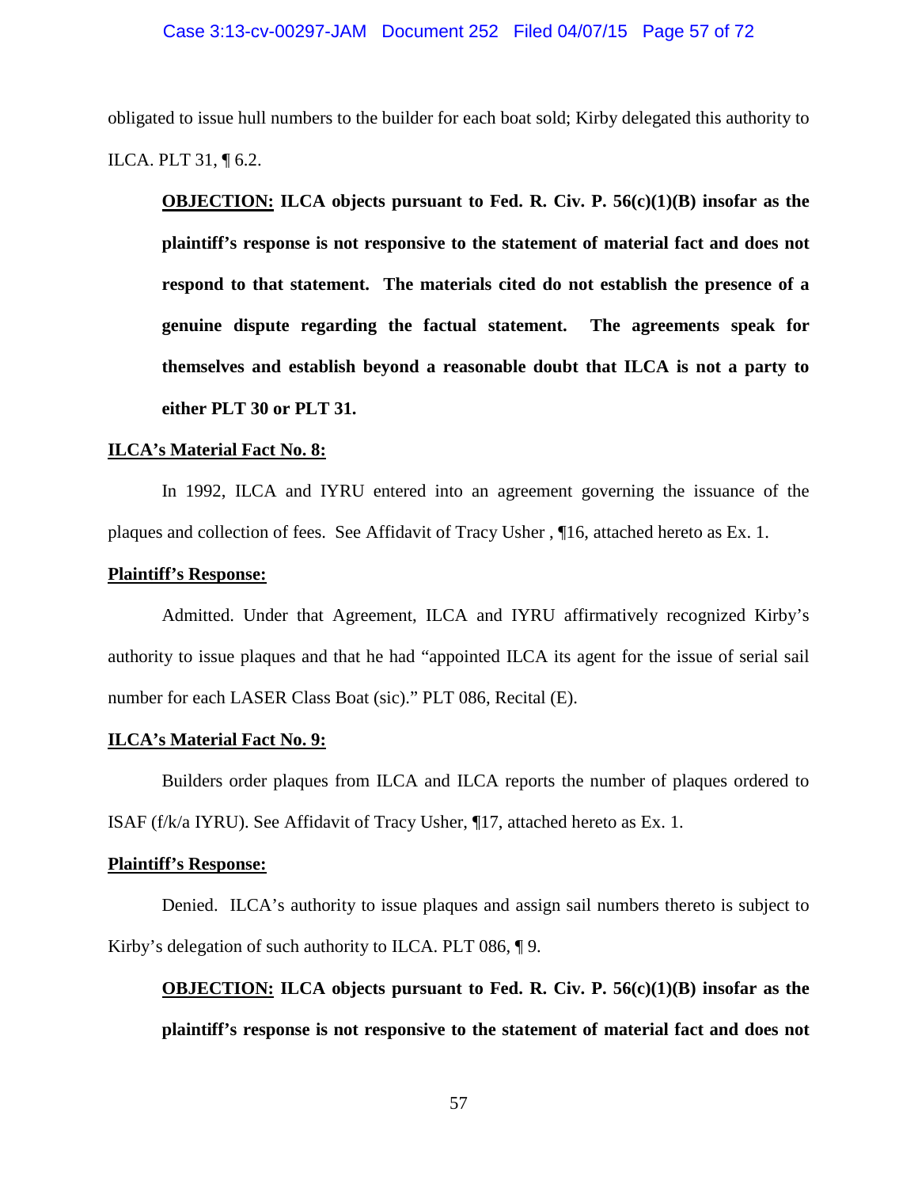obligated to issue hull numbers to the builder for each boat sold; Kirby delegated this authority to ILCA. PLT 31, ¶ 6.2.

> **<u>OBJECTION:</u> ILCA objects pursuant to Fed. R. Civ. P. 56(c)(1)(B) insofar as the plaintiff's response is not responsive to the statement of material fact and does not respond to that statement. The materials cited do not establish the presence of a genuine dispute regarding the factual statement. The agreements speak for themselves and establish beyond a reasonable doubt that ILCA is not a party to either PLT 30 or PLT 31.**

**<u>ILCA's Material Fact No. 8:</u>**

In 1992, ILCA and IYRU entered into an agreement governing the issuance of the plaques and collection of fees. See Affidavit of Tracy Usher , ¶16, attached hereto as Ex. 1.

**<u>Plaintiff's Response:</u>**

Admitted. Under that Agreement, ILCA and IYRU affirmatively recognized Kirby's authority to issue plaques and that he had "appointed ILCA its agent for the issue of serial sail number for each LASER Class Boat (sic)." PLT 086, Recital (E).

**<u>ILCA's Material Fact No. 9:</u>**

Builders order plaques from ILCA and ILCA reports the number of plaques ordered to ISAF (f/k/a IYRU). See Affidavit of Tracy Usher, ¶17, attached hereto as Ex. 1.

**<u>Plaintiff's Response:</u>**

Denied. ILCA's authority to issue plaques and assign sail numbers thereto is subject to Kirby's delegation of such authority to ILCA. PLT 086, ¶ 9.

> **<u>OBJECTION:</u> ILCA objects pursuant to Fed. R. Civ. P. 56(c)(1)(B) insofar as the plaintiff's response is not responsive to the statement of material fact and does not**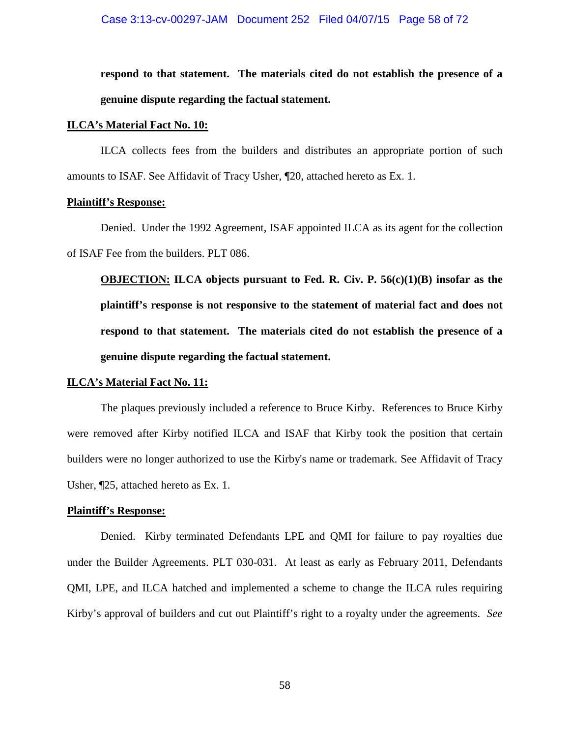**respond to that statement. The materials cited do not establish the presence of a genuine dispute regarding the factual statement.**

**ILCA's Material Fact No. 10:**

ILCA collects fees from the builders and distributes an appropriate portion of such amounts to ISAF. See Affidavit of Tracy Usher, ¶20, attached hereto as Ex. 1.

**Plaintiff's Response:**

Denied. Under the 1992 Agreement, ISAF appointed ILCA as its agent for the collection of ISAF Fee from the builders. PLT 086.

**OBJECTION: ILCA objects pursuant to Fed. R. Civ. P. 56(c)(1)(B) insofar as the plaintiff's response is not responsive to the statement of material fact and does not respond to that statement. The materials cited do not establish the presence of a genuine dispute regarding the factual statement.**

**ILCA's Material Fact No. 11:**

The plaques previously included a reference to Bruce Kirby. References to Bruce Kirby were removed after Kirby notified ILCA and ISAF that Kirby took the position that certain builders were no longer authorized to use the Kirby's name or trademark. See Affidavit of Tracy Usher, ¶25, attached hereto as Ex. 1.

**Plaintiff's Response:**

Denied. Kirby terminated Defendants LPE and QMI for failure to pay royalties due under the Builder Agreements. PLT 030-031. At least as early as February 2011, Defendants QMI, LPE, and ILCA hatched and implemented a scheme to change the ILCA rules requiring Kirby's approval of builders and cut out Plaintiff's right to a royalty under the agreements. *See*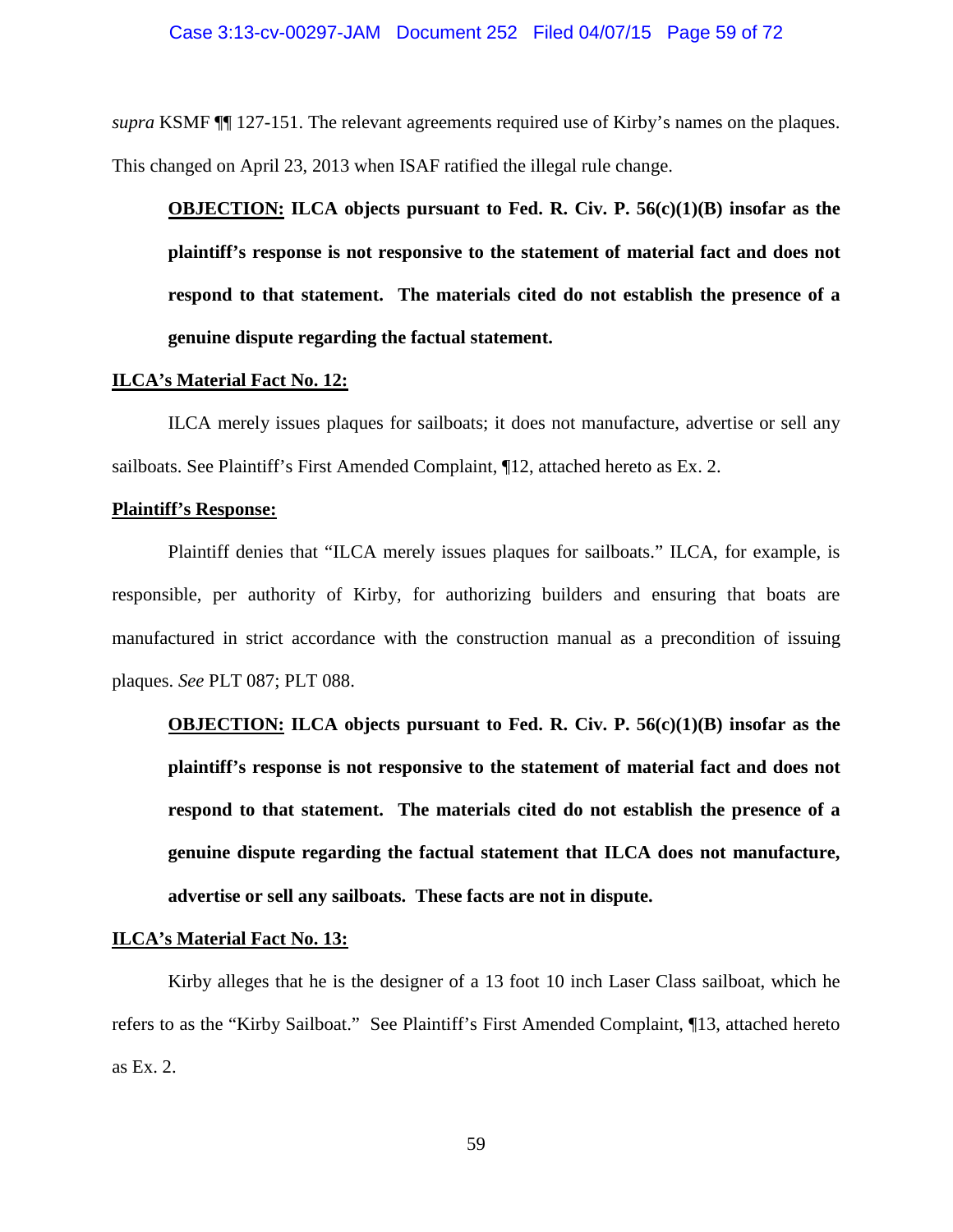*supra* KSMF ¶¶ 127-151. The relevant agreements required use of Kirby's names on the plaques. This changed on April 23, 2013 when ISAF ratified the illegal rule change.

> **<u>OBJECTION:</u> ILCA objects pursuant to Fed. R. Civ. P. 56(c)(1)(B) insofar as the plaintiff's response is not responsive to the statement of material fact and does not respond to that statement. The materials cited do not establish the presence of a genuine dispute regarding the factual statement.**

**<u>ILCA's Material Fact No. 12:</u>**

ILCA merely issues plaques for sailboats; it does not manufacture, advertise or sell any sailboats. See Plaintiff's First Amended Complaint, ¶12, attached hereto as Ex. 2.

**<u>Plaintiff's Response:</u>**

Plaintiff denies that "ILCA merely issues plaques for sailboats." ILCA, for example, is responsible, per authority of Kirby, for authorizing builders and ensuring that boats are manufactured in strict accordance with the construction manual as a precondition of issuing plaques. *See* PLT 087; PLT 088.

> **<u>OBJECTION:</u> ILCA objects pursuant to Fed. R. Civ. P. 56(c)(1)(B) insofar as the plaintiff's response is not responsive to the statement of material fact and does not respond to that statement. The materials cited do not establish the presence of a genuine dispute regarding the factual statement that ILCA does not manufacture, advertise or sell any sailboats. These facts are not in dispute.**

**<u>ILCA's Material Fact No. 13:</u>**

Kirby alleges that he is the designer of a 13 foot 10 inch Laser Class sailboat, which he refers to as the "Kirby Sailboat." See Plaintiff's First Amended Complaint, ¶13, attached hereto as Ex. 2.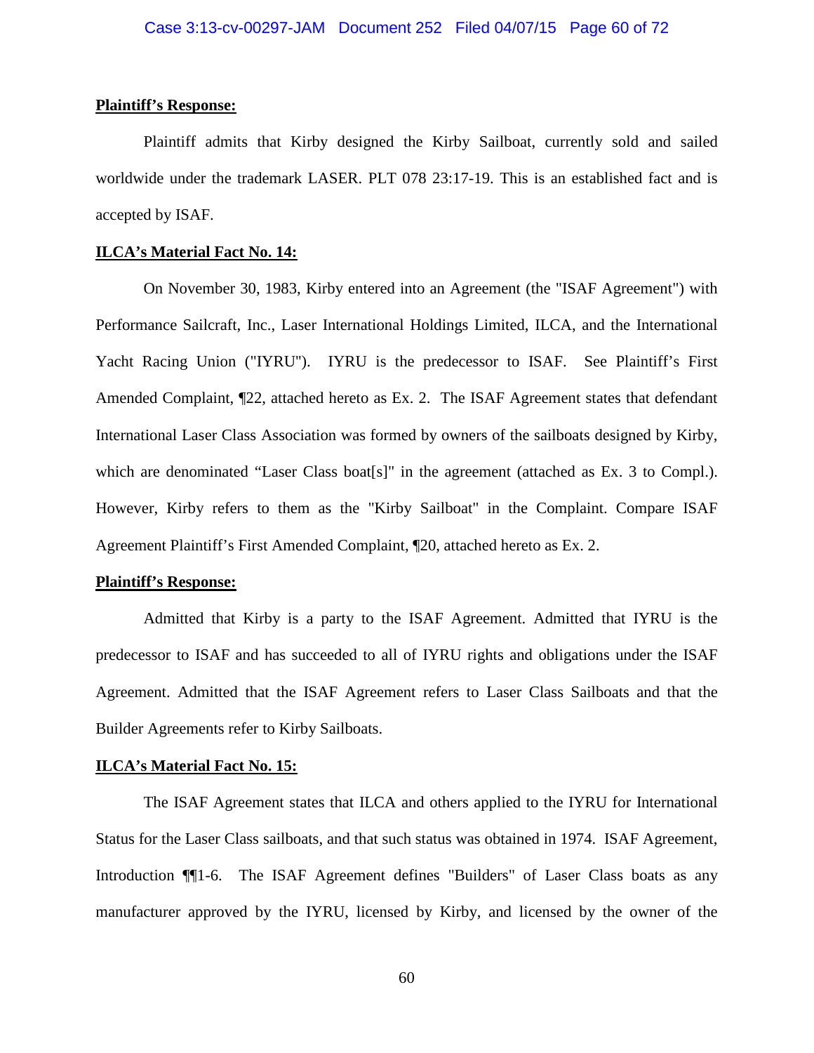**Plaintiff's Response:**

Plaintiff admits that Kirby designed the Kirby Sailboat, currently sold and sailed worldwide under the trademark LASER. PLT 078 23:17-19. This is an established fact and is accepted by ISAF.

**ILCA's Material Fact No. 14:**

On November 30, 1983, Kirby entered into an Agreement (the "ISAF Agreement") with Performance Sailcraft, Inc., Laser International Holdings Limited, ILCA, and the International Yacht Racing Union ("IYRU"). IYRU is the predecessor to ISAF. See Plaintiff's First Amended Complaint, ¶22, attached hereto as Ex. 2. The ISAF Agreement states that defendant International Laser Class Association was formed by owners of the sailboats designed by Kirby, which are denominated "Laser Class boat[s]" in the agreement (attached as Ex. 3 to Compl.). However, Kirby refers to them as the "Kirby Sailboat" in the Complaint. Compare ISAF Agreement Plaintiff's First Amended Complaint, ¶20, attached hereto as Ex. 2.

**Plaintiff's Response:**

Admitted that Kirby is a party to the ISAF Agreement. Admitted that IYRU is the predecessor to ISAF and has succeeded to all of IYRU rights and obligations under the ISAF Agreement. Admitted that the ISAF Agreement refers to Laser Class Sailboats and that the Builder Agreements refer to Kirby Sailboats.

**ILCA's Material Fact No. 15:**

The ISAF Agreement states that ILCA and others applied to the IYRU for International Status for the Laser Class sailboats, and that such status was obtained in 1974. ISAF Agreement, Introduction ¶¶1-6. The ISAF Agreement defines "Builders" of Laser Class boats as any manufacturer approved by the IYRU, licensed by Kirby, and licensed by the owner of the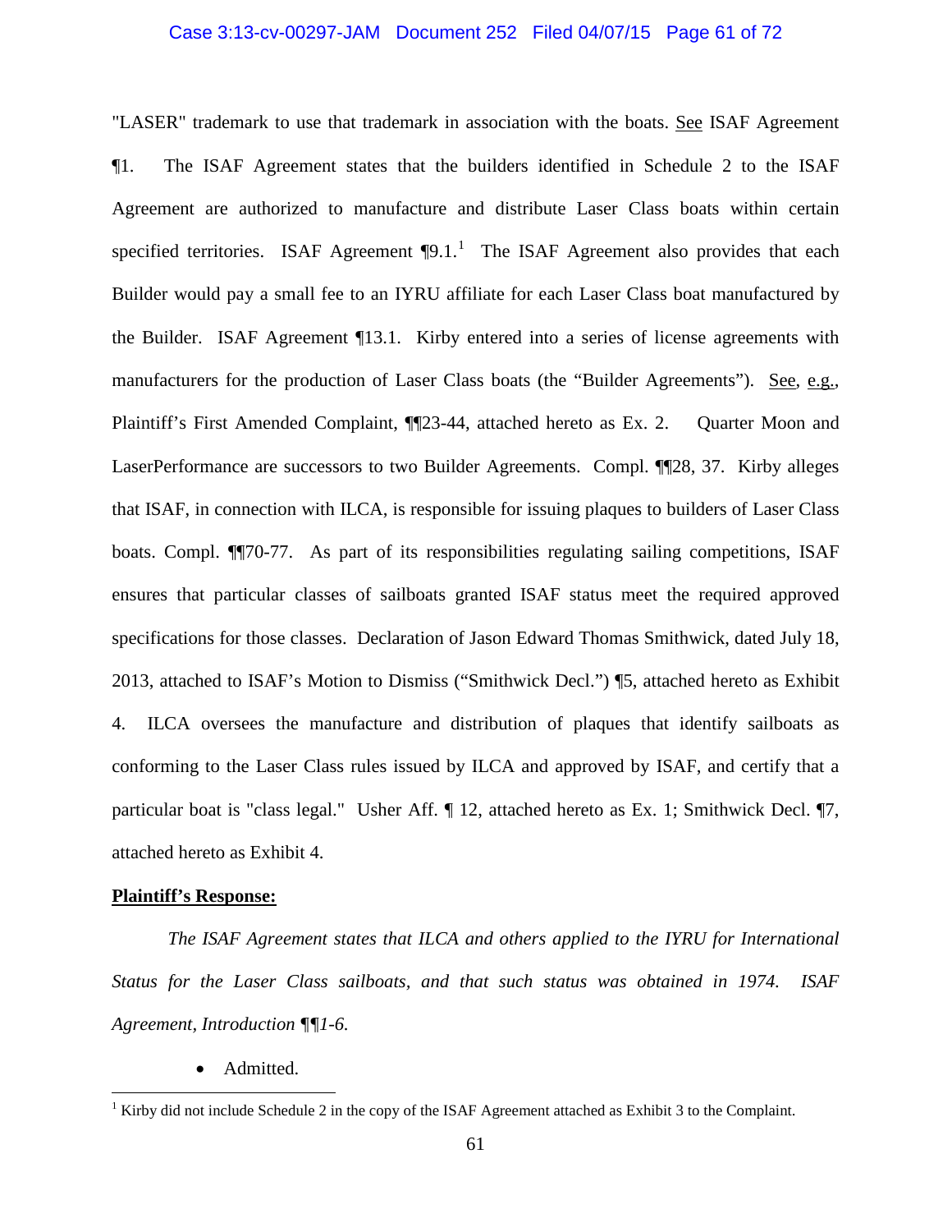"LASER" trademark to use that trademark in association with the boats. See ISAF Agreement ¶1. The ISAF Agreement states that the builders identified in Schedule 2 to the ISAF Agreement are authorized to manufacture and distribute Laser Class boats within certain specified territories. ISAF Agreement ¶9.1.[1] The ISAF Agreement also provides that each Builder would pay a small fee to an IYRU affiliate for each Laser Class boat manufactured by the Builder. ISAF Agreement ¶13.1. Kirby entered into a series of license agreements with manufacturers for the production of Laser Class boats (the "Builder Agreements"). See, e.g., Plaintiff's First Amended Complaint, ¶¶23-44, attached hereto as Ex. 2. Quarter Moon and LaserPerformance are successors to two Builder Agreements. Compl. ¶¶28, 37. Kirby alleges that ISAF, in connection with ILCA, is responsible for issuing plaques to builders of Laser Class boats. Compl. ¶¶70-77. As part of its responsibilities regulating sailing competitions, ISAF ensures that particular classes of sailboats granted ISAF status meet the required approved specifications for those classes. Declaration of Jason Edward Thomas Smithwick, dated July 18, 2013, attached to ISAF's Motion to Dismiss ("Smithwick Decl.") ¶5, attached hereto as Exhibit 4. ILCA oversees the manufacture and distribution of plaques that identify sailboats as conforming to the Laser Class rules issued by ILCA and approved by ISAF, and certify that a particular boat is "class legal." Usher Aff. ¶ 12, attached hereto as Ex. 1; Smithwick Decl. ¶7, attached hereto as Exhibit 4.

**Plaintiff's Response:**

*The ISAF Agreement states that ILCA and others applied to the IYRU for International Status for the Laser Class sailboats, and that such status was obtained in 1974. ISAF Agreement, Introduction ¶¶1-6.*

- Admitted.

[1] Kirby did not include Schedule 2 in the copy of the ISAF Agreement attached as Exhibit 3 to the Complaint.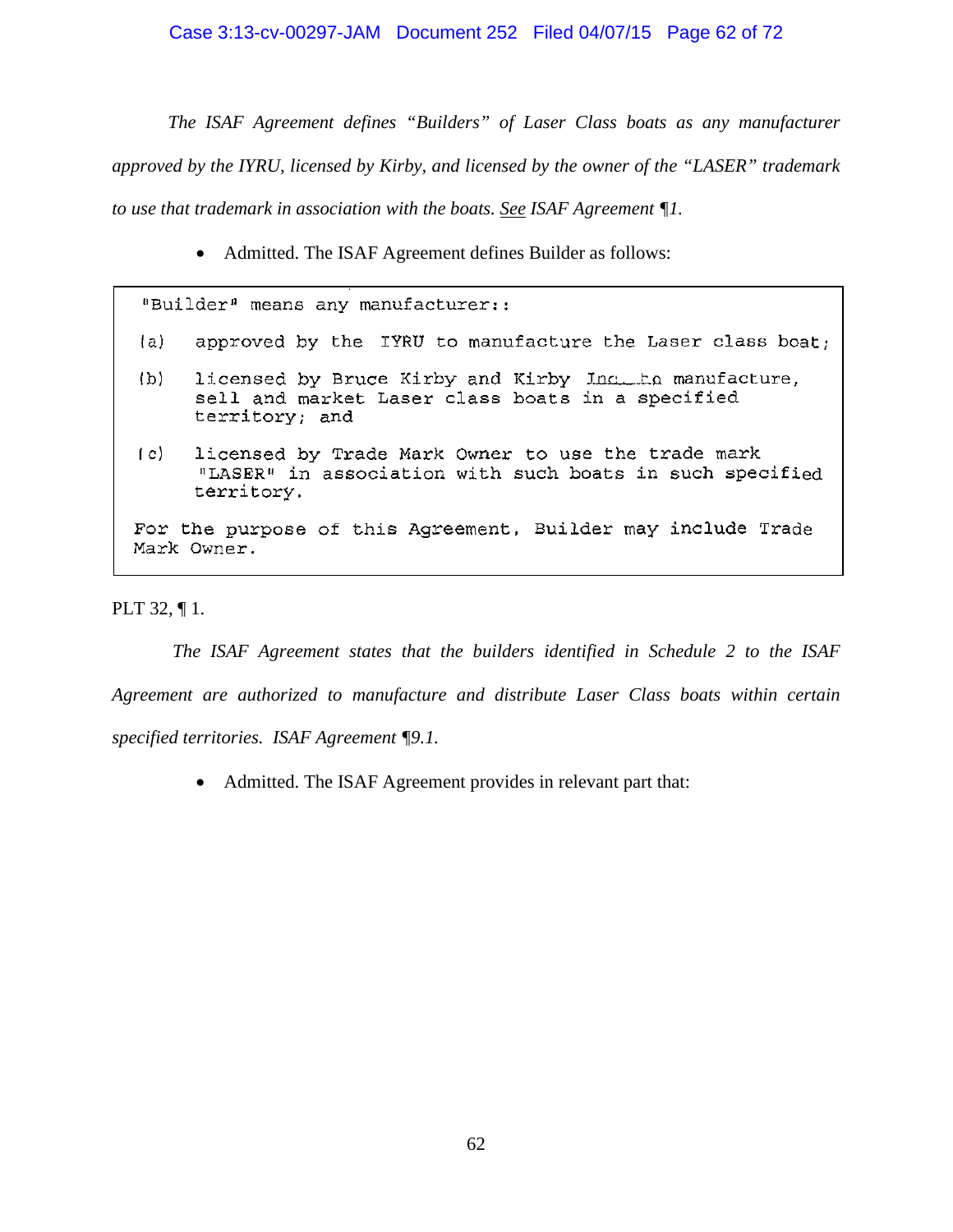*The ISAF Agreement defines "Builders" of Laser Class boats as any manufacturer approved by the IYRU, licensed by Kirby, and licensed by the owner of the "LASER" trademark to use that trademark in association with the boats. See ISAF Agreement ¶1.*

- Admitted. The ISAF Agreement defines Builder as follows:

> "Builder" means any manufacturer::
>
> (a) approved by the IYRU to manufacture the Laser class boat;
>
> (b) licensed by Bruce Kirby and Kirby Inc. to manufacture, sell and market Laser class boats in a specified territory; and
>
> (c) licensed by Trade Mark Owner to use the trade mark "LASER" in association with such boats in such specified territory.
>
> For the purpose of this Agreement, Builder may include Trade Mark Owner.

PLT 32, ¶ 1.

*The ISAF Agreement states that the builders identified in Schedule 2 to the ISAF Agreement are authorized to manufacture and distribute Laser Class boats within certain specified territories. ISAF Agreement ¶9.1.*

- Admitted. The ISAF Agreement provides in relevant part that: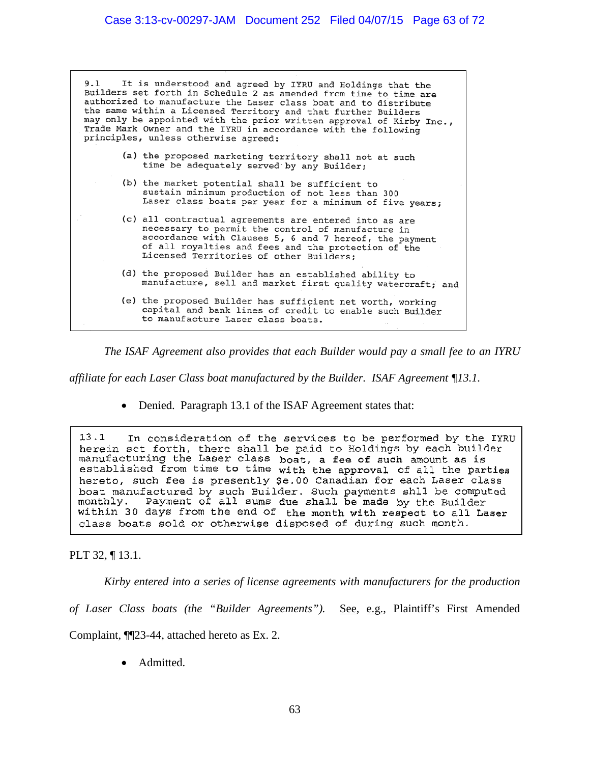> 9.1 It is understood and agreed by IYRU and Holdings that the Builders set forth in Schedule 2 as amended from time to time are authorized to manufacture the Laser class boat and to distribute the same within a Licensed Territory and that further Builders may only be appointed with the prior written approval of Kirby Inc., Trade Mark Owner and the IYRU in accordance with the following principles, unless otherwise agreed:
>
> (a) the proposed marketing territory shall not at such time be adequately served by any Builder;
>
> (b) the market potential shall be sufficient to sustain minimum production of not less than 300 Laser class boats per year for a minimum of five years;
>
> (c) all contractual agreements are entered into as are necessary to permit the control of manufacture in accordance with Clauses 5, 6 and 7 hereof, the payment of all royalties and fees and the protection of the Licensed Territories of other Builders;
>
> (d) the proposed Builder has an established ability to manufacture, sell and market first quality watercraft; and
>
> (e) the proposed Builder has sufficient net worth, working capital and bank lines of credit to enable such Builder to manufacture Laser class boats.

*The ISAF Agreement also provides that each Builder would pay a small fee to an IYRU affiliate for each Laser Class boat manufactured by the Builder. ISAF Agreement ¶13.1.*

- Denied. Paragraph 13.1 of the ISAF Agreement states that:

> 13.1 In consideration of the services to be performed by the IYRU herein set forth, there shall be paid to Holdings by each builder manufacturing the Laser class boat, a fee of such amount as is established from time to time with the approval of all the parties hereto, such fee is presently $e.00 Canadian for each Laser class boat manufactured by such Builder. Such payments shll be computed monthly. Payment of all sums due shall be made by the Builder within 30 days from the end of the month with respect to all Laser class boats sold or otherwise disposed of during such month.

PLT 32, ¶ 13.1.

*Kirby entered into a series of license agreements with manufacturers for the production of Laser Class boats (the "Builder Agreements").* See, e.g., Plaintiff's First Amended Complaint, ¶¶23-44, attached hereto as Ex. 2.

- Admitted.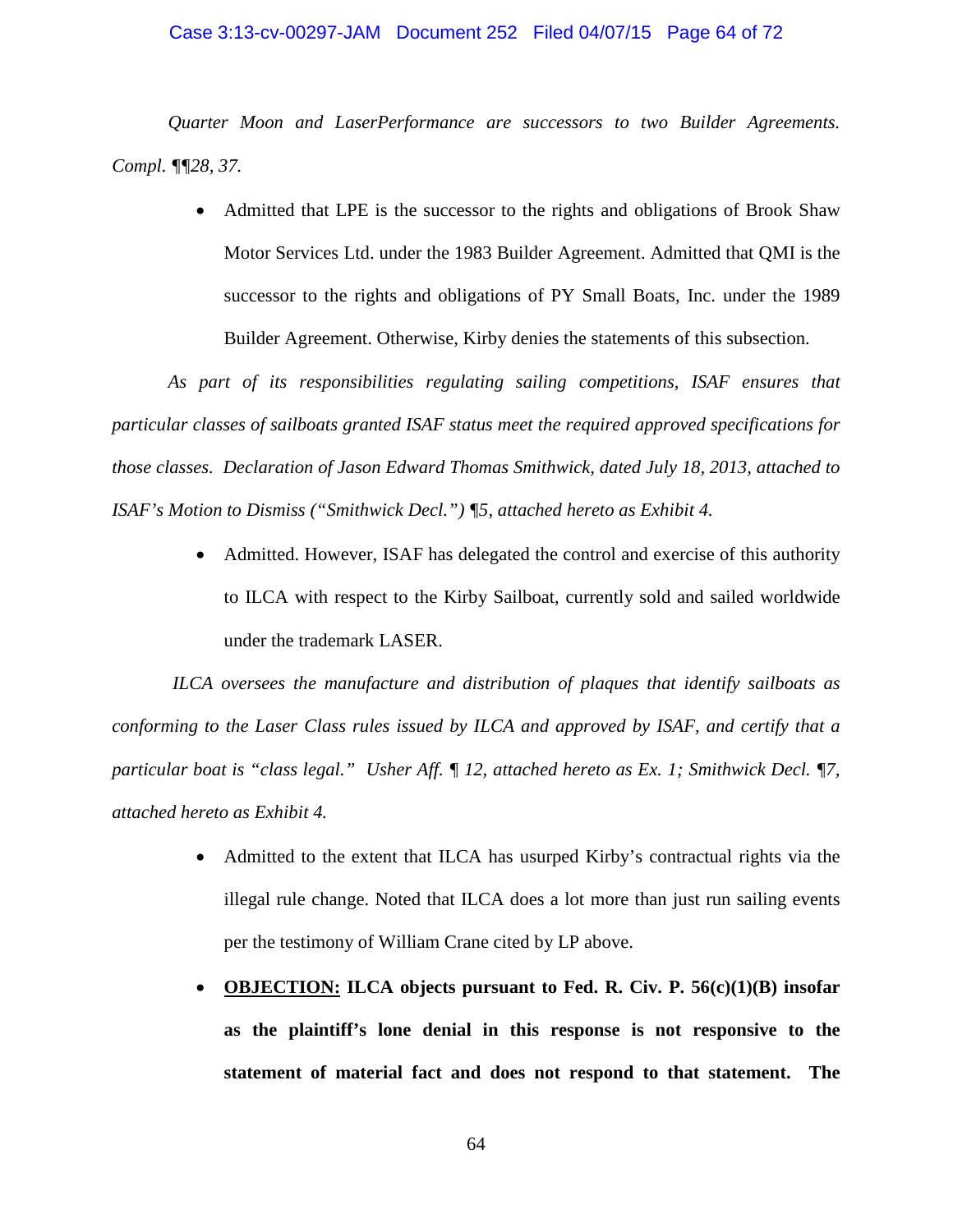*Quarter Moon and LaserPerformance are successors to two Builder Agreements. Compl. ¶¶28, 37.*

- Admitted that LPE is the successor to the rights and obligations of Brook Shaw Motor Services Ltd. under the 1983 Builder Agreement. Admitted that QMI is the successor to the rights and obligations of PY Small Boats, Inc. under the 1989 Builder Agreement. Otherwise, Kirby denies the statements of this subsection.

*As part of its responsibilities regulating sailing competitions, ISAF ensures that particular classes of sailboats granted ISAF status meet the required approved specifications for those classes. Declaration of Jason Edward Thomas Smithwick, dated July 18, 2013, attached to ISAF's Motion to Dismiss ("Smithwick Decl.") ¶5, attached hereto as Exhibit 4.*

- Admitted. However, ISAF has delegated the control and exercise of this authority to ILCA with respect to the Kirby Sailboat, currently sold and sailed worldwide under the trademark LASER.

*ILCA oversees the manufacture and distribution of plaques that identify sailboats as conforming to the Laser Class rules issued by ILCA and approved by ISAF, and certify that a particular boat is "class legal." Usher Aff. ¶ 12, attached hereto as Ex. 1; Smithwick Decl. ¶7, attached hereto as Exhibit 4.*

- Admitted to the extent that ILCA has usurped Kirby's contractual rights via the illegal rule change. Noted that ILCA does a lot more than just run sailing events per the testimony of William Crane cited by LP above.
- **<u>OBJECTION:</u> ILCA objects pursuant to Fed. R. Civ. P. 56(c)(1)(B) insofar as the plaintiff's lone denial in this response is not responsive to the statement of material fact and does not respond to that statement. The**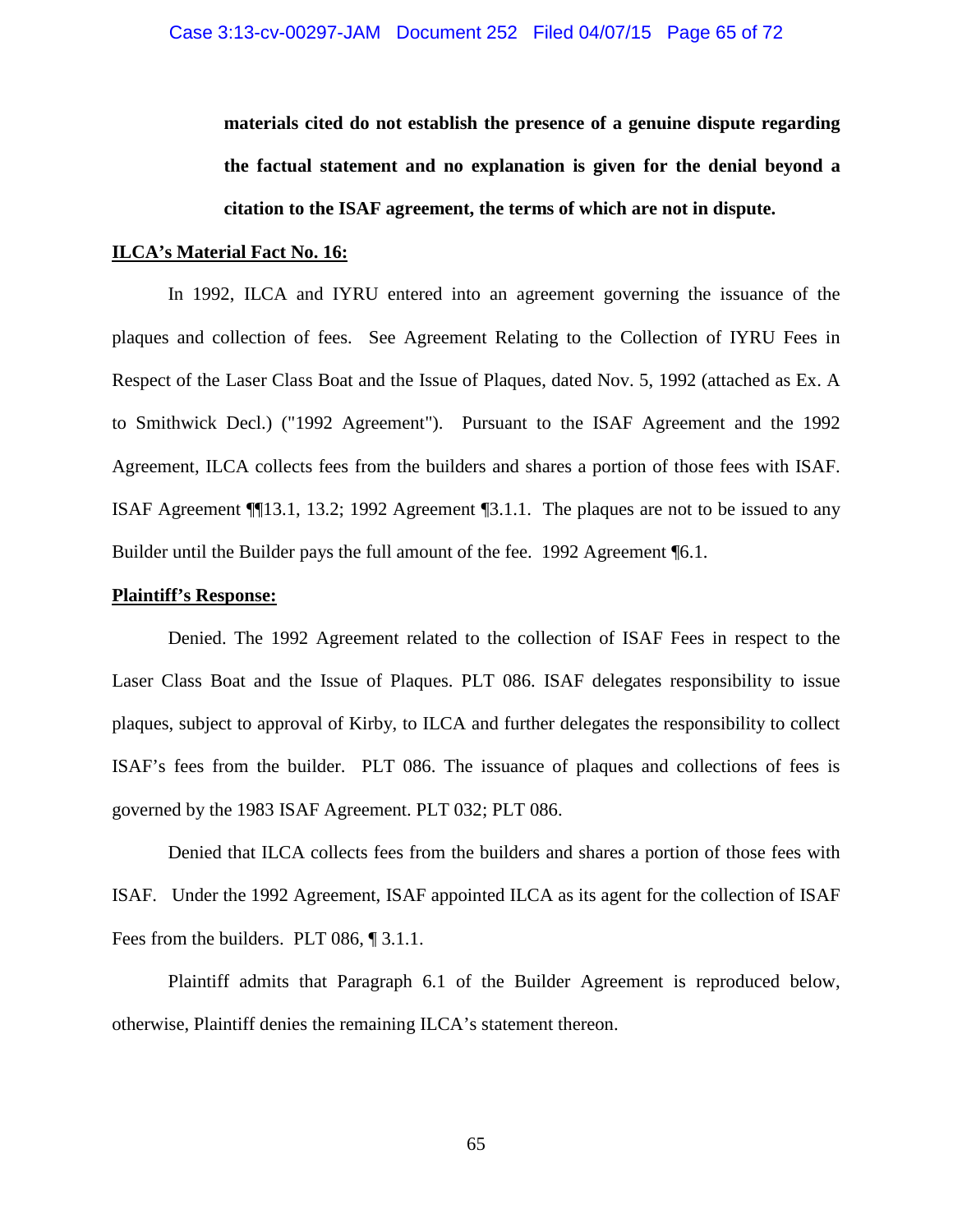**materials cited do not establish the presence of a genuine dispute regarding the factual statement and no explanation is given for the denial beyond a citation to the ISAF agreement, the terms of which are not in dispute.**

**<u>ILCA's Material Fact No. 16:</u>**

In 1992, ILCA and IYRU entered into an agreement governing the issuance of the plaques and collection of fees. See Agreement Relating to the Collection of IYRU Fees in Respect of the Laser Class Boat and the Issue of Plaques, dated Nov. 5, 1992 (attached as Ex. A to Smithwick Decl.) ("1992 Agreement"). Pursuant to the ISAF Agreement and the 1992 Agreement, ILCA collects fees from the builders and shares a portion of those fees with ISAF. ISAF Agreement ¶¶13.1, 13.2; 1992 Agreement ¶3.1.1. The plaques are not to be issued to any Builder until the Builder pays the full amount of the fee. 1992 Agreement ¶6.1.

**<u>Plaintiff's Response:</u>**

Denied. The 1992 Agreement related to the collection of ISAF Fees in respect to the Laser Class Boat and the Issue of Plaques. PLT 086. ISAF delegates responsibility to issue plaques, subject to approval of Kirby, to ILCA and further delegates the responsibility to collect ISAF's fees from the builder. PLT 086. The issuance of plaques and collections of fees is governed by the 1983 ISAF Agreement. PLT 032; PLT 086.

Denied that ILCA collects fees from the builders and shares a portion of those fees with ISAF. Under the 1992 Agreement, ISAF appointed ILCA as its agent for the collection of ISAF Fees from the builders. PLT 086, ¶ 3.1.1.

Plaintiff admits that Paragraph 6.1 of the Builder Agreement is reproduced below, otherwise, Plaintiff denies the remaining ILCA's statement thereon.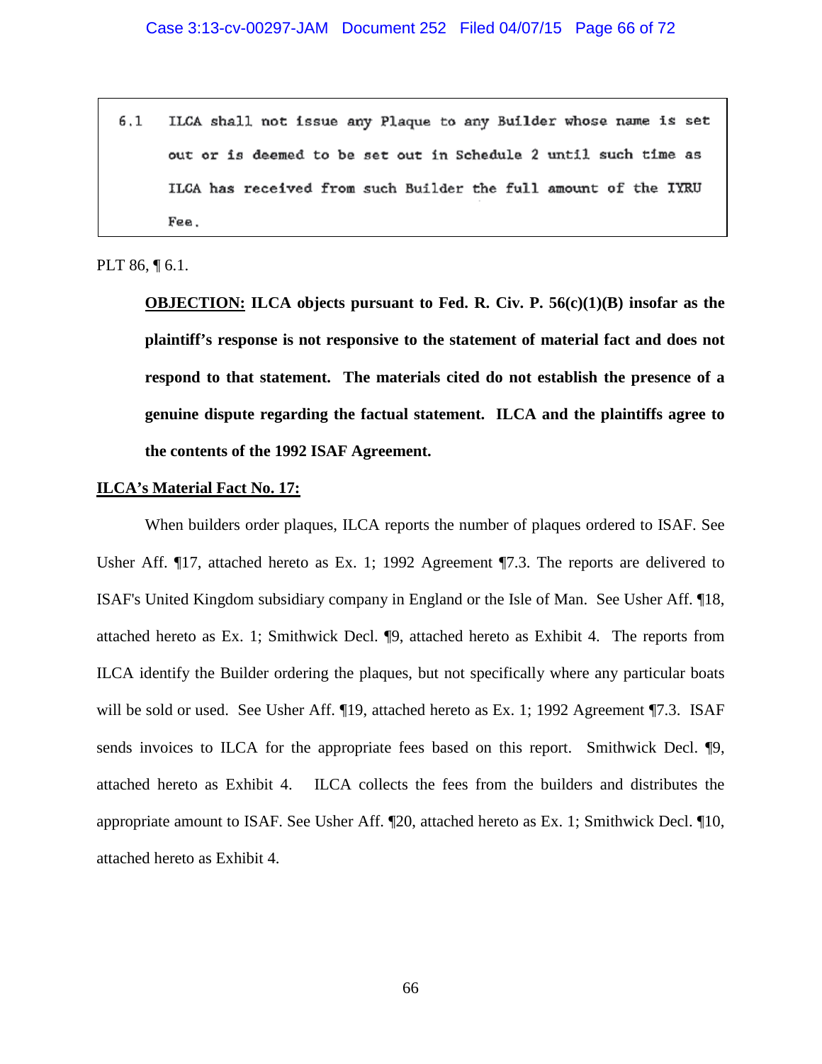> 6.1 ILCA shall not issue any Plaque to any Builder whose name is set out or is deemed to be set out in Schedule 2 until such time as ILCA has received from such Builder the full amount of the IYRU Fee.

PLT 86, ¶ 6.1.

> **<u>OBJECTION:</u> ILCA objects pursuant to Fed. R. Civ. P. 56(c)(1)(B) insofar as the plaintiff's response is not responsive to the statement of material fact and does not respond to that statement. The materials cited do not establish the presence of a genuine dispute regarding the factual statement. ILCA and the plaintiffs agree to the contents of the 1992 ISAF Agreement.**

**<u>ILCA's Material Fact No. 17:</u>**

When builders order plaques, ILCA reports the number of plaques ordered to ISAF. See Usher Aff. ¶17, attached hereto as Ex. 1; 1992 Agreement ¶7.3. The reports are delivered to ISAF's United Kingdom subsidiary company in England or the Isle of Man. See Usher Aff. ¶18, attached hereto as Ex. 1; Smithwick Decl. ¶9, attached hereto as Exhibit 4. The reports from ILCA identify the Builder ordering the plaques, but not specifically where any particular boats will be sold or used. See Usher Aff. ¶19, attached hereto as Ex. 1; 1992 Agreement ¶7.3. ISAF sends invoices to ILCA for the appropriate fees based on this report. Smithwick Decl. ¶9, attached hereto as Exhibit 4. ILCA collects the fees from the builders and distributes the appropriate amount to ISAF. See Usher Aff. ¶20, attached hereto as Ex. 1; Smithwick Decl. ¶10, attached hereto as Exhibit 4.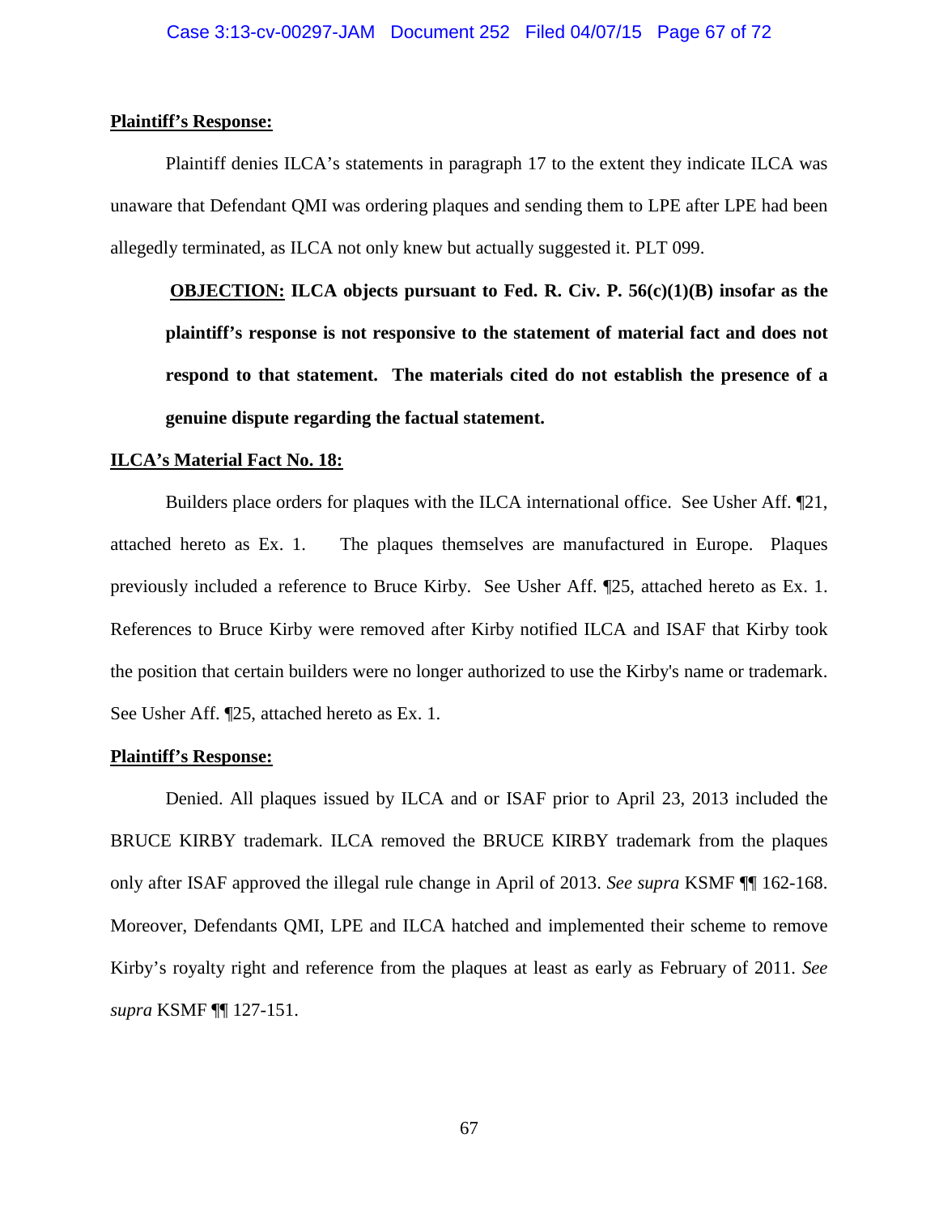**Plaintiff's Response:**

Plaintiff denies ILCA's statements in paragraph 17 to the extent they indicate ILCA was unaware that Defendant QMI was ordering plaques and sending them to LPE after LPE had been allegedly terminated, as ILCA not only knew but actually suggested it. PLT 099.

> **<u>OBJECTION:</u> ILCA objects pursuant to Fed. R. Civ. P. 56(c)(1)(B) insofar as the plaintiff's response is not responsive to the statement of material fact and does not respond to that statement. The materials cited do not establish the presence of a genuine dispute regarding the factual statement.**

**<u>ILCA's Material Fact No. 18:</u>**

Builders place orders for plaques with the ILCA international office. See Usher Aff. ¶21, attached hereto as Ex. 1. The plaques themselves are manufactured in Europe. Plaques previously included a reference to Bruce Kirby. See Usher Aff. ¶25, attached hereto as Ex. 1. References to Bruce Kirby were removed after Kirby notified ILCA and ISAF that Kirby took the position that certain builders were no longer authorized to use the Kirby's name or trademark. See Usher Aff. ¶25, attached hereto as Ex. 1.

**<u>Plaintiff's Response:</u>**

Denied. All plaques issued by ILCA and or ISAF prior to April 23, 2013 included the BRUCE KIRBY trademark. ILCA removed the BRUCE KIRBY trademark from the plaques only after ISAF approved the illegal rule change in April of 2013. *See supra* KSMF ¶¶ 162-168. Moreover, Defendants QMI, LPE and ILCA hatched and implemented their scheme to remove Kirby's royalty right and reference from the plaques at least as early as February of 2011. *See supra* KSMF ¶¶ 127-151.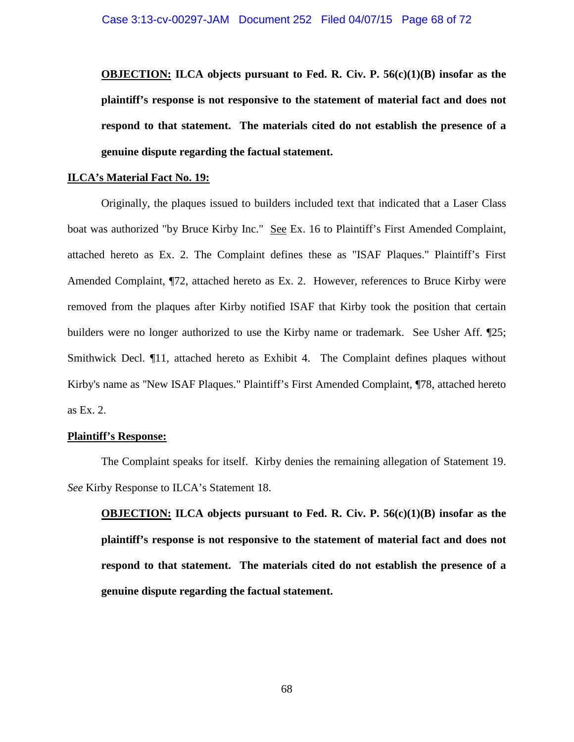**<u>OBJECTION:</u> ILCA objects pursuant to Fed. R. Civ. P. 56(c)(1)(B) insofar as the plaintiff's response is not responsive to the statement of material fact and does not respond to that statement. The materials cited do not establish the presence of a genuine dispute regarding the factual statement.**

**<u>ILCA's Material Fact No. 19:</u>**

Originally, the plaques issued to builders included text that indicated that a Laser Class boat was authorized "by Bruce Kirby Inc." <u>See</u> Ex. 16 to Plaintiff's First Amended Complaint, attached hereto as Ex. 2. The Complaint defines these as "ISAF Plaques." Plaintiff's First Amended Complaint, ¶72, attached hereto as Ex. 2. However, references to Bruce Kirby were removed from the plaques after Kirby notified ISAF that Kirby took the position that certain builders were no longer authorized to use the Kirby name or trademark. See Usher Aff. ¶25; Smithwick Decl. ¶11, attached hereto as Exhibit 4. The Complaint defines plaques without Kirby's name as "New ISAF Plaques." Plaintiff's First Amended Complaint, ¶78, attached hereto as Ex. 2.

**<u>Plaintiff's Response:</u>**

The Complaint speaks for itself. Kirby denies the remaining allegation of Statement 19. *See* Kirby Response to ILCA's Statement 18.

**<u>OBJECTION:</u> ILCA objects pursuant to Fed. R. Civ. P. 56(c)(1)(B) insofar as the plaintiff's response is not responsive to the statement of material fact and does not respond to that statement. The materials cited do not establish the presence of a genuine dispute regarding the factual statement.**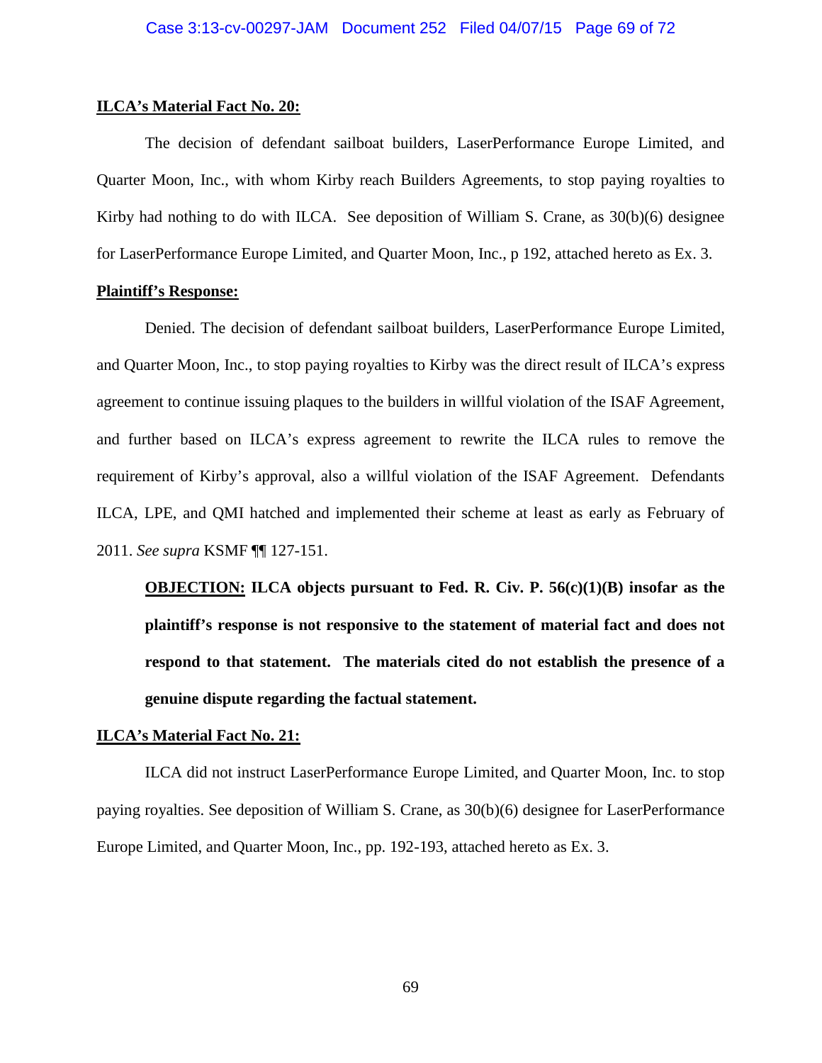**ILCA's Material Fact No. 20:**

The decision of defendant sailboat builders, LaserPerformance Europe Limited, and Quarter Moon, Inc., with whom Kirby reach Builders Agreements, to stop paying royalties to Kirby had nothing to do with ILCA. See deposition of William S. Crane, as 30(b)(6) designee for LaserPerformance Europe Limited, and Quarter Moon, Inc., p 192, attached hereto as Ex. 3.

**Plaintiff's Response:**

Denied. The decision of defendant sailboat builders, LaserPerformance Europe Limited, and Quarter Moon, Inc., to stop paying royalties to Kirby was the direct result of ILCA's express agreement to continue issuing plaques to the builders in willful violation of the ISAF Agreement, and further based on ILCA's express agreement to rewrite the ILCA rules to remove the requirement of Kirby's approval, also a willful violation of the ISAF Agreement. Defendants ILCA, LPE, and QMI hatched and implemented their scheme at least as early as February of 2011. *See supra* KSMF ¶¶ 127-151.

> **<u>OBJECTION:</u> ILCA objects pursuant to Fed. R. Civ. P. 56(c)(1)(B) insofar as the plaintiff's response is not responsive to the statement of material fact and does not respond to that statement. The materials cited do not establish the presence of a genuine dispute regarding the factual statement.**

**ILCA's Material Fact No. 21:**

ILCA did not instruct LaserPerformance Europe Limited, and Quarter Moon, Inc. to stop paying royalties. See deposition of William S. Crane, as 30(b)(6) designee for LaserPerformance Europe Limited, and Quarter Moon, Inc., pp. 192-193, attached hereto as Ex. 3.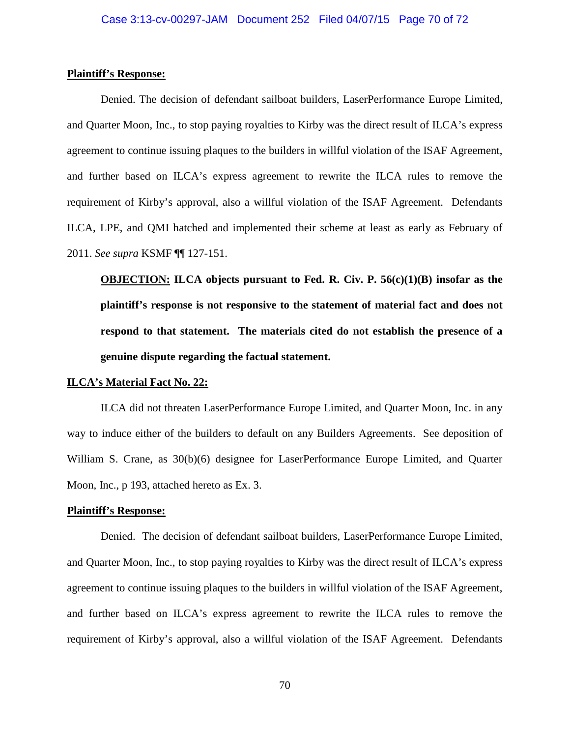**Plaintiff's Response:**

Denied. The decision of defendant sailboat builders, LaserPerformance Europe Limited, and Quarter Moon, Inc., to stop paying royalties to Kirby was the direct result of ILCA's express agreement to continue issuing plaques to the builders in willful violation of the ISAF Agreement, and further based on ILCA's express agreement to rewrite the ILCA rules to remove the requirement of Kirby's approval, also a willful violation of the ISAF Agreement. Defendants ILCA, LPE, and QMI hatched and implemented their scheme at least as early as February of 2011. *See supra* KSMF ¶¶ 127-151.

**OBJECTION: ILCA objects pursuant to Fed. R. Civ. P. 56(c)(1)(B) insofar as the plaintiff's response is not responsive to the statement of material fact and does not respond to that statement. The materials cited do not establish the presence of a genuine dispute regarding the factual statement.**

**ILCA's Material Fact No. 22:**

ILCA did not threaten LaserPerformance Europe Limited, and Quarter Moon, Inc. in any way to induce either of the builders to default on any Builders Agreements. See deposition of William S. Crane, as 30(b)(6) designee for LaserPerformance Europe Limited, and Quarter Moon, Inc., p 193, attached hereto as Ex. 3.

**Plaintiff's Response:**

Denied. The decision of defendant sailboat builders, LaserPerformance Europe Limited, and Quarter Moon, Inc., to stop paying royalties to Kirby was the direct result of ILCA's express agreement to continue issuing plaques to the builders in willful violation of the ISAF Agreement, and further based on ILCA's express agreement to rewrite the ILCA rules to remove the requirement of Kirby's approval, also a willful violation of the ISAF Agreement. Defendants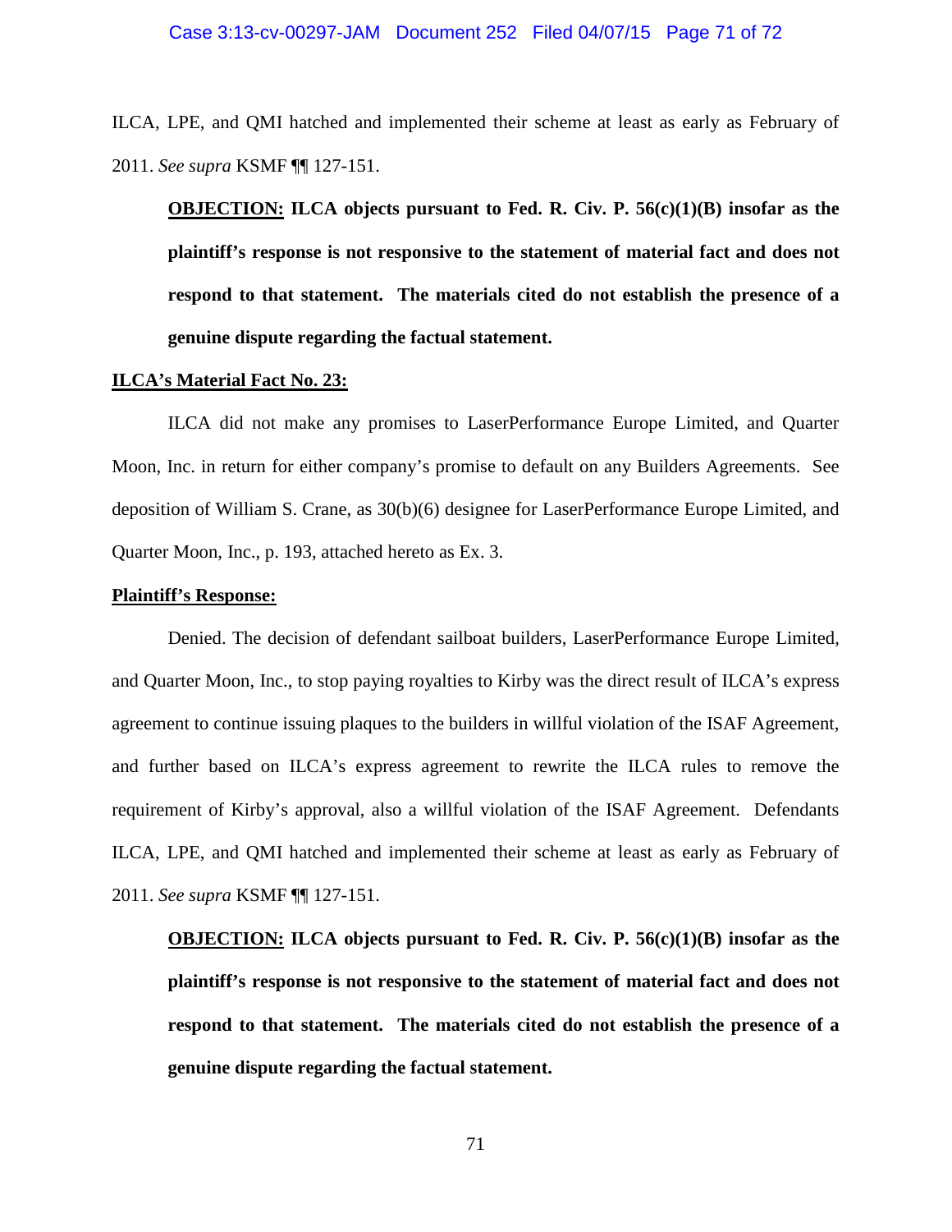ILCA, LPE, and QMI hatched and implemented their scheme at least as early as February of 2011. *See supra* KSMF ¶¶ 127-151.

> **<u>OBJECTION:</u> ILCA objects pursuant to Fed. R. Civ. P. 56(c)(1)(B) insofar as the plaintiff's response is not responsive to the statement of material fact and does not respond to that statement. The materials cited do not establish the presence of a genuine dispute regarding the factual statement.**

**<u>ILCA's Material Fact No. 23:</u>**

ILCA did not make any promises to LaserPerformance Europe Limited, and Quarter Moon, Inc. in return for either company's promise to default on any Builders Agreements. See deposition of William S. Crane, as 30(b)(6) designee for LaserPerformance Europe Limited, and Quarter Moon, Inc., p. 193, attached hereto as Ex. 3.

**<u>Plaintiff's Response:</u>**

Denied. The decision of defendant sailboat builders, LaserPerformance Europe Limited, and Quarter Moon, Inc., to stop paying royalties to Kirby was the direct result of ILCA's express agreement to continue issuing plaques to the builders in willful violation of the ISAF Agreement, and further based on ILCA's express agreement to rewrite the ILCA rules to remove the requirement of Kirby's approval, also a willful violation of the ISAF Agreement. Defendants ILCA, LPE, and QMI hatched and implemented their scheme at least as early as February of 2011. *See supra* KSMF ¶¶ 127-151.

> **<u>OBJECTION:</u> ILCA objects pursuant to Fed. R. Civ. P. 56(c)(1)(B) insofar as the plaintiff's response is not responsive to the statement of material fact and does not respond to that statement. The materials cited do not establish the presence of a genuine dispute regarding the factual statement.**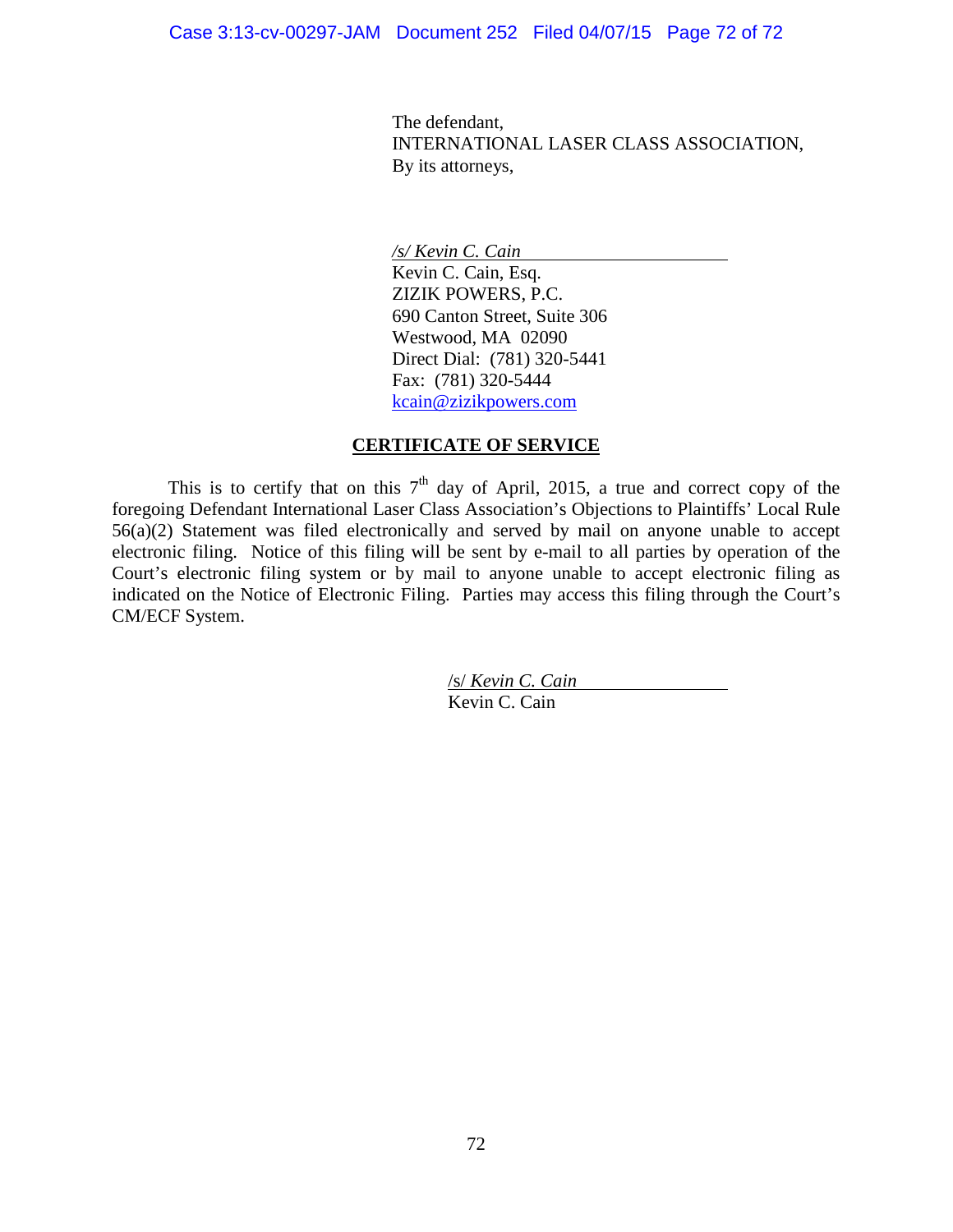The defendant,
INTERNATIONAL LASER CLASS ASSOCIATION,
By its attorneys,

*/s/ Kevin C. Cain*
Kevin C. Cain, Esq.
ZIZIK POWERS, P.C.
690 Canton Street, Suite 306
Westwood, MA 02090
Direct Dial: (781) 320-5441
Fax: (781) 320-5444
kcain@zizikpowers.com

## CERTIFICATE OF SERVICE

This is to certify that on this 7th day of April, 2015, a true and correct copy of the foregoing Defendant International Laser Class Association's Objections to Plaintiffs' Local Rule 56(a)(2) Statement was filed electronically and served by mail on anyone unable to accept electronic filing. Notice of this filing will be sent by e-mail to all parties by operation of the Court's electronic filing system or by mail to anyone unable to accept electronic filing as indicated on the Notice of Electronic Filing. Parties may access this filing through the Court's CM/ECF System.

/s/ *Kevin C. Cain*
Kevin C. Cain